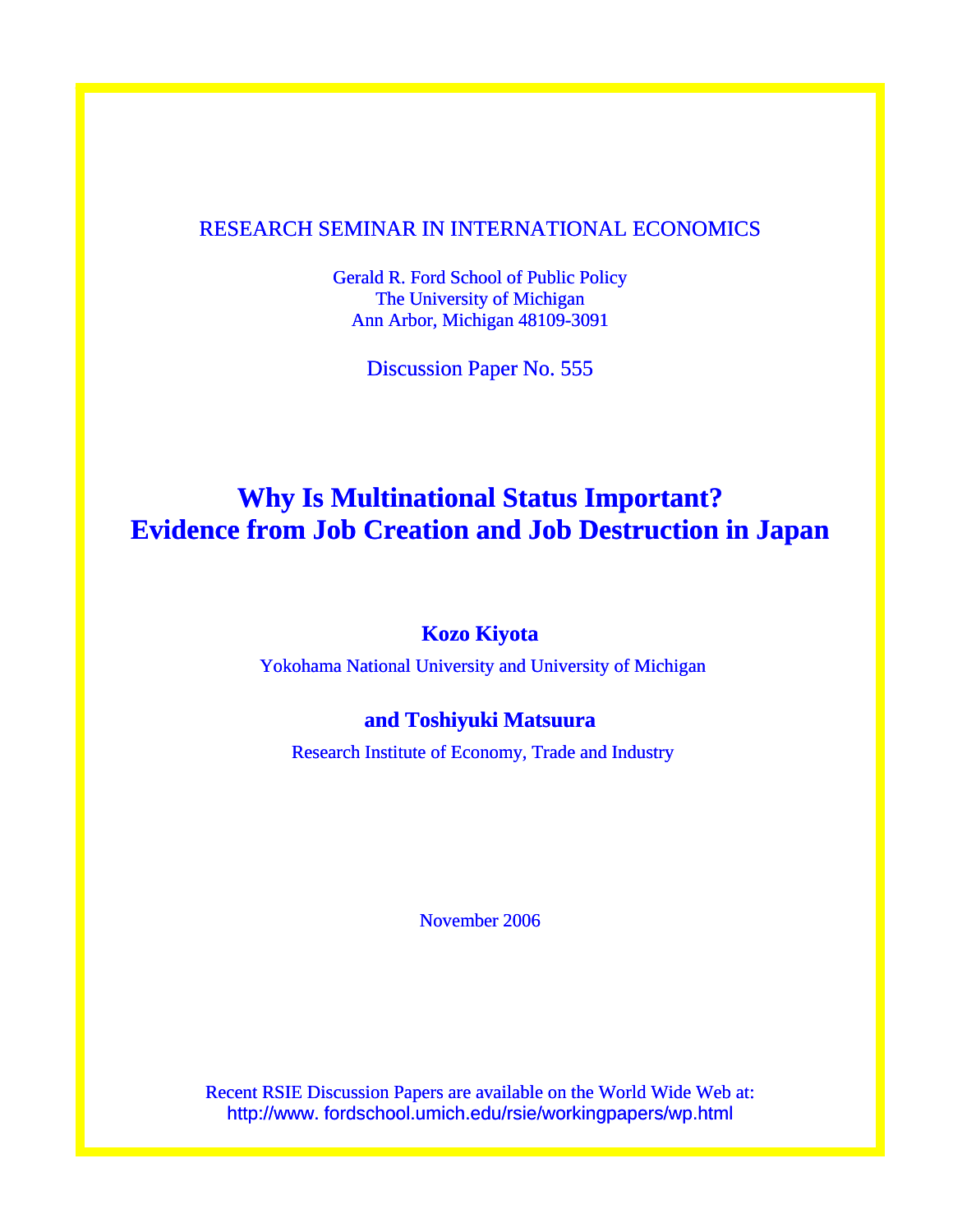RESEARCH SEMINAR IN INTERNATIONAL ECONOMICS

Gerald R. Ford School of Public Policy
The University of Michigan
Ann Arbor, Michigan 48109-3091

Discussion Paper No. 555

# Why Is Multinational Status Important? Evidence from Job Creation and Job Destruction in Japan

**Kozo Kiyota**

Yokohama National University and University of Michigan

**and Toshiyuki Matsuura**

Research Institute of Economy, Trade and Industry

November 2006

Recent RSIE Discussion Papers are available on the World Wide Web at:
http://www. fordschool.umich.edu/rsie/workingpapers/wp.html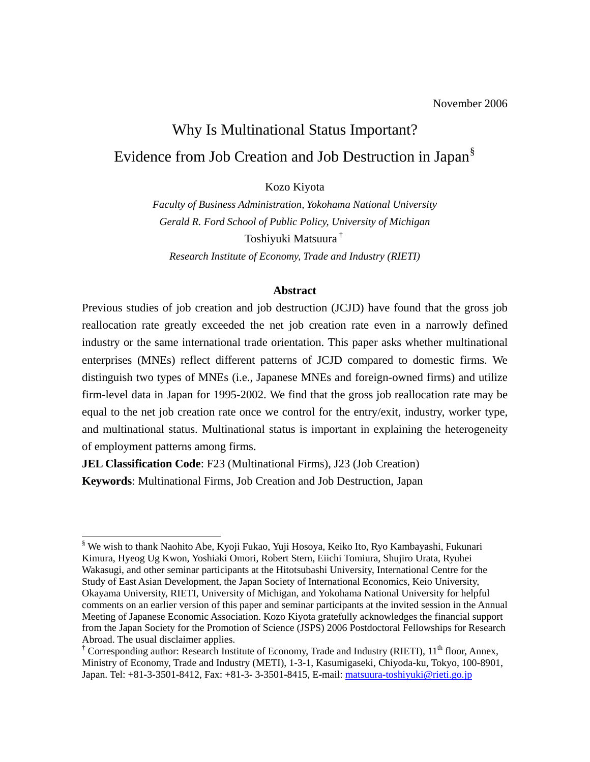November 2006

# Why Is Multinational Status Important? Evidence from Job Creation and Job Destruction in Japan[§]

Kozo Kiyota

*Faculty of Business Administration, Yokohama National University*

*Gerald R. Ford School of Public Policy, University of Michigan*

Toshiyuki Matsuura[†]

*Research Institute of Economy, Trade and Industry (RIETI)*

**Abstract**

Previous studies of job creation and job destruction (JCJD) have found that the gross job reallocation rate greatly exceeded the net job creation rate even in a narrowly defined industry or the same international trade orientation. This paper asks whether multinational enterprises (MNEs) reflect different patterns of JCJD compared to domestic firms. We distinguish two types of MNEs (i.e., Japanese MNEs and foreign-owned firms) and utilize firm-level data in Japan for 1995-2002. We find that the gross job reallocation rate may be equal to the net job creation rate once we control for the entry/exit, industry, worker type, and multinational status. Multinational status is important in explaining the heterogeneity of employment patterns among firms.

**JEL Classification Code**: F23 (Multinational Firms), J23 (Job Creation)

**Keywords**: Multinational Firms, Job Creation and Job Destruction, Japan

---

[§] We wish to thank Naohito Abe, Kyoji Fukao, Yuji Hosoya, Keiko Ito, Ryo Kambayashi, Fukunari Kimura, Hyeog Ug Kwon, Yoshiaki Omori, Robert Stern, Eiichi Tomiura, Shujiro Urata, Ryuhei Wakasugi, and other seminar participants at the Hitotsubashi University, International Centre for the Study of East Asian Development, the Japan Society of International Economics, Keio University, Okayama University, RIETI, University of Michigan, and Yokohama National University for helpful comments on an earlier version of this paper and seminar participants at the invited session in the Annual Meeting of Japanese Economic Association. Kozo Kiyota gratefully acknowledges the financial support from the Japan Society for the Promotion of Science (JSPS) 2006 Postdoctoral Fellowships for Research Abroad. The usual disclaimer applies.

[†] Corresponding author: Research Institute of Economy, Trade and Industry (RIETI), 11th floor, Annex, Ministry of Economy, Trade and Industry (METI), 1-3-1, Kasumigaseki, Chiyoda-ku, Tokyo, 100-8901, Japan. Tel: +81-3-3501-8412, Fax: +81-3- 3-3501-8415, E-mail: matsuura-toshiyuki@rieti.go.jp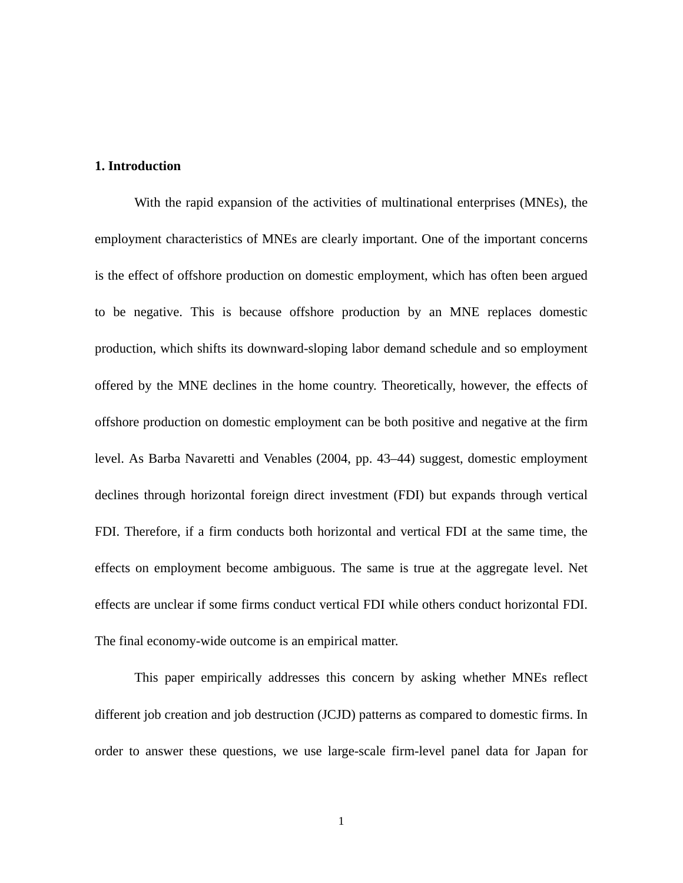## 1. Introduction

With the rapid expansion of the activities of multinational enterprises (MNEs), the employment characteristics of MNEs are clearly important. One of the important concerns is the effect of offshore production on domestic employment, which has often been argued to be negative. This is because offshore production by an MNE replaces domestic production, which shifts its downward-sloping labor demand schedule and so employment offered by the MNE declines in the home country. Theoretically, however, the effects of offshore production on domestic employment can be both positive and negative at the firm level. As Barba Navaretti and Venables (2004, pp. 43–44) suggest, domestic employment declines through horizontal foreign direct investment (FDI) but expands through vertical FDI. Therefore, if a firm conducts both horizontal and vertical FDI at the same time, the effects on employment become ambiguous. The same is true at the aggregate level. Net effects are unclear if some firms conduct vertical FDI while others conduct horizontal FDI. The final economy-wide outcome is an empirical matter.

This paper empirically addresses this concern by asking whether MNEs reflect different job creation and job destruction (JCJD) patterns as compared to domestic firms. In order to answer these questions, we use large-scale firm-level panel data for Japan for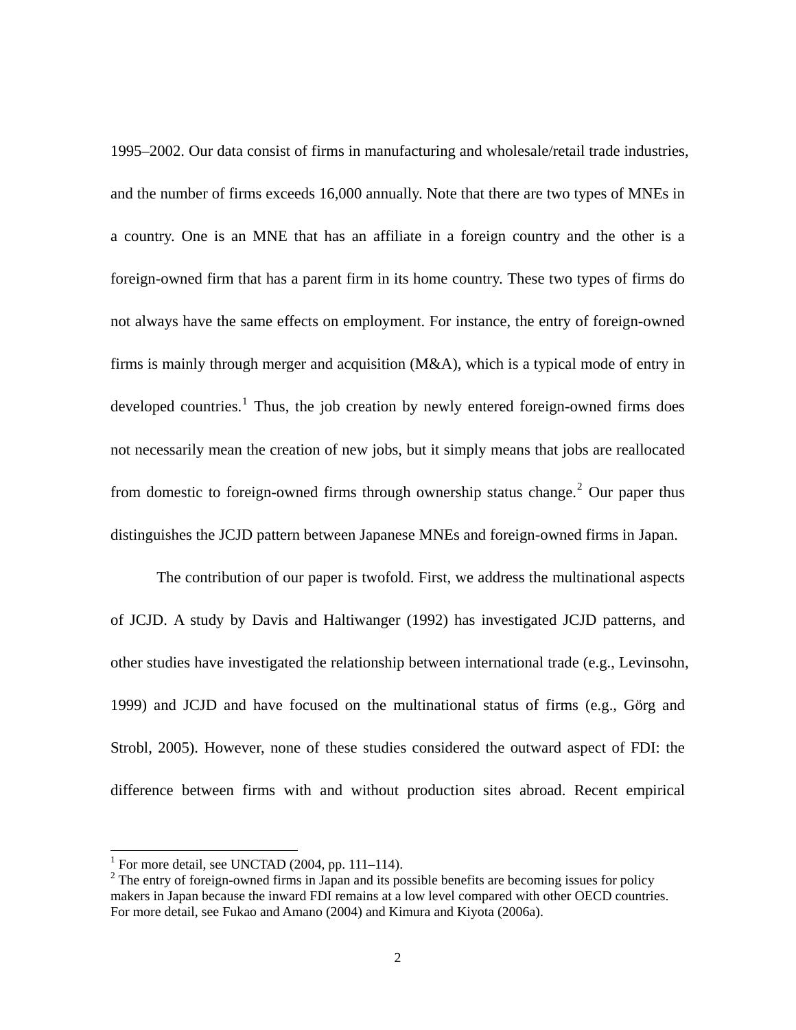1995–2002. Our data consist of firms in manufacturing and wholesale/retail trade industries, and the number of firms exceeds 16,000 annually. Note that there are two types of MNEs in a country. One is an MNE that has an affiliate in a foreign country and the other is a foreign-owned firm that has a parent firm in its home country. These two types of firms do not always have the same effects on employment. For instance, the entry of foreign-owned firms is mainly through merger and acquisition (M&A), which is a typical mode of entry in developed countries.[1] Thus, the job creation by newly entered foreign-owned firms does not necessarily mean the creation of new jobs, but it simply means that jobs are reallocated from domestic to foreign-owned firms through ownership status change.[2] Our paper thus distinguishes the JCJD pattern between Japanese MNEs and foreign-owned firms in Japan.

The contribution of our paper is twofold. First, we address the multinational aspects of JCJD. A study by Davis and Haltiwanger (1992) has investigated JCJD patterns, and other studies have investigated the relationship between international trade (e.g., Levinsohn, 1999) and JCJD and have focused on the multinational status of firms (e.g., Görg and Strobl, 2005). However, none of these studies considered the outward aspect of FDI: the difference between firms with and without production sites abroad. Recent empirical

[1] For more detail, see UNCTAD (2004, pp. 111–114).

[2] The entry of foreign-owned firms in Japan and its possible benefits are becoming issues for policy makers in Japan because the inward FDI remains at a low level compared with other OECD countries. For more detail, see Fukao and Amano (2004) and Kimura and Kiyota (2006a).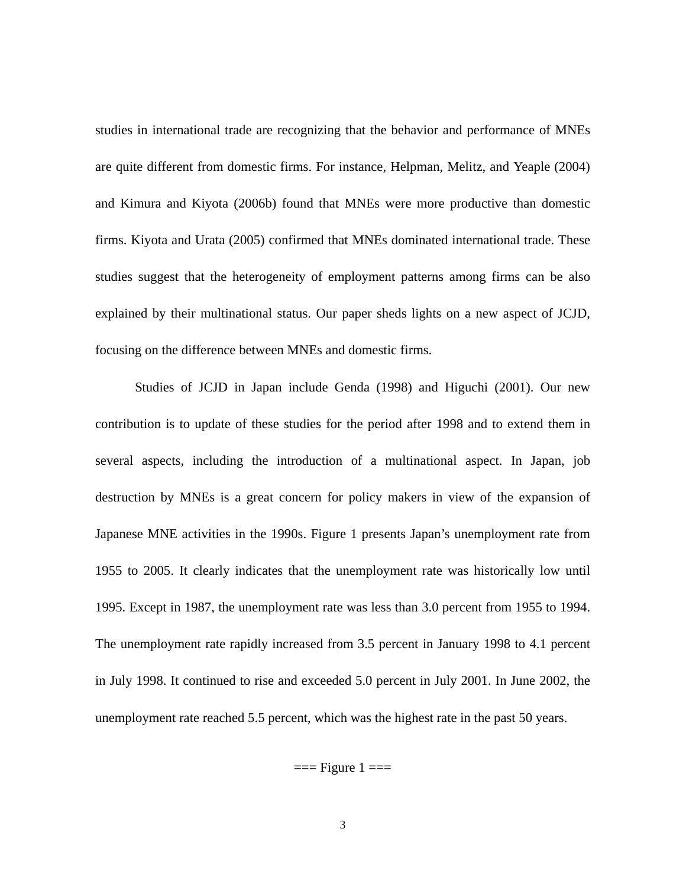studies in international trade are recognizing that the behavior and performance of MNEs are quite different from domestic firms. For instance, Helpman, Melitz, and Yeaple (2004) and Kimura and Kiyota (2006b) found that MNEs were more productive than domestic firms. Kiyota and Urata (2005) confirmed that MNEs dominated international trade. These studies suggest that the heterogeneity of employment patterns among firms can be also explained by their multinational status. Our paper sheds lights on a new aspect of JCJD, focusing on the difference between MNEs and domestic firms.

Studies of JCJD in Japan include Genda (1998) and Higuchi (2001). Our new contribution is to update of these studies for the period after 1998 and to extend them in several aspects, including the introduction of a multinational aspect. In Japan, job destruction by MNEs is a great concern for policy makers in view of the expansion of Japanese MNE activities in the 1990s. Figure 1 presents Japan's unemployment rate from 1955 to 2005. It clearly indicates that the unemployment rate was historically low until 1995. Except in 1987, the unemployment rate was less than 3.0 percent from 1955 to 1994. The unemployment rate rapidly increased from 3.5 percent in January 1998 to 4.1 percent in July 1998. It continued to rise and exceeded 5.0 percent in July 2001. In June 2002, the unemployment rate reached 5.5 percent, which was the highest rate in the past 50 years.

=== Figure 1 ===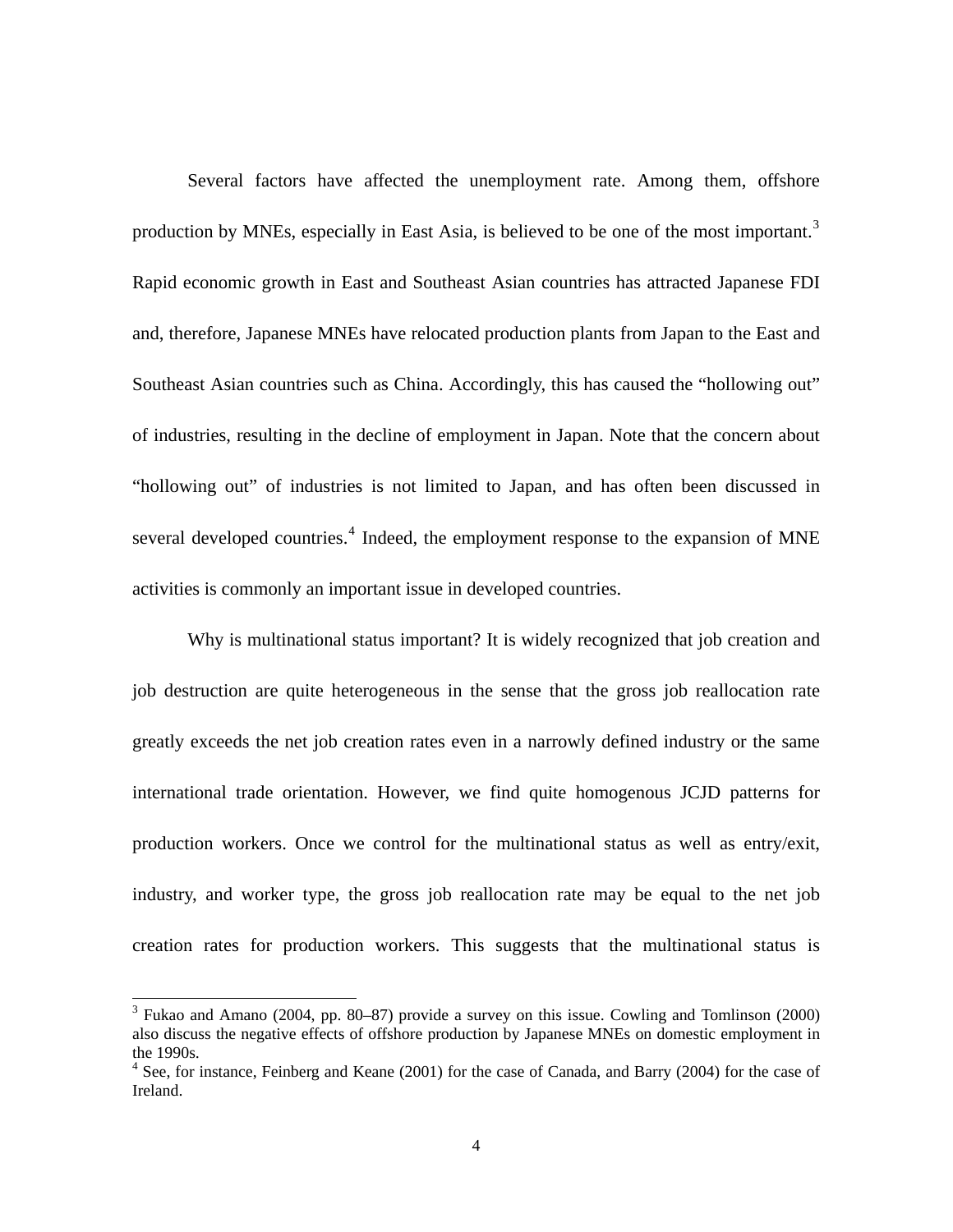Several factors have affected the unemployment rate. Among them, offshore production by MNEs, especially in East Asia, is believed to be one of the most important.[3] Rapid economic growth in East and Southeast Asian countries has attracted Japanese FDI and, therefore, Japanese MNEs have relocated production plants from Japan to the East and Southeast Asian countries such as China. Accordingly, this has caused the "hollowing out" of industries, resulting in the decline of employment in Japan. Note that the concern about "hollowing out" of industries is not limited to Japan, and has often been discussed in several developed countries.[4] Indeed, the employment response to the expansion of MNE activities is commonly an important issue in developed countries.

Why is multinational status important? It is widely recognized that job creation and job destruction are quite heterogeneous in the sense that the gross job reallocation rate greatly exceeds the net job creation rates even in a narrowly defined industry or the same international trade orientation. However, we find quite homogenous JCJD patterns for production workers. Once we control for the multinational status as well as entry/exit, industry, and worker type, the gross job reallocation rate may be equal to the net job creation rates for production workers. This suggests that the multinational status is

[3] Fukao and Amano (2004, pp. 80–87) provide a survey on this issue. Cowling and Tomlinson (2000) also discuss the negative effects of offshore production by Japanese MNEs on domestic employment in the 1990s.

[4] See, for instance, Feinberg and Keane (2001) for the case of Canada, and Barry (2004) for the case of Ireland.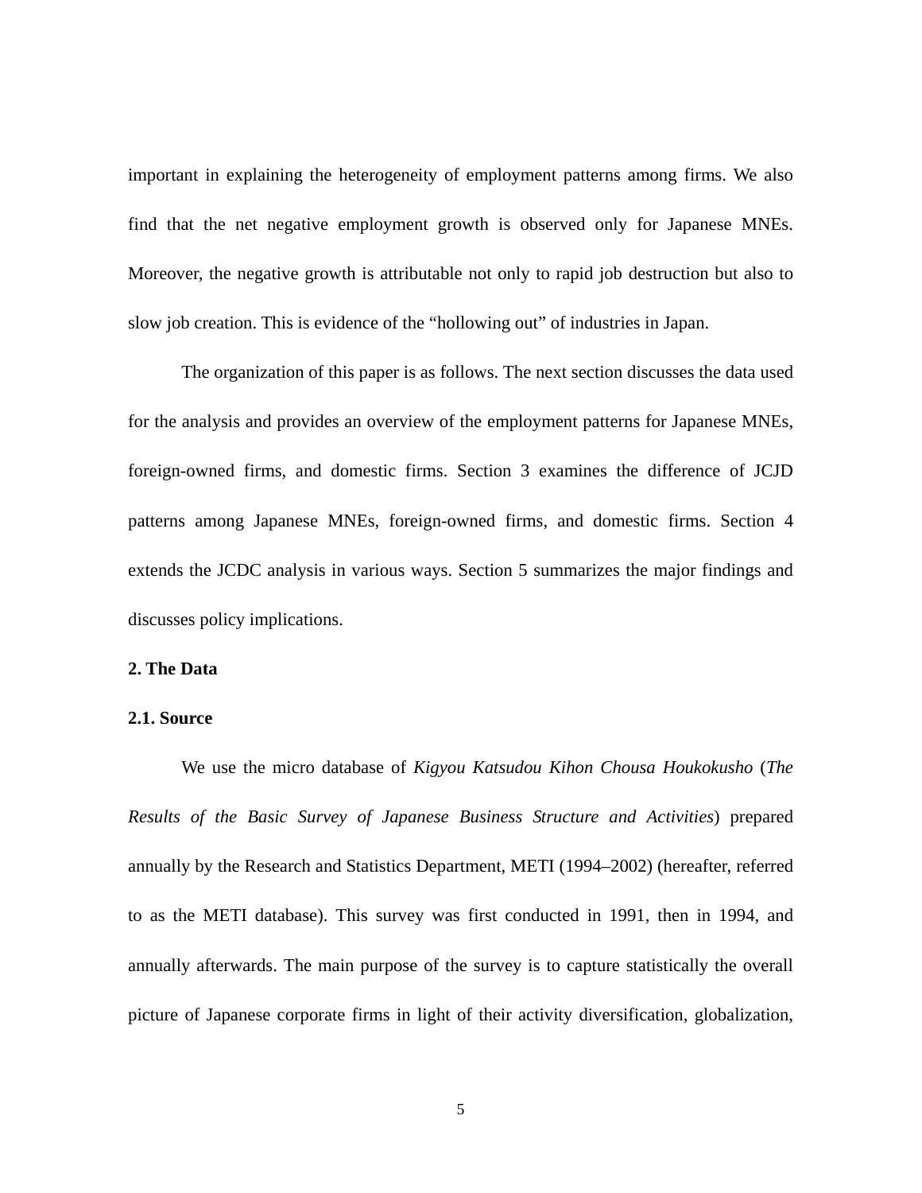important in explaining the heterogeneity of employment patterns among firms. We also find that the net negative employment growth is observed only for Japanese MNEs. Moreover, the negative growth is attributable not only to rapid job destruction but also to slow job creation. This is evidence of the "hollowing out" of industries in Japan.

The organization of this paper is as follows. The next section discusses the data used for the analysis and provides an overview of the employment patterns for Japanese MNEs, foreign-owned firms, and domestic firms. Section 3 examines the difference of JCJD patterns among Japanese MNEs, foreign-owned firms, and domestic firms. Section 4 extends the JCDC analysis in various ways. Section 5 summarizes the major findings and discusses policy implications.

## 2. The Data

### 2.1. Source

We use the micro database of *Kigyou Katsudou Kihon Chousa Houkokusho* (*The Results of the Basic Survey of Japanese Business Structure and Activities*) prepared annually by the Research and Statistics Department, METI (1994–2002) (hereafter, referred to as the METI database). This survey was first conducted in 1991, then in 1994, and annually afterwards. The main purpose of the survey is to capture statistically the overall picture of Japanese corporate firms in light of their activity diversification, globalization,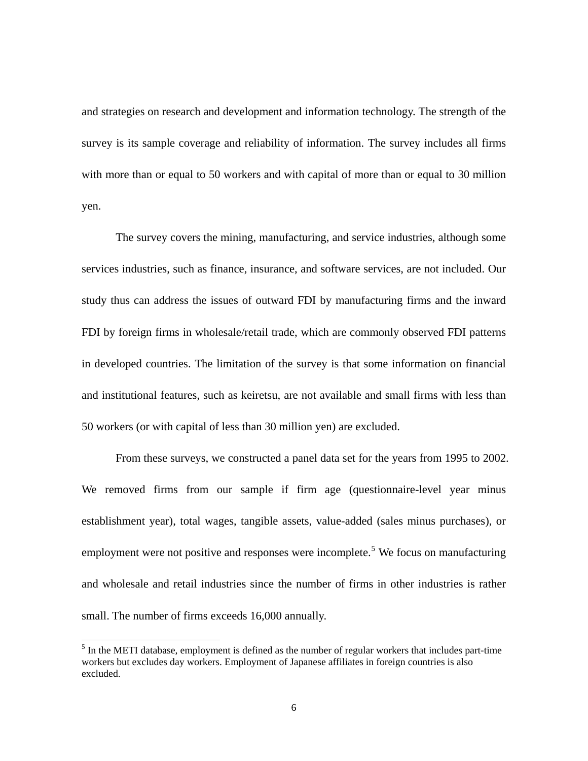and strategies on research and development and information technology. The strength of the survey is its sample coverage and reliability of information. The survey includes all firms with more than or equal to 50 workers and with capital of more than or equal to 30 million yen.

The survey covers the mining, manufacturing, and service industries, although some services industries, such as finance, insurance, and software services, are not included. Our study thus can address the issues of outward FDI by manufacturing firms and the inward FDI by foreign firms in wholesale/retail trade, which are commonly observed FDI patterns in developed countries. The limitation of the survey is that some information on financial and institutional features, such as keiretsu, are not available and small firms with less than 50 workers (or with capital of less than 30 million yen) are excluded.

From these surveys, we constructed a panel data set for the years from 1995 to 2002. We removed firms from our sample if firm age (questionnaire-level year minus establishment year), total wages, tangible assets, value-added (sales minus purchases), or employment were not positive and responses were incomplete.[5] We focus on manufacturing and wholesale and retail industries since the number of firms in other industries is rather small. The number of firms exceeds 16,000 annually.

[5] In the METI database, employment is defined as the number of regular workers that includes part-time workers but excludes day workers. Employment of Japanese affiliates in foreign countries is also excluded.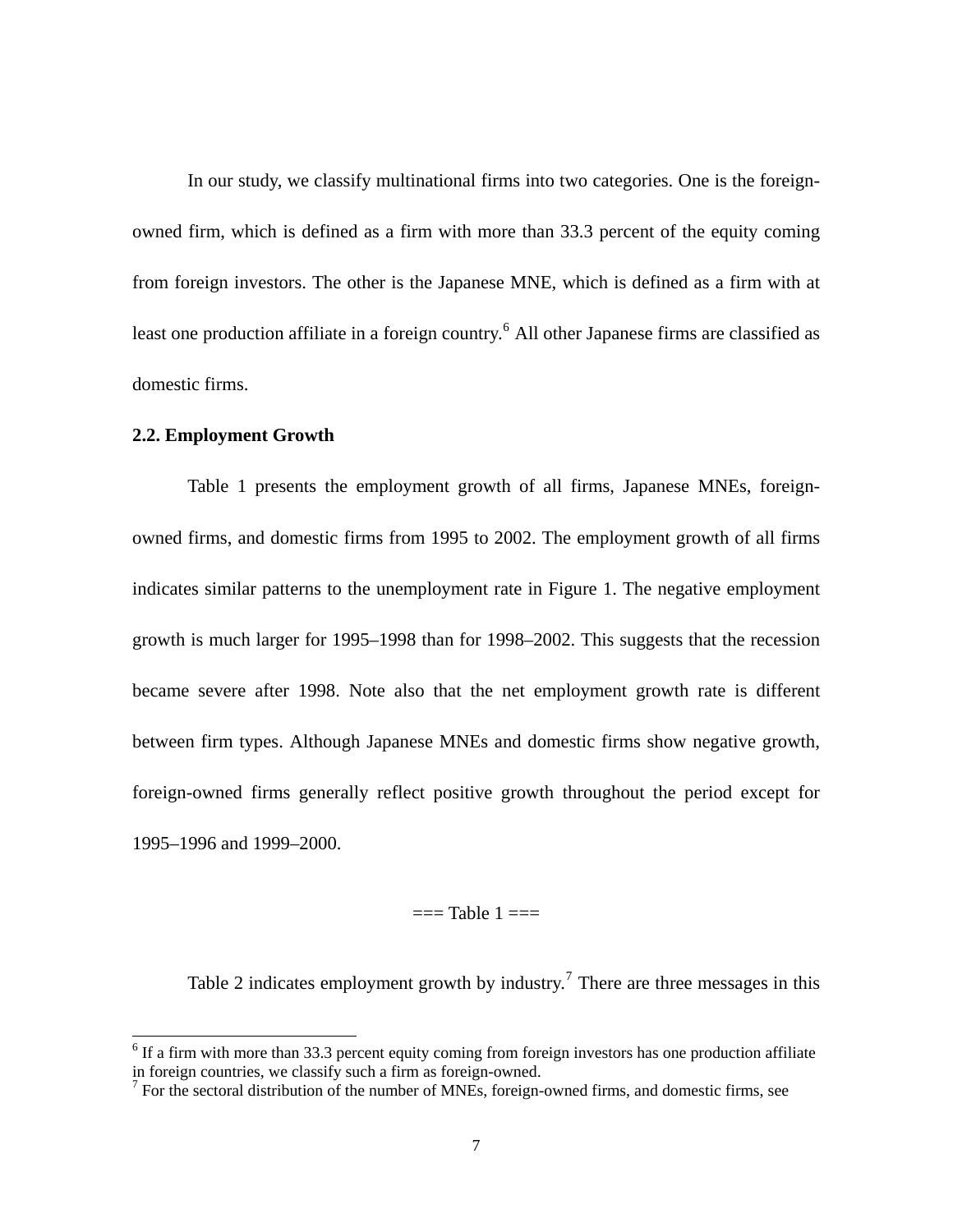In our study, we classify multinational firms into two categories. One is the foreign-owned firm, which is defined as a firm with more than 33.3 percent of the equity coming from foreign investors. The other is the Japanese MNE, which is defined as a firm with at least one production affiliate in a foreign country.[6] All other Japanese firms are classified as domestic firms.

### 2.2. Employment Growth

Table 1 presents the employment growth of all firms, Japanese MNEs, foreign-owned firms, and domestic firms from 1995 to 2002. The employment growth of all firms indicates similar patterns to the unemployment rate in Figure 1. The negative employment growth is much larger for 1995–1998 than for 1998–2002. This suggests that the recession became severe after 1998. Note also that the net employment growth rate is different between firm types. Although Japanese MNEs and domestic firms show negative growth, foreign-owned firms generally reflect positive growth throughout the period except for 1995–1996 and 1999–2000.

=== Table 1 ===

Table 2 indicates employment growth by industry.[7] There are three messages in this

---

[6] If a firm with more than 33.3 percent equity coming from foreign investors has one production affiliate in foreign countries, we classify such a firm as foreign-owned.

[7] For the sectoral distribution of the number of MNEs, foreign-owned firms, and domestic firms, see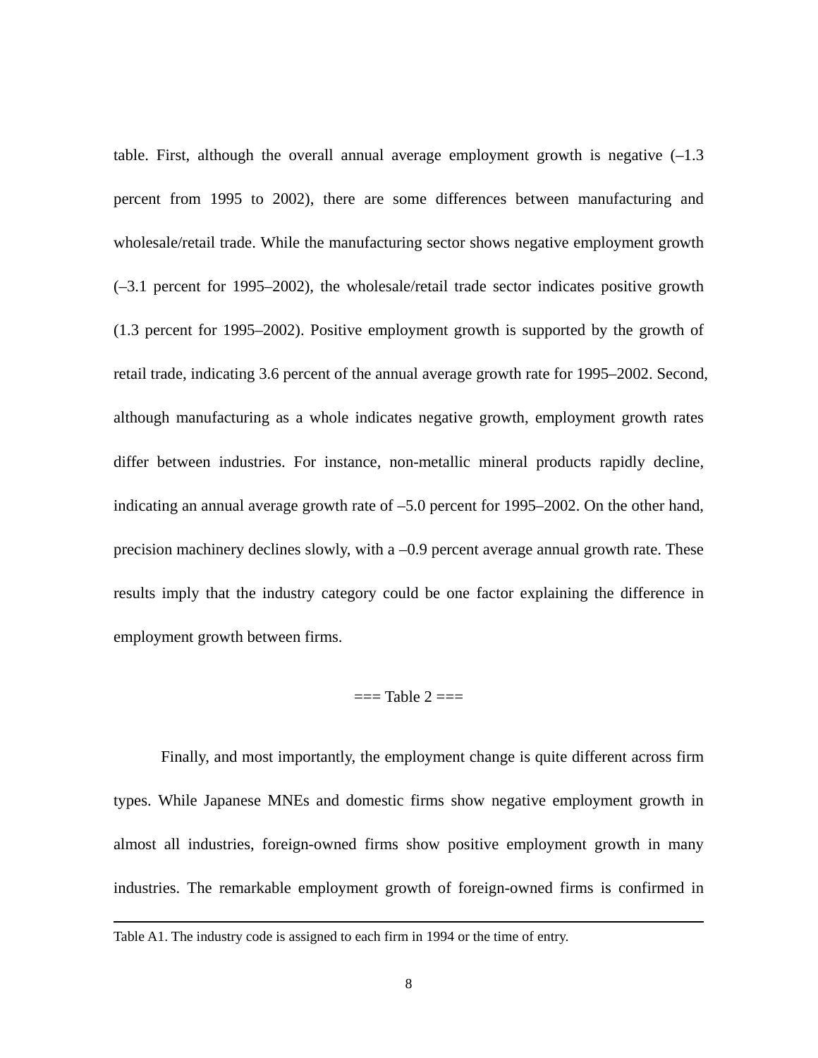table. First, although the overall annual average employment growth is negative (–1.3 percent from 1995 to 2002), there are some differences between manufacturing and wholesale/retail trade. While the manufacturing sector shows negative employment growth (–3.1 percent for 1995–2002), the wholesale/retail trade sector indicates positive growth (1.3 percent for 1995–2002). Positive employment growth is supported by the growth of retail trade, indicating 3.6 percent of the annual average growth rate for 1995–2002. Second, although manufacturing as a whole indicates negative growth, employment growth rates differ between industries. For instance, non-metallic mineral products rapidly decline, indicating an annual average growth rate of –5.0 percent for 1995–2002. On the other hand, precision machinery declines slowly, with a –0.9 percent average annual growth rate. These results imply that the industry category could be one factor explaining the difference in employment growth between firms.

=== Table 2 ===

Finally, and most importantly, the employment change is quite different across firm types. While Japanese MNEs and domestic firms show negative employment growth in almost all industries, foreign-owned firms show positive employment growth in many industries. The remarkable employment growth of foreign-owned firms is confirmed in

---

Table A1. The industry code is assigned to each firm in 1994 or the time of entry.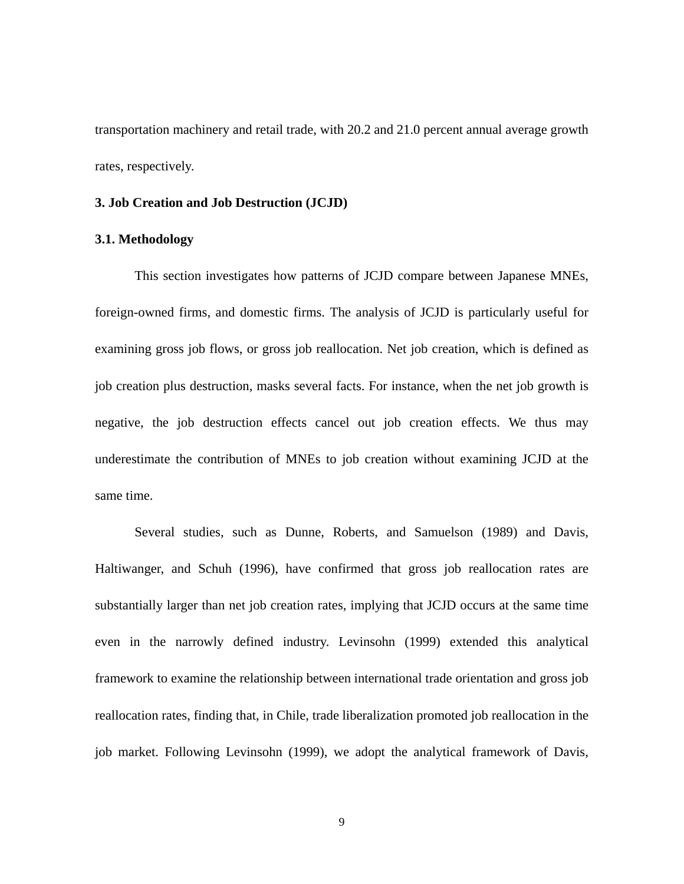transportation machinery and retail trade, with 20.2 and 21.0 percent annual average growth rates, respectively.

## 3. Job Creation and Job Destruction (JCJD)

### 3.1. Methodology

This section investigates how patterns of JCJD compare between Japanese MNEs, foreign-owned firms, and domestic firms. The analysis of JCJD is particularly useful for examining gross job flows, or gross job reallocation. Net job creation, which is defined as job creation plus destruction, masks several facts. For instance, when the net job growth is negative, the job destruction effects cancel out job creation effects. We thus may underestimate the contribution of MNEs to job creation without examining JCJD at the same time.

Several studies, such as Dunne, Roberts, and Samuelson (1989) and Davis, Haltiwanger, and Schuh (1996), have confirmed that gross job reallocation rates are substantially larger than net job creation rates, implying that JCJD occurs at the same time even in the narrowly defined industry. Levinsohn (1999) extended this analytical framework to examine the relationship between international trade orientation and gross job reallocation rates, finding that, in Chile, trade liberalization promoted job reallocation in the job market. Following Levinsohn (1999), we adopt the analytical framework of Davis,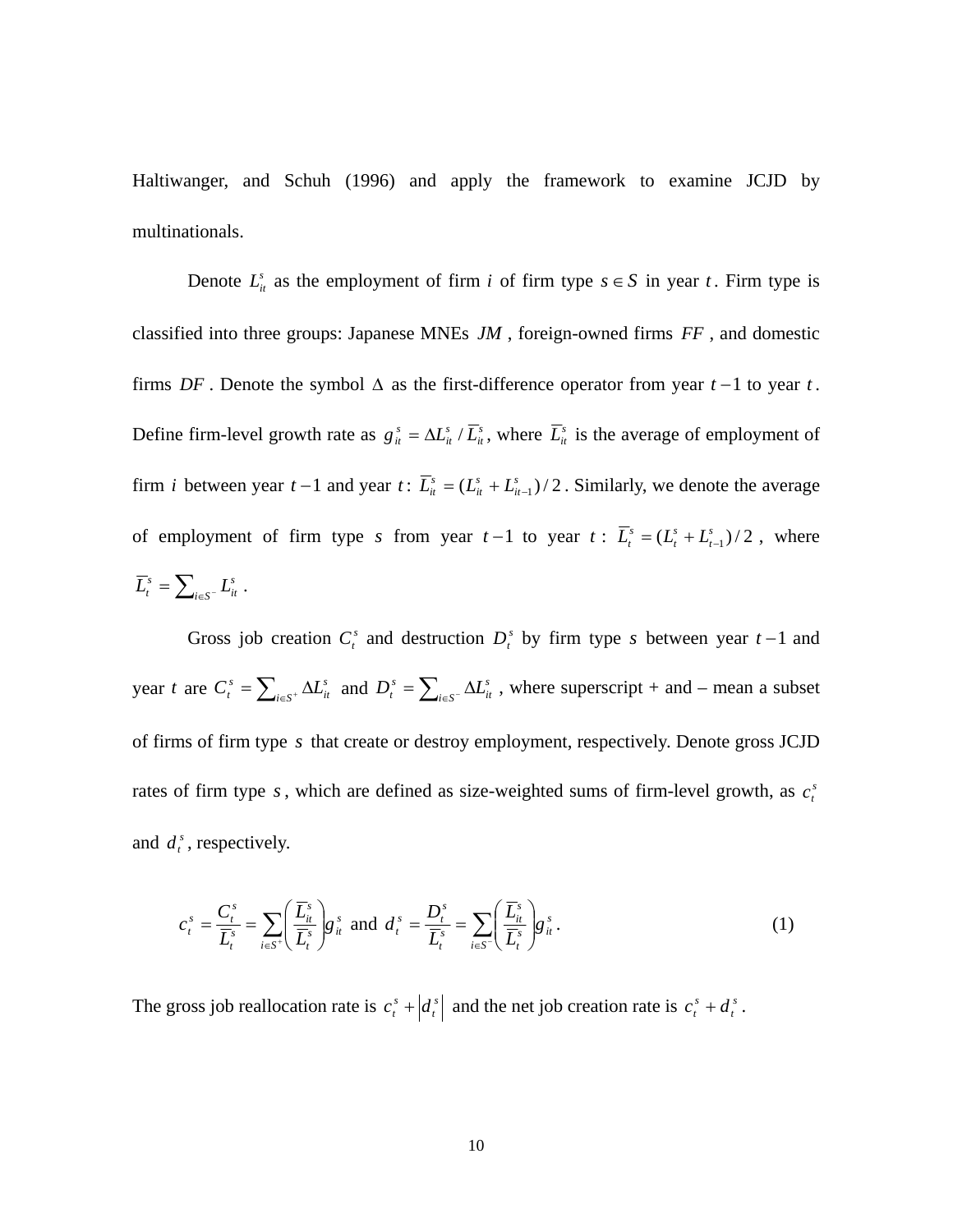Haltiwanger, and Schuh (1996) and apply the framework to examine JCJD by multinationals.

Denote $L_{it}^{s}$ as the employment of firm $i$ of firm type $s \in S$ in year $t$. Firm type is classified into three groups: Japanese MNEs $JM$, foreign-owned firms $FF$, and domestic firms $DF$. Denote the symbol $\Delta$ as the first-difference operator from year $t-1$ to year $t$. Define firm-level growth rate as $g_{it}^{s} = \Delta L_{it}^{s} / \overline{L}_{it}^{s}$, where $\overline{L}_{it}^{s}$ is the average of employment of firm $i$ between year $t-1$ and year $t$: $\overline{L}_{it}^{s} = (L_{it}^{s} + L_{it-1}^{s})/2$. Similarly, we denote the average of employment of firm type $s$ from year $t-1$ to year $t$: $\overline{L}_{t}^{s} = (L_{t}^{s} + L_{t-1}^{s})/2$, where $\overline{L}_{t}^{s} = \sum_{i \in S^{-}} L_{it}^{s}$.

Gross job creation $C_{t}^{s}$ and destruction $D_{t}^{s}$ by firm type $s$ between year $t-1$ and year $t$ are $C_{t}^{s} = \sum_{i \in S^{+}} \Delta L_{it}^{s}$ and $D_{t}^{s} = \sum_{i \in S^{-}} \Delta L_{it}^{s}$, where superscript + and – mean a subset of firms of firm type $s$ that create or destroy employment, respectively. Denote gross JCJD rates of firm type $s$, which are defined as size-weighted sums of firm-level growth, as $c_{t}^{s}$ and $d_{t}^{s}$, respectively.

$$c_{t}^{s} = \frac{C_{t}^{s}}{\overline{L}_{t}^{s}} = \sum_{i \in S^{+}} \left( \frac{\overline{L}_{it}^{s}}{\overline{L}_{t}^{s}} \right) g_{it}^{s} \text{ and } d_{t}^{s} = \frac{D_{t}^{s}}{\overline{L}_{t}^{s}} = \sum_{i \in S^{-}} \left( \frac{\overline{L}_{it}^{s}}{\overline{L}_{t}^{s}} \right) g_{it}^{s}. \tag{1}$$

The gross job reallocation rate is $c_{t}^{s} + \left| d_{t}^{s} \right|$ and the net job creation rate is $c_{t}^{s} + d_{t}^{s}$.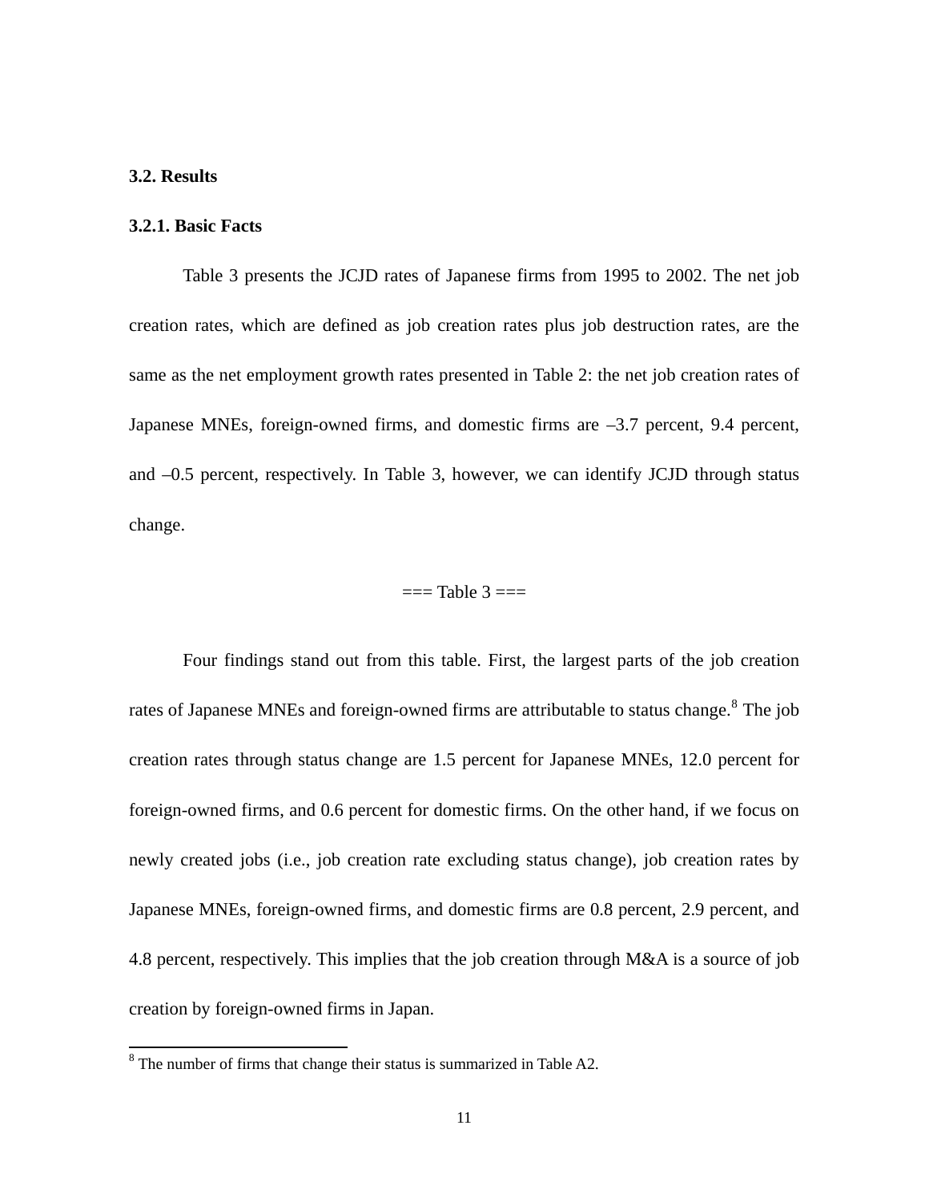### 3.2. Results

#### 3.2.1. Basic Facts

Table 3 presents the JCJD rates of Japanese firms from 1995 to 2002. The net job creation rates, which are defined as job creation rates plus job destruction rates, are the same as the net employment growth rates presented in Table 2: the net job creation rates of Japanese MNEs, foreign-owned firms, and domestic firms are –3.7 percent, 9.4 percent, and –0.5 percent, respectively. In Table 3, however, we can identify JCJD through status change.

=== Table 3 ===

Four findings stand out from this table. First, the largest parts of the job creation rates of Japanese MNEs and foreign-owned firms are attributable to status change.[8] The job creation rates through status change are 1.5 percent for Japanese MNEs, 12.0 percent for foreign-owned firms, and 0.6 percent for domestic firms. On the other hand, if we focus on newly created jobs (i.e., job creation rate excluding status change), job creation rates by Japanese MNEs, foreign-owned firms, and domestic firms are 0.8 percent, 2.9 percent, and 4.8 percent, respectively. This implies that the job creation through M&A is a source of job creation by foreign-owned firms in Japan.

[8] The number of firms that change their status is summarized in Table A2.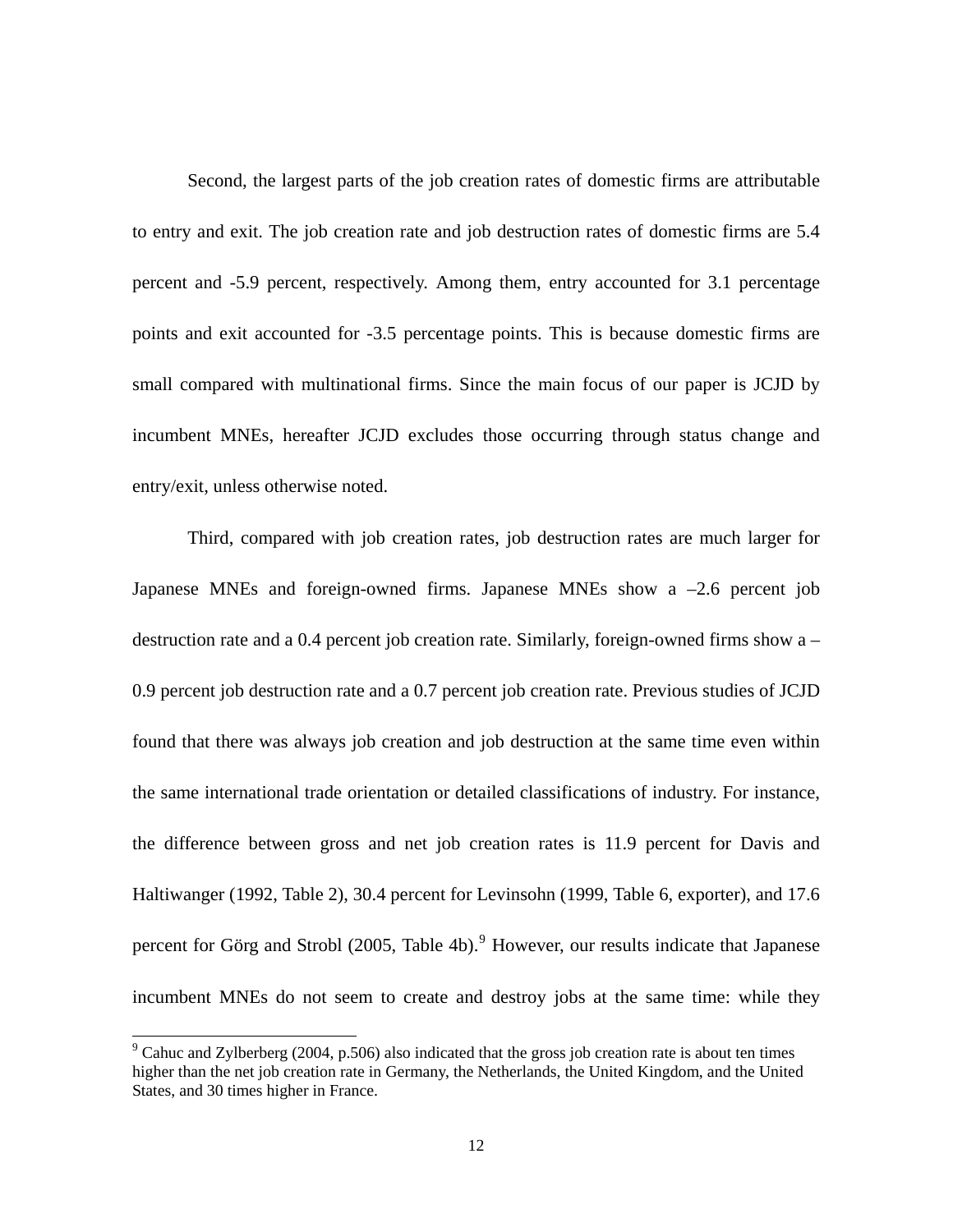Second, the largest parts of the job creation rates of domestic firms are attributable to entry and exit. The job creation rate and job destruction rates of domestic firms are 5.4 percent and -5.9 percent, respectively. Among them, entry accounted for 3.1 percentage points and exit accounted for -3.5 percentage points. This is because domestic firms are small compared with multinational firms. Since the main focus of our paper is JCJD by incumbent MNEs, hereafter JCJD excludes those occurring through status change and entry/exit, unless otherwise noted.

Third, compared with job creation rates, job destruction rates are much larger for Japanese MNEs and foreign-owned firms. Japanese MNEs show a –2.6 percent job destruction rate and a 0.4 percent job creation rate. Similarly, foreign-owned firms show a –0.9 percent job destruction rate and a 0.7 percent job creation rate. Previous studies of JCJD found that there was always job creation and job destruction at the same time even within the same international trade orientation or detailed classifications of industry. For instance, the difference between gross and net job creation rates is 11.9 percent for Davis and Haltiwanger (1992, Table 2), 30.4 percent for Levinsohn (1999, Table 6, exporter), and 17.6 percent for Görg and Strobl (2005, Table 4b).[9] However, our results indicate that Japanese incumbent MNEs do not seem to create and destroy jobs at the same time: while they

[9] Cahuc and Zylberberg (2004, p.506) also indicated that the gross job creation rate is about ten times higher than the net job creation rate in Germany, the Netherlands, the United Kingdom, and the United States, and 30 times higher in France.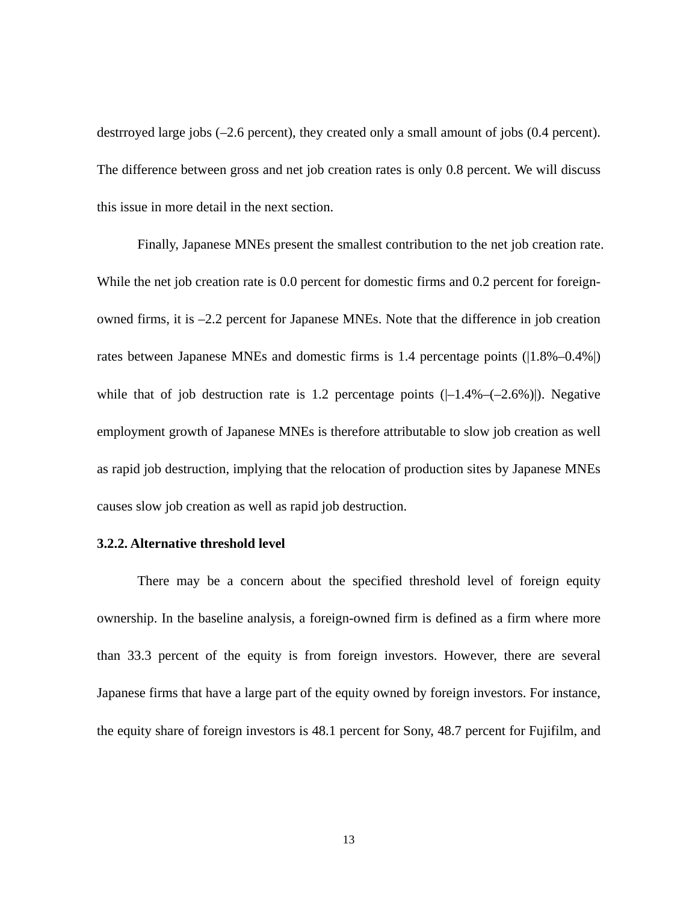destrroyed large jobs (–2.6 percent), they created only a small amount of jobs (0.4 percent). The difference between gross and net job creation rates is only 0.8 percent. We will discuss this issue in more detail in the next section.

Finally, Japanese MNEs present the smallest contribution to the net job creation rate. While the net job creation rate is 0.0 percent for domestic firms and 0.2 percent for foreign-owned firms, it is –2.2 percent for Japanese MNEs. Note that the difference in job creation rates between Japanese MNEs and domestic firms is 1.4 percentage points (|1.8%–0.4%|) while that of job destruction rate is 1.2 percentage points (|–1.4%–(–2.6%)|). Negative employment growth of Japanese MNEs is therefore attributable to slow job creation as well as rapid job destruction, implying that the relocation of production sites by Japanese MNEs causes slow job creation as well as rapid job destruction.

### 3.2.2. Alternative threshold level

There may be a concern about the specified threshold level of foreign equity ownership. In the baseline analysis, a foreign-owned firm is defined as a firm where more than 33.3 percent of the equity is from foreign investors. However, there are several Japanese firms that have a large part of the equity owned by foreign investors. For instance, the equity share of foreign investors is 48.1 percent for Sony, 48.7 percent for Fujifilm, and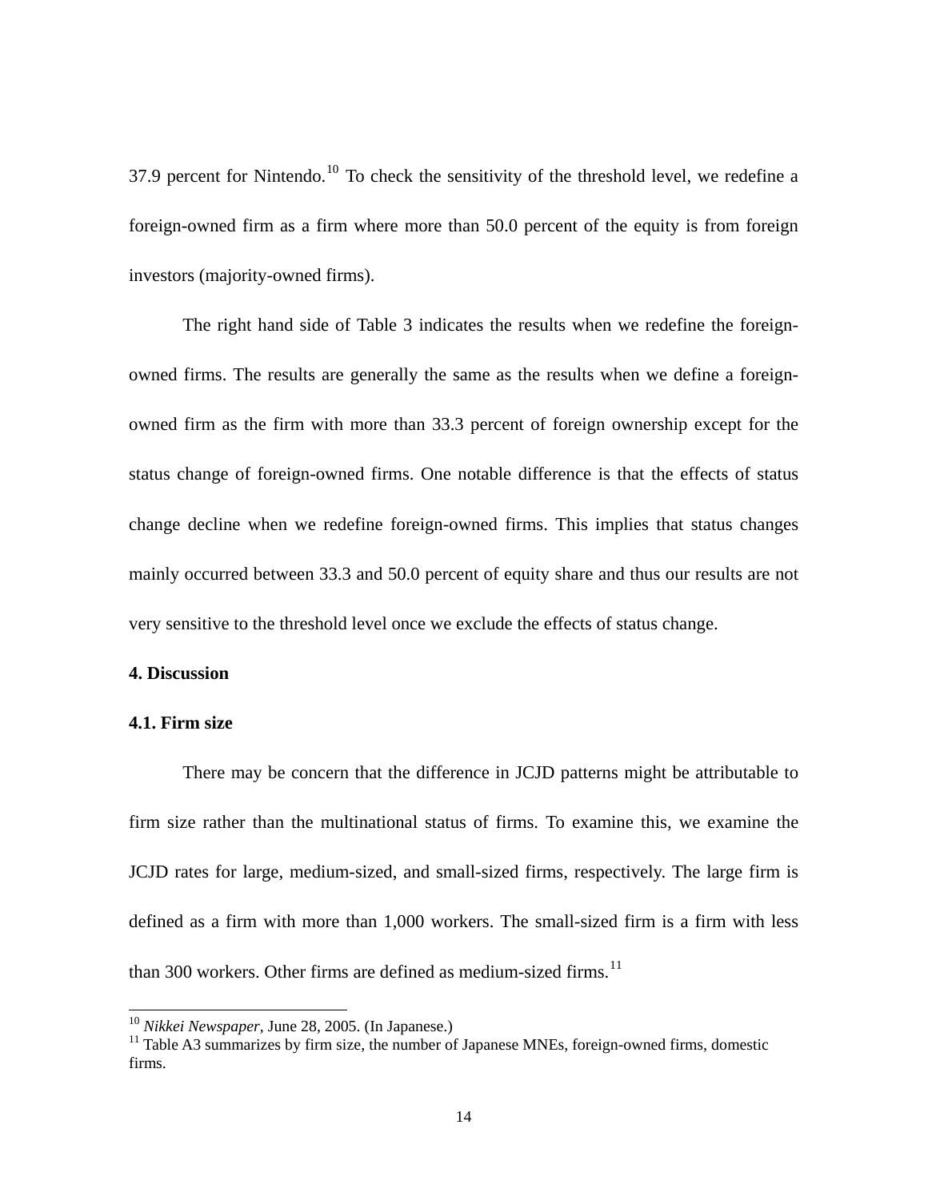37.9 percent for Nintendo.[10] To check the sensitivity of the threshold level, we redefine a foreign-owned firm as a firm where more than 50.0 percent of the equity is from foreign investors (majority-owned firms).

The right hand side of Table 3 indicates the results when we redefine the foreign-owned firms. The results are generally the same as the results when we define a foreign-owned firm as the firm with more than 33.3 percent of foreign ownership except for the status change of foreign-owned firms. One notable difference is that the effects of status change decline when we redefine foreign-owned firms. This implies that status changes mainly occurred between 33.3 and 50.0 percent of equity share and thus our results are not very sensitive to the threshold level once we exclude the effects of status change.

## 4. Discussion

### 4.1. Firm size

There may be concern that the difference in JCJD patterns might be attributable to firm size rather than the multinational status of firms. To examine this, we examine the JCJD rates for large, medium-sized, and small-sized firms, respectively. The large firm is defined as a firm with more than 1,000 workers. The small-sized firm is a firm with less than 300 workers. Other firms are defined as medium-sized firms.[11]

---

[10] *Nikkei Newspaper*, June 28, 2005. (In Japanese.)

[11] Table A3 summarizes by firm size, the number of Japanese MNEs, foreign-owned firms, domestic firms.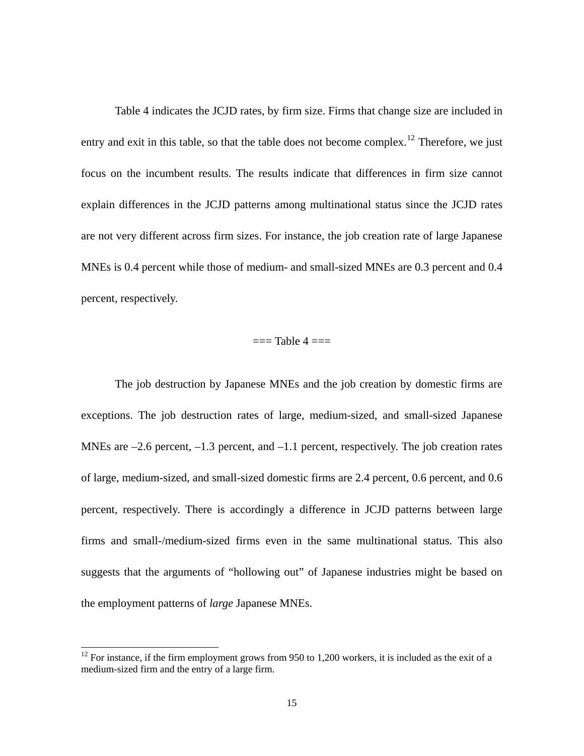Table 4 indicates the JCJD rates, by firm size. Firms that change size are included in entry and exit in this table, so that the table does not become complex.[12] Therefore, we just focus on the incumbent results. The results indicate that differences in firm size cannot explain differences in the JCJD patterns among multinational status since the JCJD rates are not very different across firm sizes. For instance, the job creation rate of large Japanese MNEs is 0.4 percent while those of medium- and small-sized MNEs are 0.3 percent and 0.4 percent, respectively.

=== Table 4 ===

The job destruction by Japanese MNEs and the job creation by domestic firms are exceptions. The job destruction rates of large, medium-sized, and small-sized Japanese MNEs are –2.6 percent, –1.3 percent, and –1.1 percent, respectively. The job creation rates of large, medium-sized, and small-sized domestic firms are 2.4 percent, 0.6 percent, and 0.6 percent, respectively. There is accordingly a difference in JCJD patterns between large firms and small-/medium-sized firms even in the same multinational status. This also suggests that the arguments of "hollowing out" of Japanese industries might be based on the employment patterns of *large* Japanese MNEs.

[12] For instance, if the firm employment grows from 950 to 1,200 workers, it is included as the exit of a medium-sized firm and the entry of a large firm.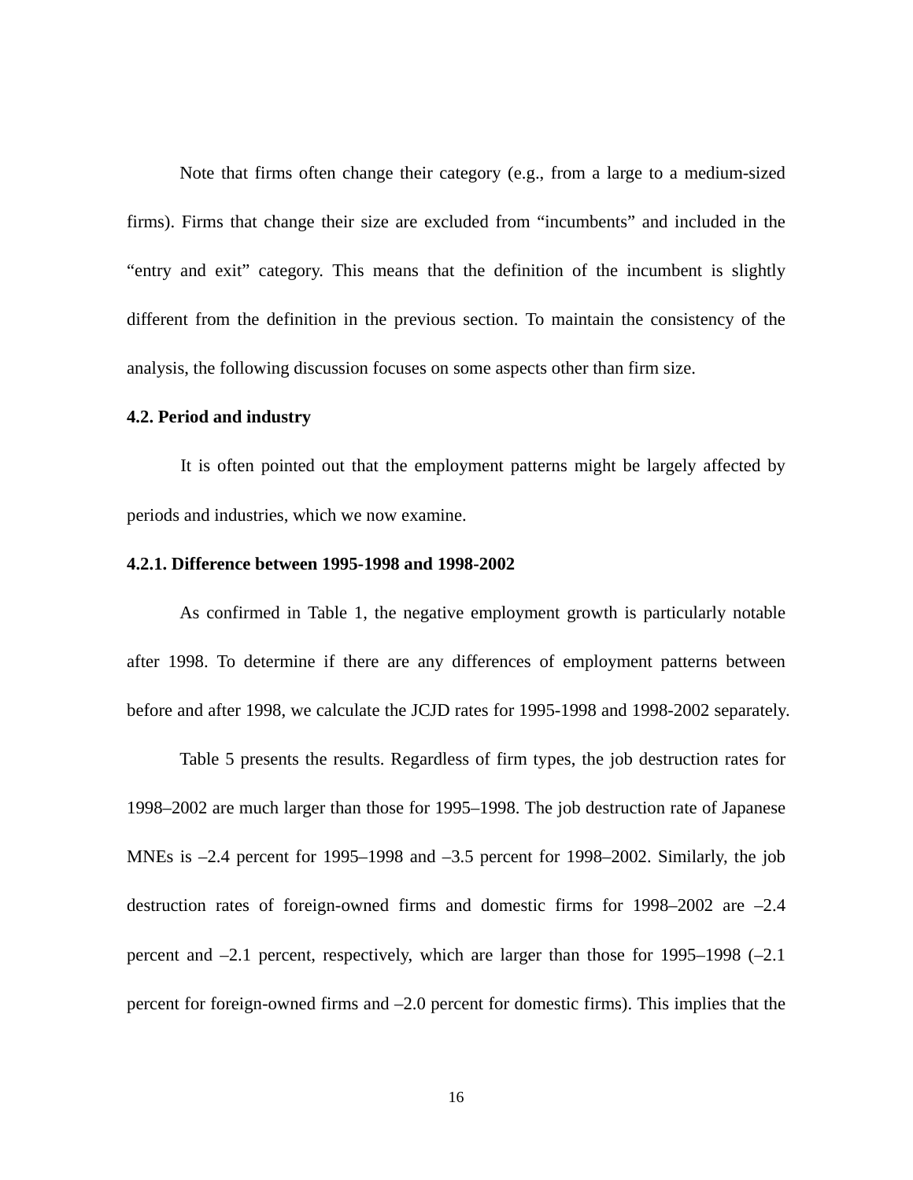Note that firms often change their category (e.g., from a large to a medium-sized firms). Firms that change their size are excluded from "incumbents" and included in the "entry and exit" category. This means that the definition of the incumbent is slightly different from the definition in the previous section. To maintain the consistency of the analysis, the following discussion focuses on some aspects other than firm size.

### 4.2. Period and industry

It is often pointed out that the employment patterns might be largely affected by periods and industries, which we now examine.

#### 4.2.1. Difference between 1995-1998 and 1998-2002

As confirmed in Table 1, the negative employment growth is particularly notable after 1998. To determine if there are any differences of employment patterns between before and after 1998, we calculate the JCJD rates for 1995-1998 and 1998-2002 separately.

Table 5 presents the results. Regardless of firm types, the job destruction rates for 1998–2002 are much larger than those for 1995–1998. The job destruction rate of Japanese MNEs is –2.4 percent for 1995–1998 and –3.5 percent for 1998–2002. Similarly, the job destruction rates of foreign-owned firms and domestic firms for 1998–2002 are –2.4 percent and –2.1 percent, respectively, which are larger than those for 1995–1998 (–2.1 percent for foreign-owned firms and –2.0 percent for domestic firms). This implies that the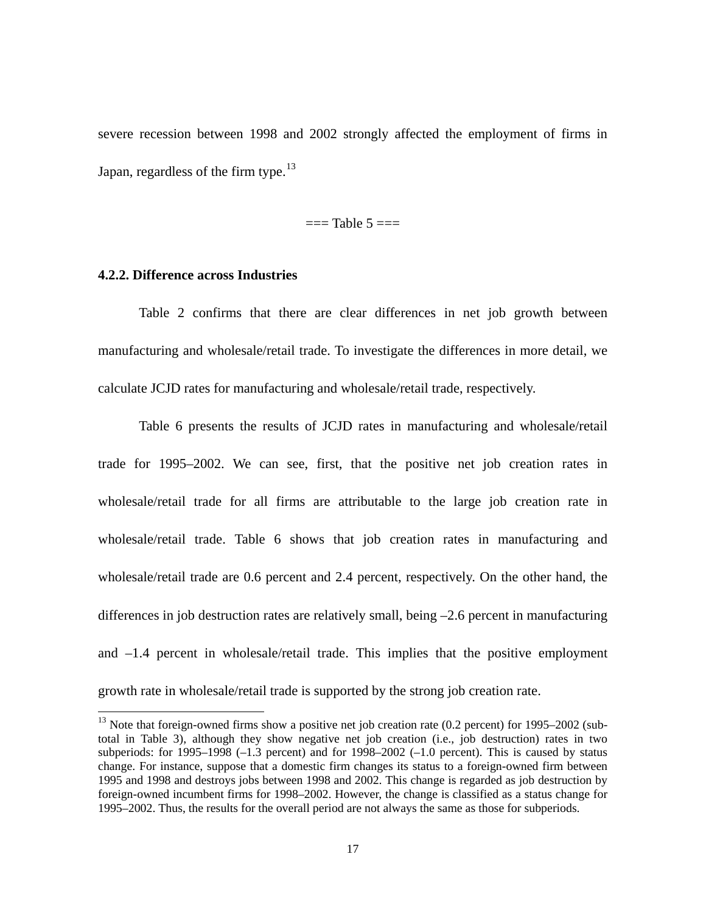severe recession between 1998 and 2002 strongly affected the employment of firms in Japan, regardless of the firm type.[13]

=== Table 5 ===

#### 4.2.2. Difference across Industries

Table 2 confirms that there are clear differences in net job growth between manufacturing and wholesale/retail trade. To investigate the differences in more detail, we calculate JCJD rates for manufacturing and wholesale/retail trade, respectively.

Table 6 presents the results of JCJD rates in manufacturing and wholesale/retail trade for 1995–2002. We can see, first, that the positive net job creation rates in wholesale/retail trade for all firms are attributable to the large job creation rate in wholesale/retail trade. Table 6 shows that job creation rates in manufacturing and wholesale/retail trade are 0.6 percent and 2.4 percent, respectively. On the other hand, the differences in job destruction rates are relatively small, being –2.6 percent in manufacturing and –1.4 percent in wholesale/retail trade. This implies that the positive employment growth rate in wholesale/retail trade is supported by the strong job creation rate.

[13] Note that foreign-owned firms show a positive net job creation rate (0.2 percent) for 1995–2002 (sub-total in Table 3), although they show negative net job creation (i.e., job destruction) rates in two subperiods: for 1995–1998 (–1.3 percent) and for 1998–2002 (–1.0 percent). This is caused by status change. For instance, suppose that a domestic firm changes its status to a foreign-owned firm between 1995 and 1998 and destroys jobs between 1998 and 2002. This change is regarded as job destruction by foreign-owned incumbent firms for 1998–2002. However, the change is classified as a status change for 1995–2002. Thus, the results for the overall period are not always the same as those for subperiods.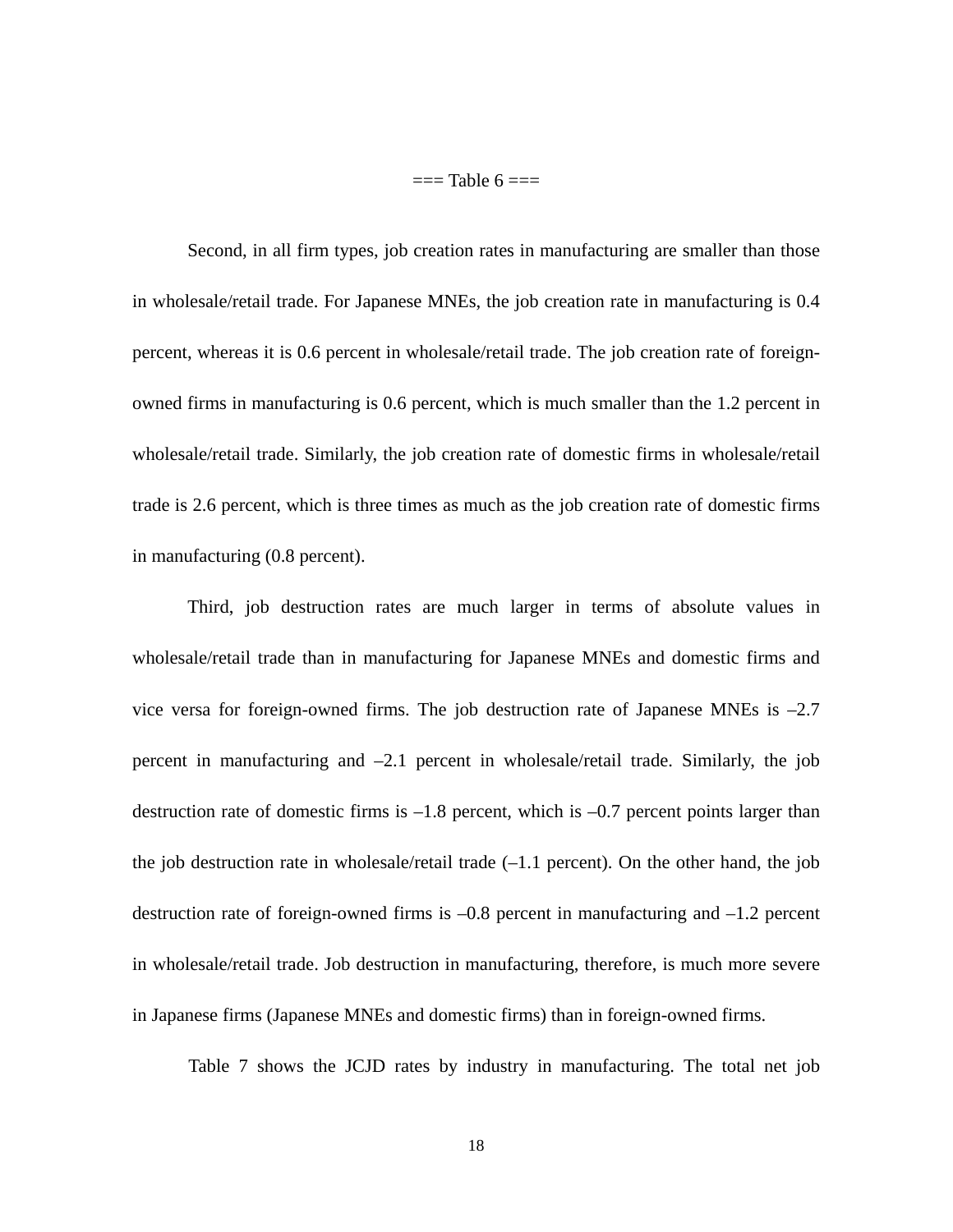=== Table 6 ===

Second, in all firm types, job creation rates in manufacturing are smaller than those in wholesale/retail trade. For Japanese MNEs, the job creation rate in manufacturing is 0.4 percent, whereas it is 0.6 percent in wholesale/retail trade. The job creation rate of foreign-owned firms in manufacturing is 0.6 percent, which is much smaller than the 1.2 percent in wholesale/retail trade. Similarly, the job creation rate of domestic firms in wholesale/retail trade is 2.6 percent, which is three times as much as the job creation rate of domestic firms in manufacturing (0.8 percent).

Third, job destruction rates are much larger in terms of absolute values in wholesale/retail trade than in manufacturing for Japanese MNEs and domestic firms and vice versa for foreign-owned firms. The job destruction rate of Japanese MNEs is –2.7 percent in manufacturing and –2.1 percent in wholesale/retail trade. Similarly, the job destruction rate of domestic firms is –1.8 percent, which is –0.7 percent points larger than the job destruction rate in wholesale/retail trade (–1.1 percent). On the other hand, the job destruction rate of foreign-owned firms is –0.8 percent in manufacturing and –1.2 percent in wholesale/retail trade. Job destruction in manufacturing, therefore, is much more severe in Japanese firms (Japanese MNEs and domestic firms) than in foreign-owned firms.

Table 7 shows the JCJD rates by industry in manufacturing. The total net job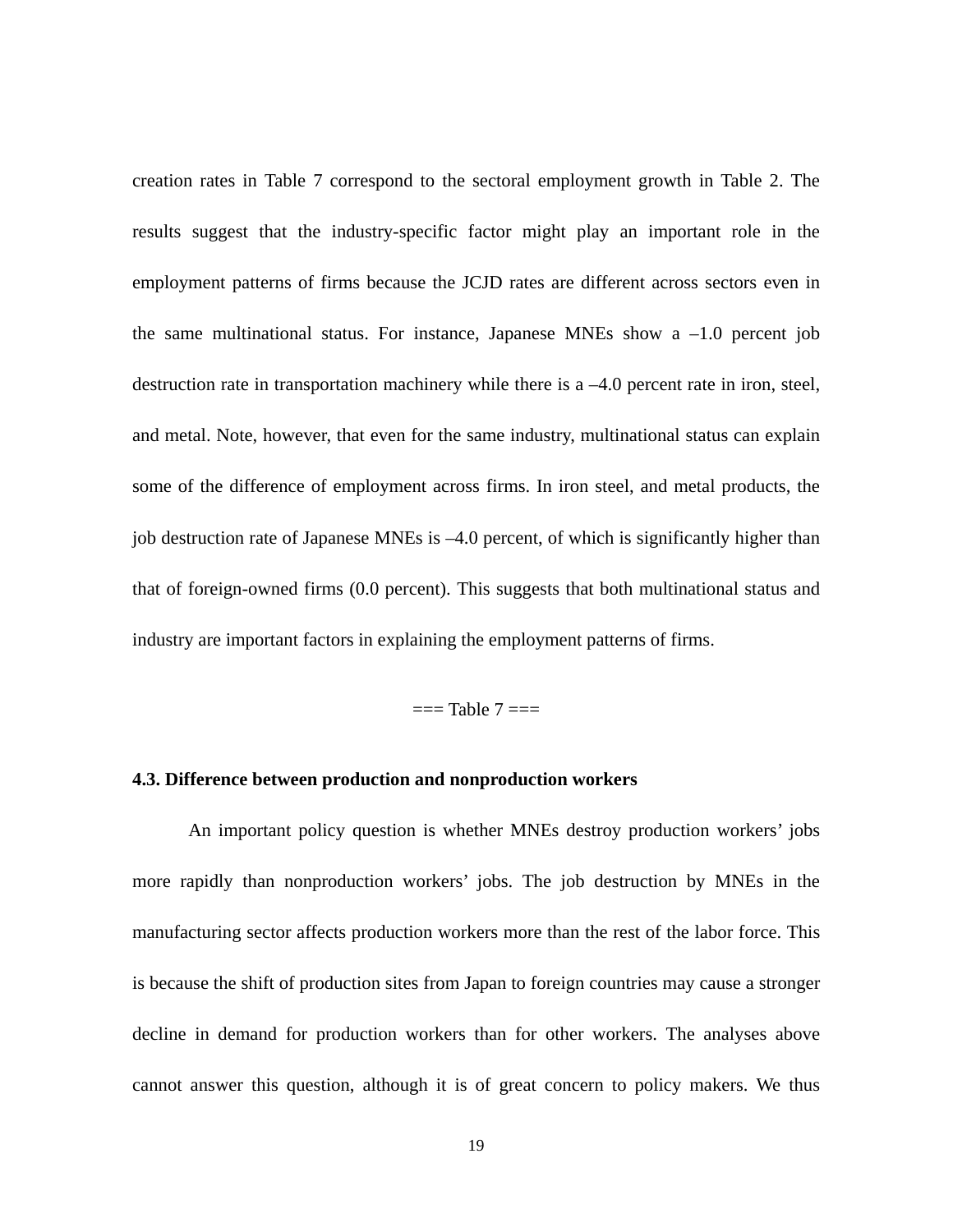creation rates in Table 7 correspond to the sectoral employment growth in Table 2. The results suggest that the industry-specific factor might play an important role in the employment patterns of firms because the JCJD rates are different across sectors even in the same multinational status. For instance, Japanese MNEs show a –1.0 percent job destruction rate in transportation machinery while there is a –4.0 percent rate in iron, steel, and metal. Note, however, that even for the same industry, multinational status can explain some of the difference of employment across firms. In iron steel, and metal products, the job destruction rate of Japanese MNEs is –4.0 percent, of which is significantly higher than that of foreign-owned firms (0.0 percent). This suggests that both multinational status and industry are important factors in explaining the employment patterns of firms.

=== Table 7 ===

### 4.3. Difference between production and nonproduction workers

An important policy question is whether MNEs destroy production workers' jobs more rapidly than nonproduction workers' jobs. The job destruction by MNEs in the manufacturing sector affects production workers more than the rest of the labor force. This is because the shift of production sites from Japan to foreign countries may cause a stronger decline in demand for production workers than for other workers. The analyses above cannot answer this question, although it is of great concern to policy makers. We thus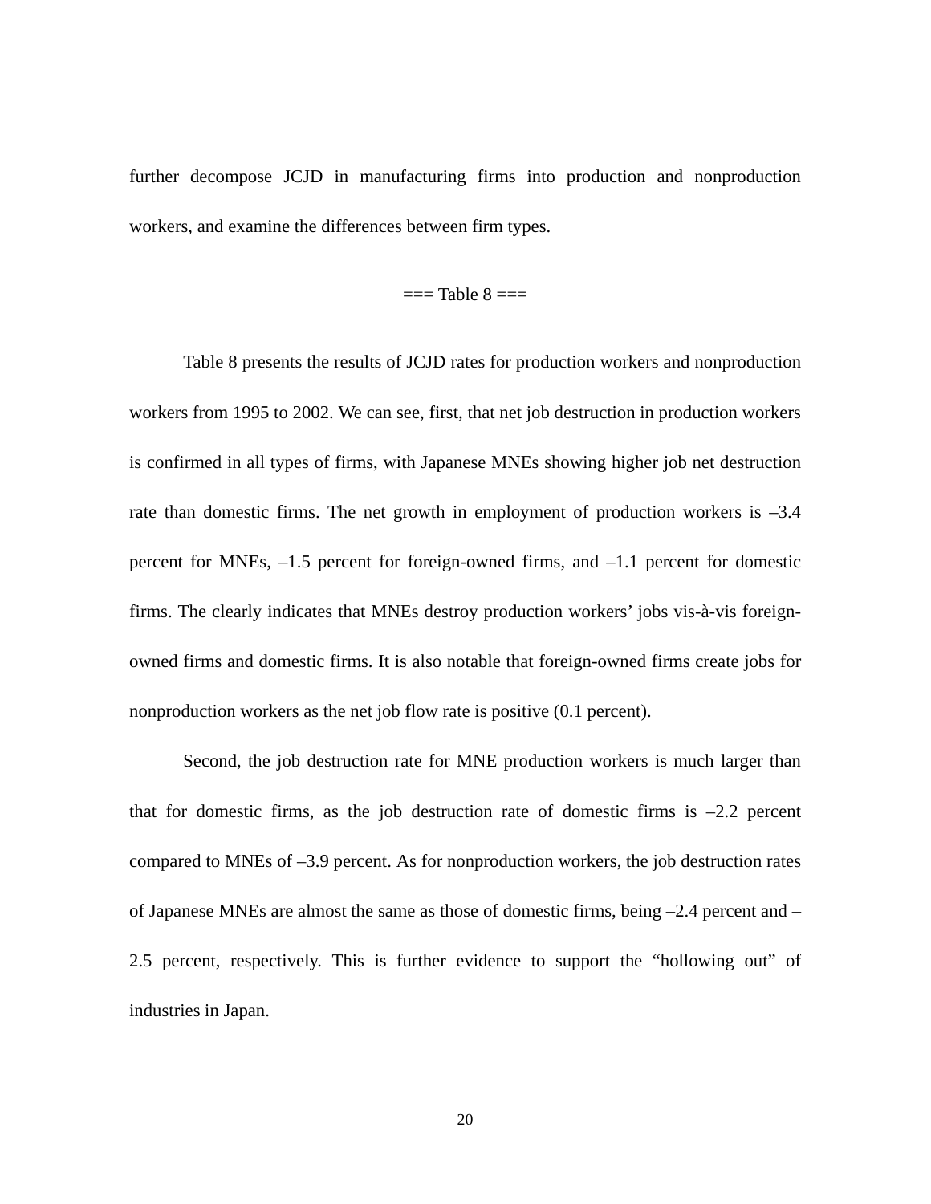further decompose JCJD in manufacturing firms into production and nonproduction workers, and examine the differences between firm types.

=== Table 8 ===

Table 8 presents the results of JCJD rates for production workers and nonproduction workers from 1995 to 2002. We can see, first, that net job destruction in production workers is confirmed in all types of firms, with Japanese MNEs showing higher job net destruction rate than domestic firms. The net growth in employment of production workers is –3.4 percent for MNEs, –1.5 percent for foreign-owned firms, and –1.1 percent for domestic firms. The clearly indicates that MNEs destroy production workers' jobs vis-à-vis foreign-owned firms and domestic firms. It is also notable that foreign-owned firms create jobs for nonproduction workers as the net job flow rate is positive (0.1 percent).

Second, the job destruction rate for MNE production workers is much larger than that for domestic firms, as the job destruction rate of domestic firms is –2.2 percent compared to MNEs of –3.9 percent. As for nonproduction workers, the job destruction rates of Japanese MNEs are almost the same as those of domestic firms, being –2.4 percent and –2.5 percent, respectively. This is further evidence to support the "hollowing out" of industries in Japan.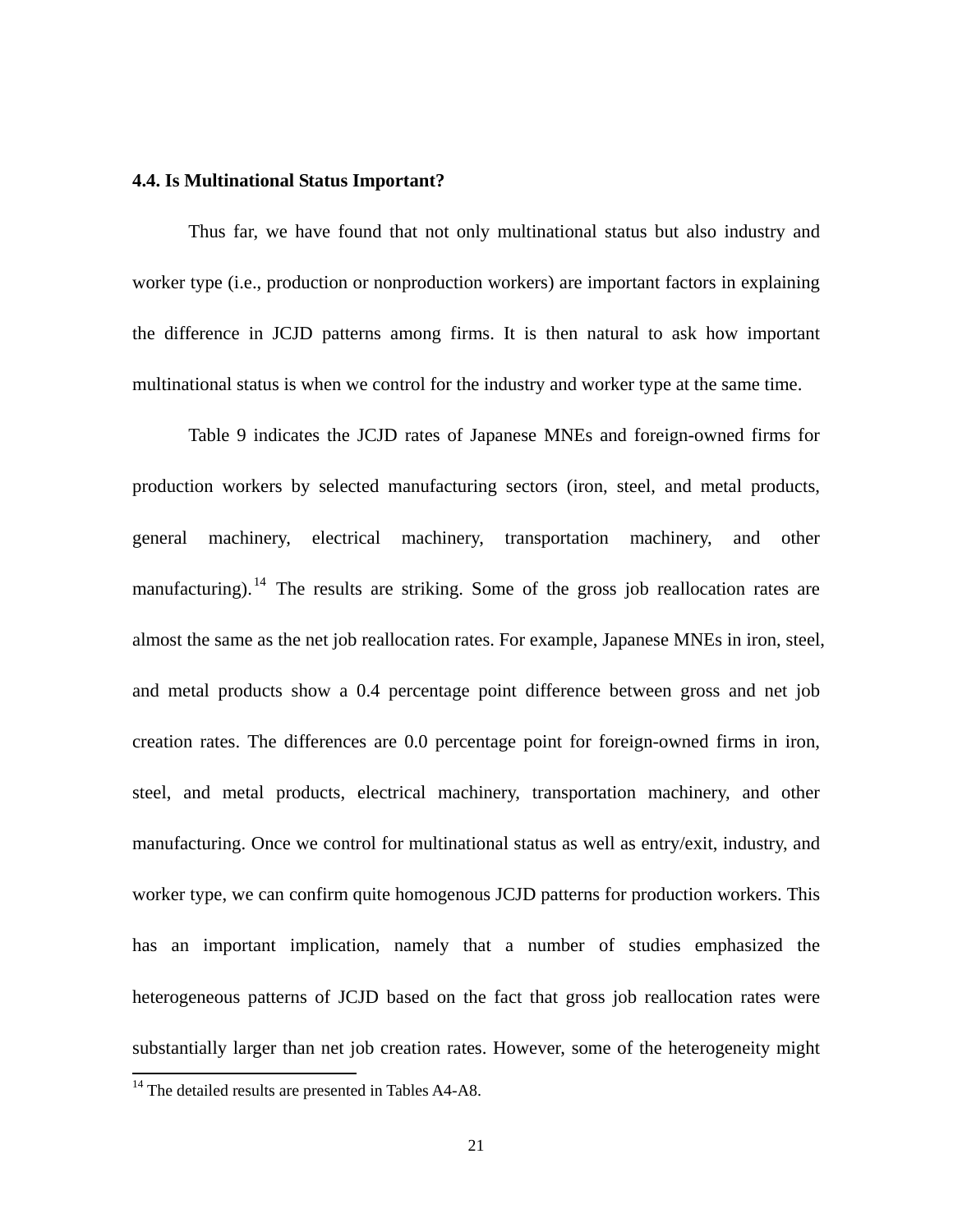### 4.4. Is Multinational Status Important?

Thus far, we have found that not only multinational status but also industry and worker type (i.e., production or nonproduction workers) are important factors in explaining the difference in JCJD patterns among firms. It is then natural to ask how important multinational status is when we control for the industry and worker type at the same time.

Table 9 indicates the JCJD rates of Japanese MNEs and foreign-owned firms for production workers by selected manufacturing sectors (iron, steel, and metal products, general machinery, electrical machinery, transportation machinery, and other manufacturing).[14] The results are striking. Some of the gross job reallocation rates are almost the same as the net job reallocation rates. For example, Japanese MNEs in iron, steel, and metal products show a 0.4 percentage point difference between gross and net job creation rates. The differences are 0.0 percentage point for foreign-owned firms in iron, steel, and metal products, electrical machinery, transportation machinery, and other manufacturing. Once we control for multinational status as well as entry/exit, industry, and worker type, we can confirm quite homogenous JCJD patterns for production workers. This has an important implication, namely that a number of studies emphasized the heterogeneous patterns of JCJD based on the fact that gross job reallocation rates were substantially larger than net job creation rates. However, some of the heterogeneity might

[14] The detailed results are presented in Tables A4-A8.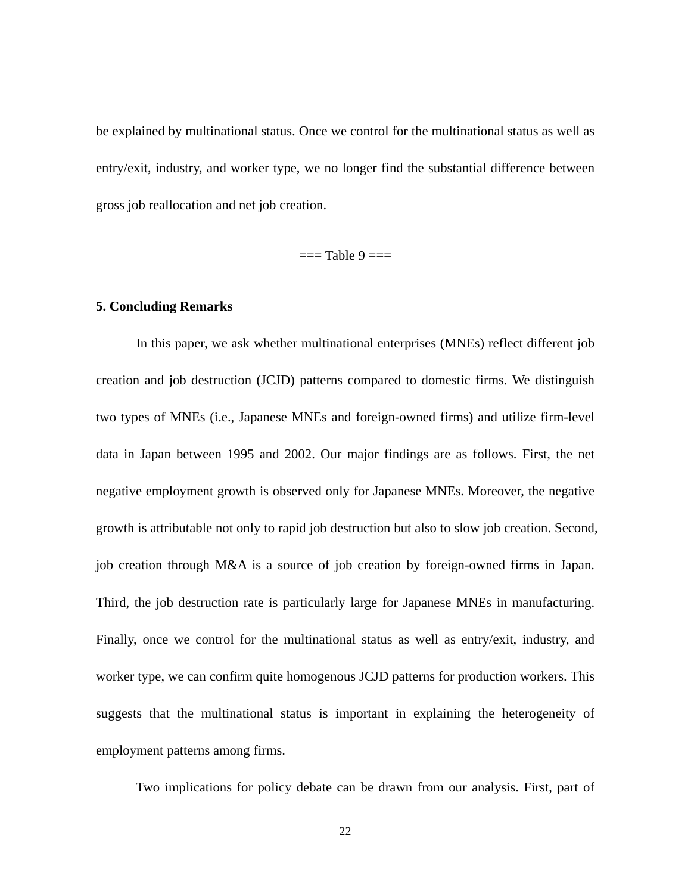be explained by multinational status. Once we control for the multinational status as well as entry/exit, industry, and worker type, we no longer find the substantial difference between gross job reallocation and net job creation.

=== Table 9 ===

## 5. Concluding Remarks

In this paper, we ask whether multinational enterprises (MNEs) reflect different job creation and job destruction (JCJD) patterns compared to domestic firms. We distinguish two types of MNEs (i.e., Japanese MNEs and foreign-owned firms) and utilize firm-level data in Japan between 1995 and 2002. Our major findings are as follows. First, the net negative employment growth is observed only for Japanese MNEs. Moreover, the negative growth is attributable not only to rapid job destruction but also to slow job creation. Second, job creation through M&A is a source of job creation by foreign-owned firms in Japan. Third, the job destruction rate is particularly large for Japanese MNEs in manufacturing. Finally, once we control for the multinational status as well as entry/exit, industry, and worker type, we can confirm quite homogenous JCJD patterns for production workers. This suggests that the multinational status is important in explaining the heterogeneity of employment patterns among firms.

Two implications for policy debate can be drawn from our analysis. First, part of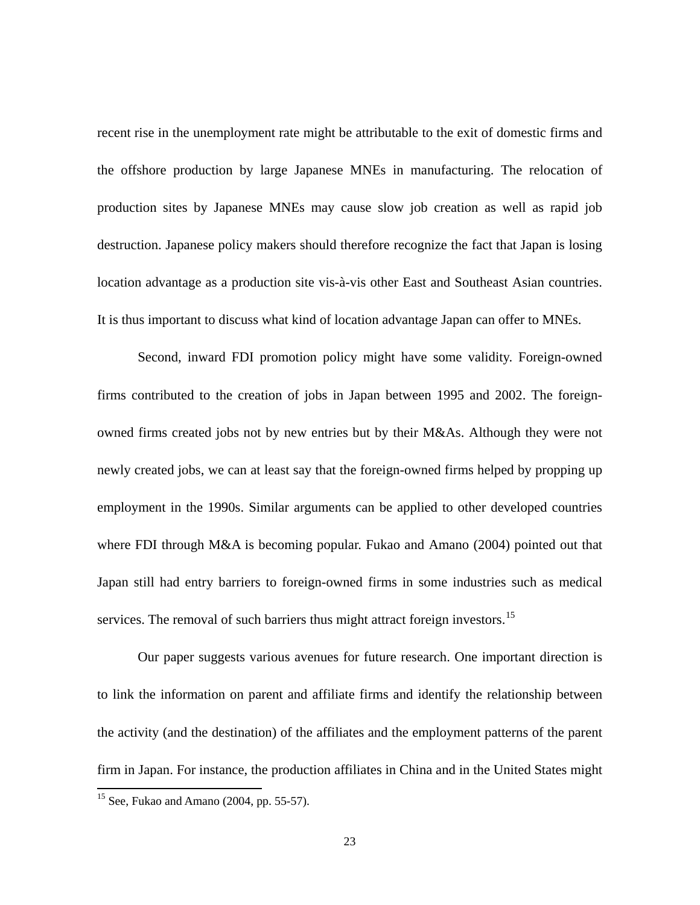recent rise in the unemployment rate might be attributable to the exit of domestic firms and the offshore production by large Japanese MNEs in manufacturing. The relocation of production sites by Japanese MNEs may cause slow job creation as well as rapid job destruction. Japanese policy makers should therefore recognize the fact that Japan is losing location advantage as a production site vis-à-vis other East and Southeast Asian countries. It is thus important to discuss what kind of location advantage Japan can offer to MNEs.

Second, inward FDI promotion policy might have some validity. Foreign-owned firms contributed to the creation of jobs in Japan between 1995 and 2002. The foreign-owned firms created jobs not by new entries but by their M&As. Although they were not newly created jobs, we can at least say that the foreign-owned firms helped by propping up employment in the 1990s. Similar arguments can be applied to other developed countries where FDI through M&A is becoming popular. Fukao and Amano (2004) pointed out that Japan still had entry barriers to foreign-owned firms in some industries such as medical services. The removal of such barriers thus might attract foreign investors.[15]

Our paper suggests various avenues for future research. One important direction is to link the information on parent and affiliate firms and identify the relationship between the activity (and the destination) of the affiliates and the employment patterns of the parent firm in Japan. For instance, the production affiliates in China and in the United States might

[15] See, Fukao and Amano (2004, pp. 55-57).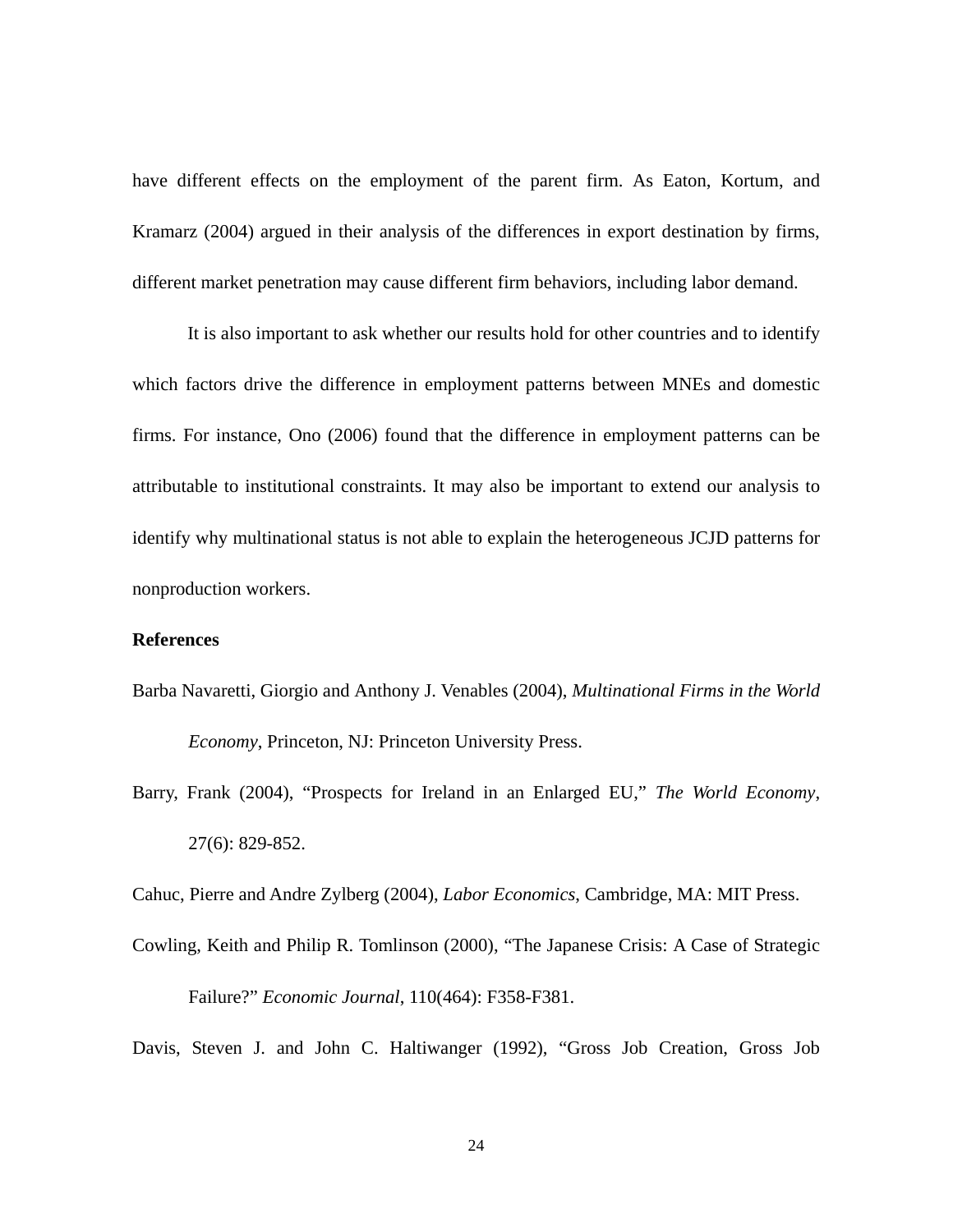have different effects on the employment of the parent firm. As Eaton, Kortum, and Kramarz (2004) argued in their analysis of the differences in export destination by firms, different market penetration may cause different firm behaviors, including labor demand.

It is also important to ask whether our results hold for other countries and to identify which factors drive the difference in employment patterns between MNEs and domestic firms. For instance, Ono (2006) found that the difference in employment patterns can be attributable to institutional constraints. It may also be important to extend our analysis to identify why multinational status is not able to explain the heterogeneous JCJD patterns for nonproduction workers.

**References**

Barba Navaretti, Giorgio and Anthony J. Venables (2004), *Multinational Firms in the World Economy*, Princeton, NJ: Princeton University Press.

Barry, Frank (2004), "Prospects for Ireland in an Enlarged EU," *The World Economy*, 27(6): 829-852.

Cahuc, Pierre and Andre Zylberg (2004), *Labor Economics*, Cambridge, MA: MIT Press.

Cowling, Keith and Philip R. Tomlinson (2000), "The Japanese Crisis: A Case of Strategic Failure?" *Economic Journal*, 110(464): F358-F381.

Davis, Steven J. and John C. Haltiwanger (1992), "Gross Job Creation, Gross Job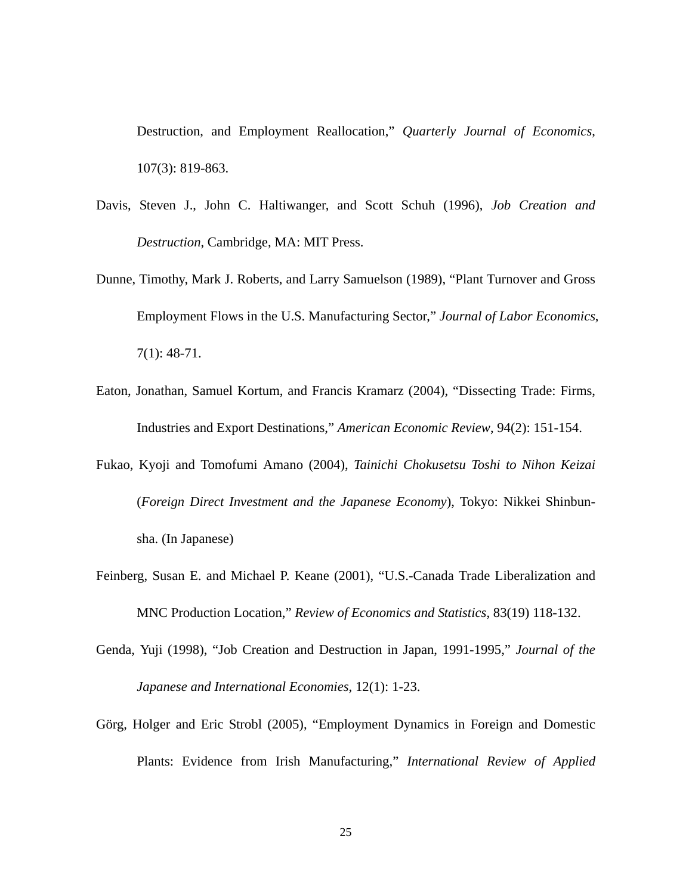Destruction, and Employment Reallocation," *Quarterly Journal of Economics*, 107(3): 819-863.

Davis, Steven J., John C. Haltiwanger, and Scott Schuh (1996), *Job Creation and Destruction*, Cambridge, MA: MIT Press.

Dunne, Timothy, Mark J. Roberts, and Larry Samuelson (1989), "Plant Turnover and Gross Employment Flows in the U.S. Manufacturing Sector," *Journal of Labor Economics*, 7(1): 48-71.

Eaton, Jonathan, Samuel Kortum, and Francis Kramarz (2004), "Dissecting Trade: Firms, Industries and Export Destinations," *American Economic Review*, 94(2): 151-154.

Fukao, Kyoji and Tomofumi Amano (2004), *Tainichi Chokusetsu Toshi to Nihon Keizai* (*Foreign Direct Investment and the Japanese Economy*), Tokyo: Nikkei Shinbun-sha. (In Japanese)

Feinberg, Susan E. and Michael P. Keane (2001), "U.S.-Canada Trade Liberalization and MNC Production Location," *Review of Economics and Statistics*, 83(19) 118-132.

Genda, Yuji (1998), "Job Creation and Destruction in Japan, 1991-1995," *Journal of the Japanese and International Economies*, 12(1): 1-23.

Görg, Holger and Eric Strobl (2005), "Employment Dynamics in Foreign and Domestic Plants: Evidence from Irish Manufacturing," *International Review of Applied*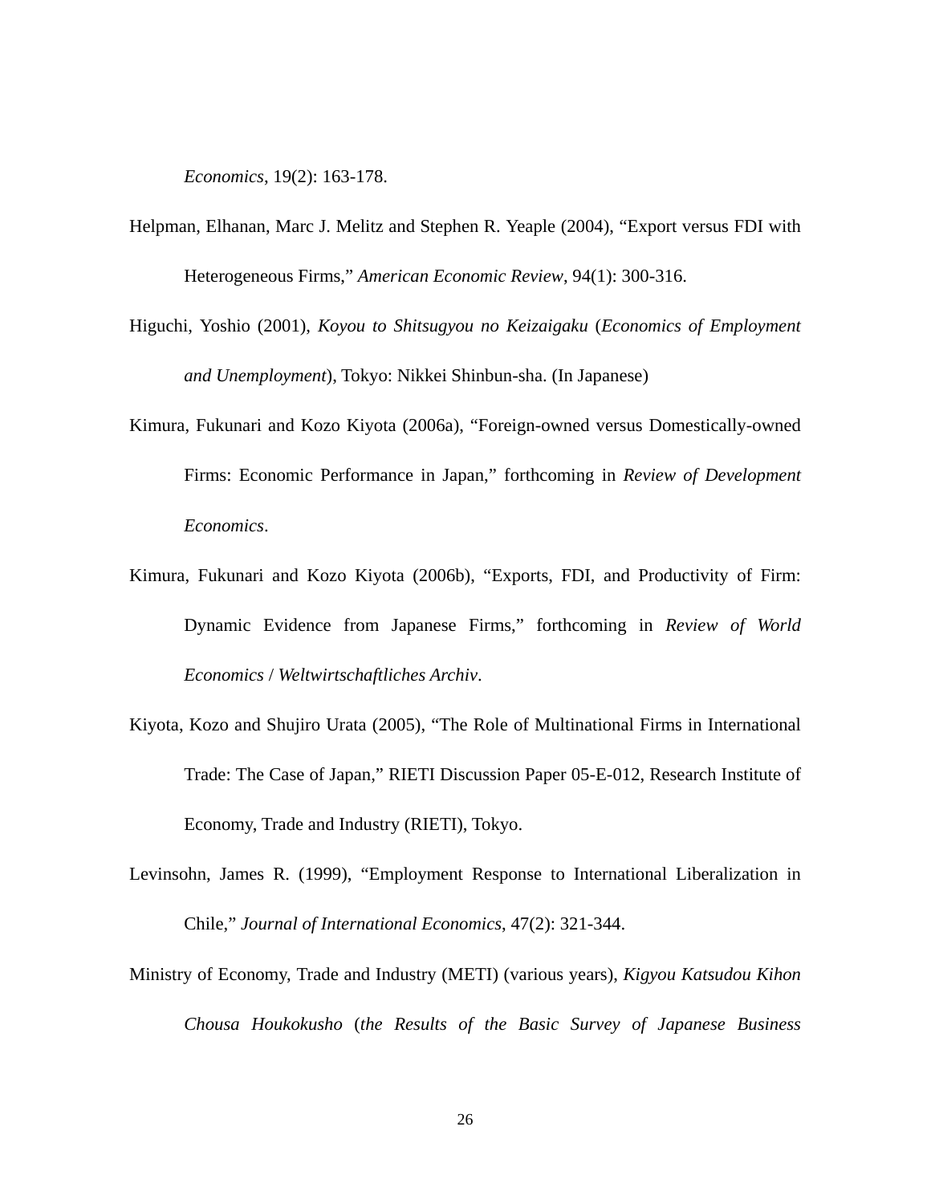*Economics*, 19(2): 163-178.

Helpman, Elhanan, Marc J. Melitz and Stephen R. Yeaple (2004), “Export versus FDI with Heterogeneous Firms,” *American Economic Review*, 94(1): 300-316.

Higuchi, Yoshio (2001), *Koyou to Shitsugyou no Keizaigaku* (*Economics of Employment and Unemployment*), Tokyo: Nikkei Shinbun-sha. (In Japanese)

Kimura, Fukunari and Kozo Kiyota (2006a), “Foreign-owned versus Domestically-owned Firms: Economic Performance in Japan,” forthcoming in *Review of Development Economics*.

Kimura, Fukunari and Kozo Kiyota (2006b), “Exports, FDI, and Productivity of Firm: Dynamic Evidence from Japanese Firms,” forthcoming in *Review of World Economics* / *Weltwirtschaftliches Archiv*.

Kiyota, Kozo and Shujiro Urata (2005), “The Role of Multinational Firms in International Trade: The Case of Japan,” RIETI Discussion Paper 05-E-012, Research Institute of Economy, Trade and Industry (RIETI), Tokyo.

Levinsohn, James R. (1999), “Employment Response to International Liberalization in Chile,” *Journal of International Economics*, 47(2): 321-344.

Ministry of Economy, Trade and Industry (METI) (various years), *Kigyou Katsudou Kihon Chousa Houkokusho* (*the Results of the Basic Survey of Japanese Business*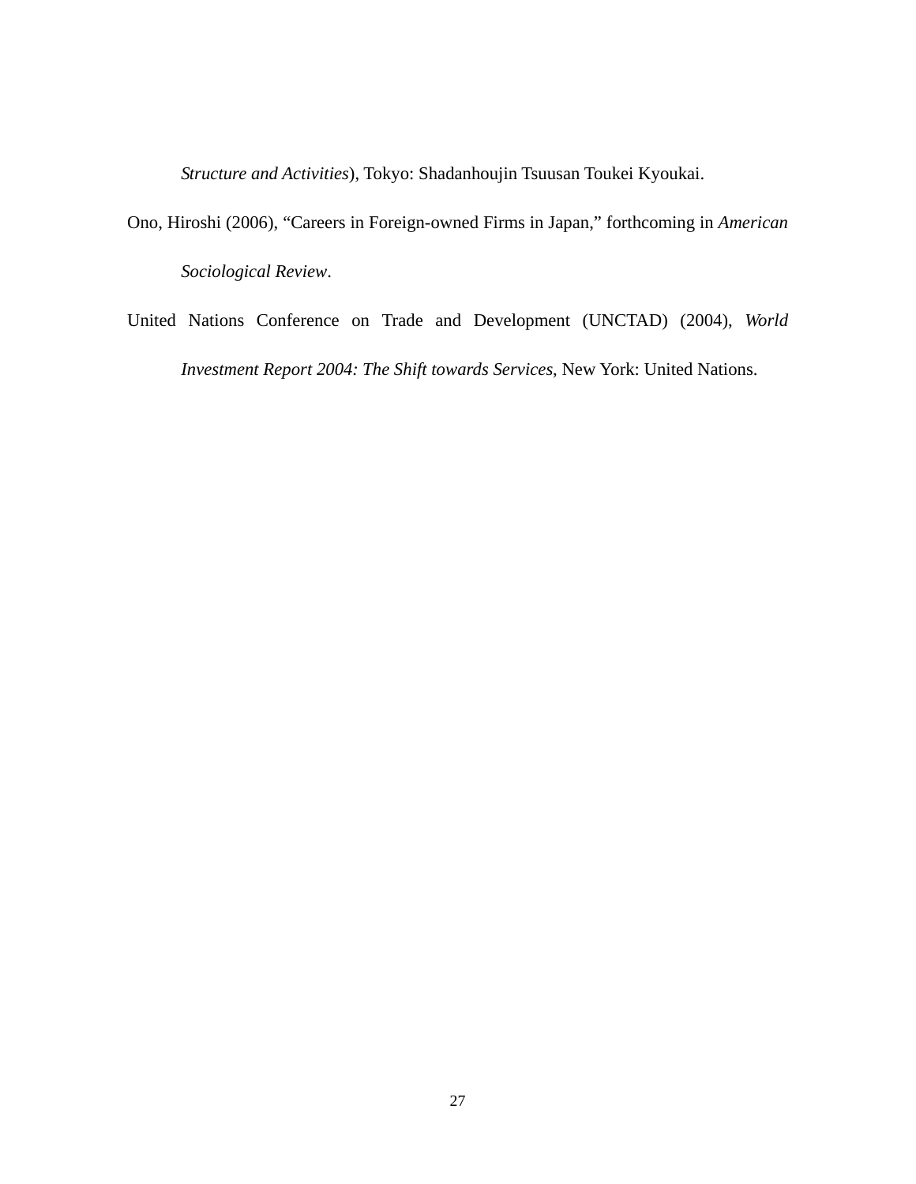*Structure and Activities*), Tokyo: Shadanhoujin Tsuusan Toukei Kyoukai.

Ono, Hiroshi (2006), "Careers in Foreign-owned Firms in Japan," forthcoming in *American Sociological Review*.

United Nations Conference on Trade and Development (UNCTAD) (2004), *World Investment Report 2004: The Shift towards Services*, New York: United Nations.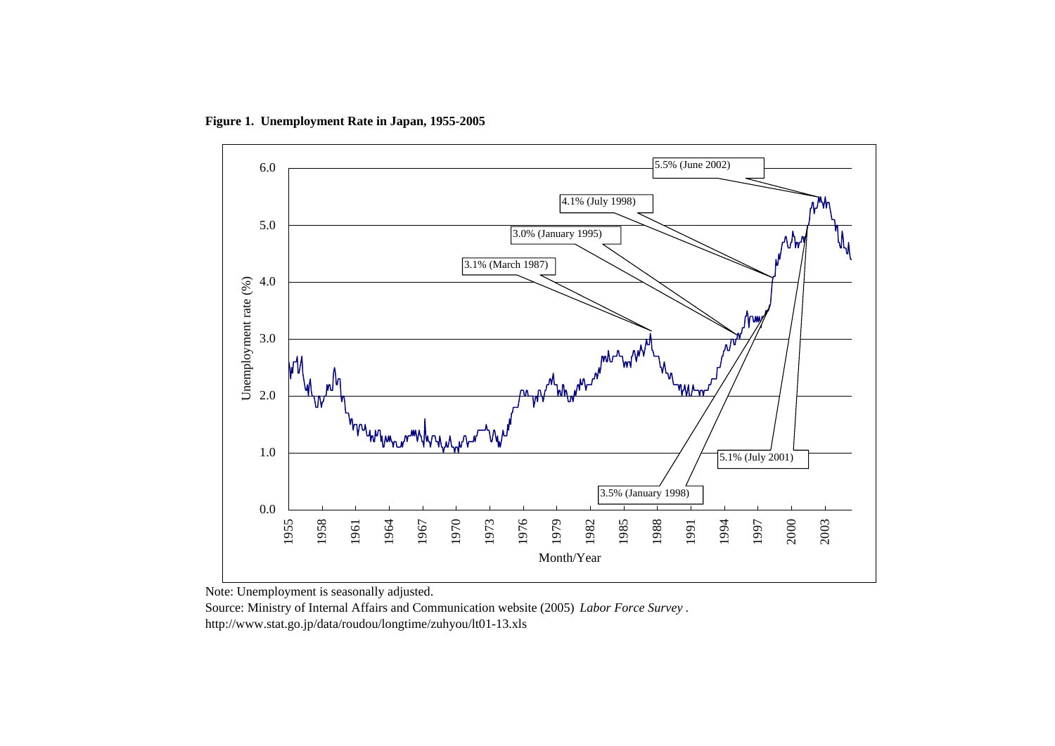**Figure 1. Unemployment Rate in Japan, 1955-2005**

Note: Unemployment is seasonally adjusted.

Source: Ministry of Internal Affairs and Communication website (2005) *Labor Force Survey*.

http://www.stat.go.jp/data/roudou/longtime/zuhyou/lt01-13.xls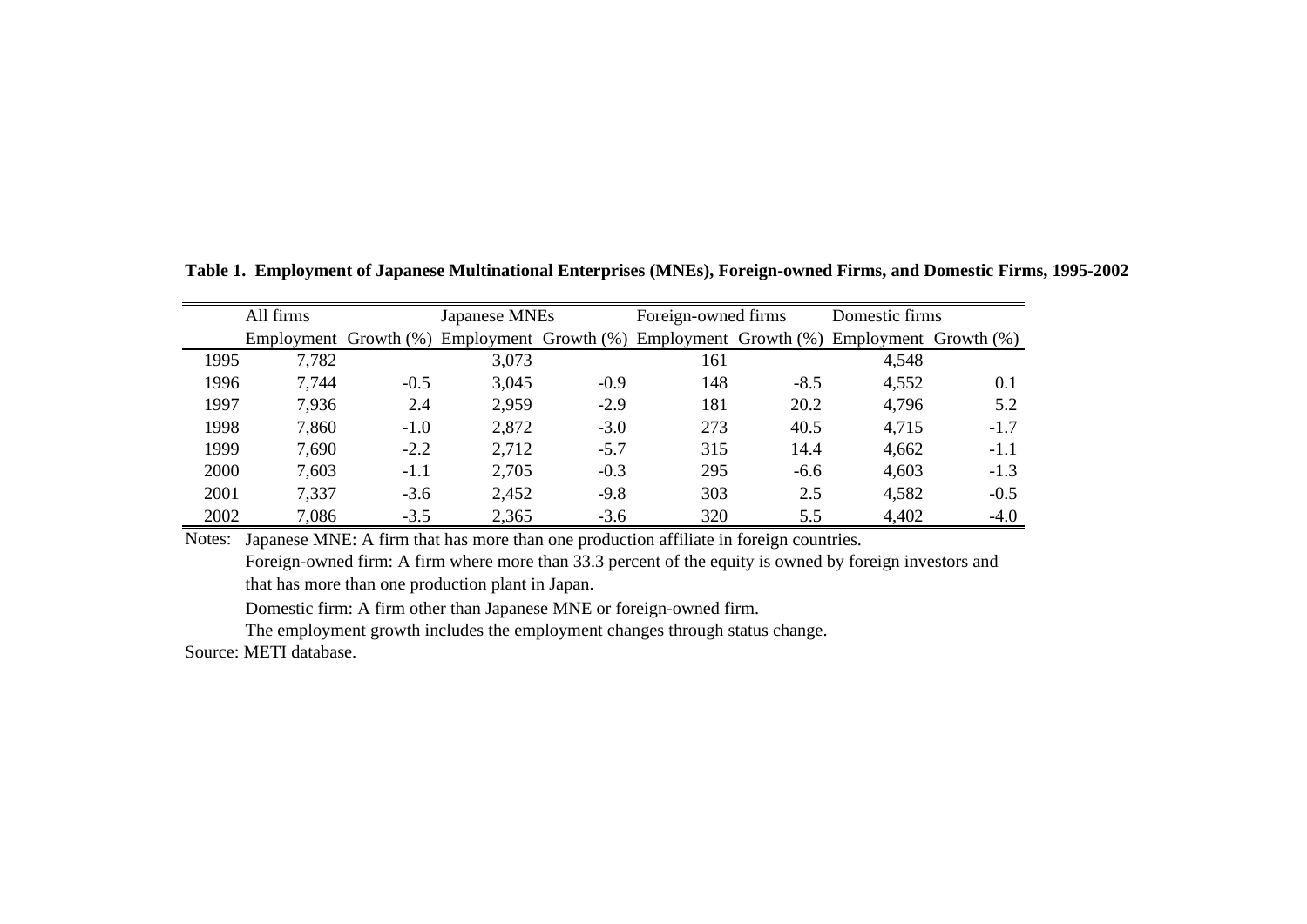**Table 1. Employment of Japanese Multinational Enterprises (MNEs), Foreign-owned Firms, and Domestic Firms, 1995-2002**

| | All firms | | Japanese MNEs | | Foreign-owned firms | | Domestic firms | |
|---|---|---|---|---|---|---|---|---|
| | Employment | Growth (%) | Employment | Growth (%) | Employment | Growth (%) | Employment | Growth (%) |
| 1995 | 7,782 | | 3,073 | | 161 | | 4,548 | |
| 1996 | 7,744 | -0.5 | 3,045 | -0.9 | 148 | -8.5 | 4,552 | 0.1 |
| 1997 | 7,936 | 2.4 | 2,959 | -2.9 | 181 | 20.2 | 4,796 | 5.2 |
| 1998 | 7,860 | -1.0 | 2,872 | -3.0 | 273 | 40.5 | 4,715 | -1.7 |
| 1999 | 7,690 | -2.2 | 2,712 | -5.7 | 315 | 14.4 | 4,662 | -1.1 |
| 2000 | 7,603 | -1.1 | 2,705 | -0.3 | 295 | -6.6 | 4,603 | -1.3 |
| 2001 | 7,337 | -3.6 | 2,452 | -9.8 | 303 | 2.5 | 4,582 | -0.5 |
| 2002 | 7,086 | -3.5 | 2,365 | -3.6 | 320 | 5.5 | 4,402 | -4.0 |

Notes: Japanese MNE: A firm that has more than one production affiliate in foreign countries.

Foreign-owned firm: A firm where more than 33.3 percent of the equity is owned by foreign investors and that has more than one production plant in Japan.

Domestic firm: A firm other than Japanese MNE or foreign-owned firm.

The employment growth includes the employment changes through status change.

Source: METI database.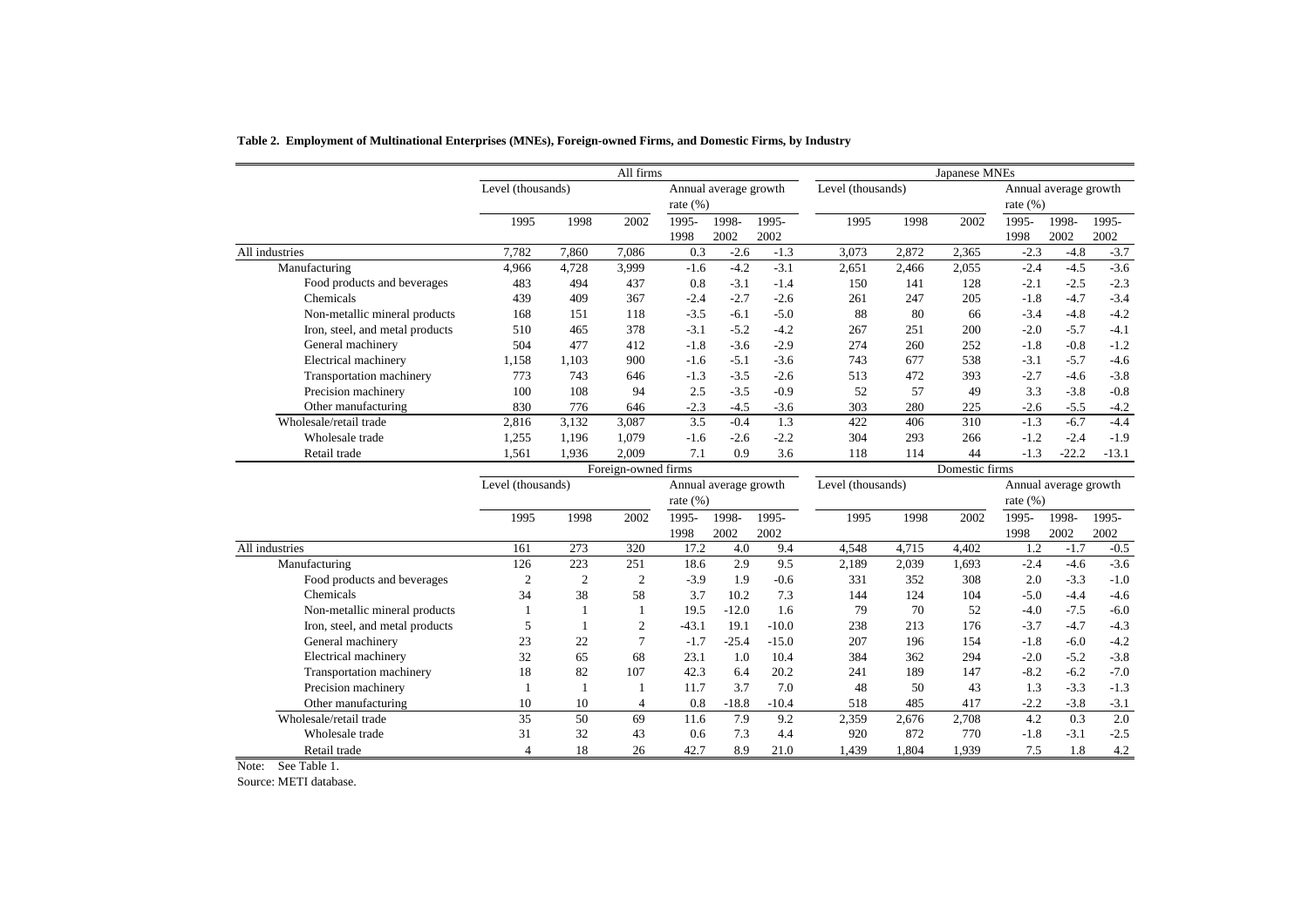**Table 2. Employment of Multinational Enterprises (MNEs), Foreign-owned Firms, and Domestic Firms, by Industry**

| | All firms | | | | | | Japanese MNEs | | | | | |
|---|---|---|---|---|---|---|---|---|---|---|---|---|
| | Level (thousands) | | | Annual average growth rate (%) | | | Level (thousands) | | | Annual average growth rate (%) | | |
| | 1995 | 1998 | 2002 | 1995-1998 | 1998-2002 | 1995-2002 | 1995 | 1998 | 2002 | 1995-1998 | 1998-2002 | 1995-2002 |
| All industries | 7,782 | 7,860 | 7,086 | 0.3 | -2.6 | -1.3 | 3,073 | 2,872 | 2,365 | -2.3 | -4.8 | -3.7 |
| Manufacturing | 4,966 | 4,728 | 3,999 | -1.6 | -4.2 | -3.1 | 2,651 | 2,466 | 2,055 | -2.4 | -4.5 | -3.6 |
| Food products and beverages | 483 | 494 | 437 | 0.8 | -3.1 | -1.4 | 150 | 141 | 128 | -2.1 | -2.5 | -2.3 |
| Chemicals | 439 | 409 | 367 | -2.4 | -2.7 | -2.6 | 261 | 247 | 205 | -1.8 | -4.7 | -3.4 |
| Non-metallic mineral products | 168 | 151 | 118 | -3.5 | -6.1 | -5.0 | 88 | 80 | 66 | -3.4 | -4.8 | -4.2 |
| Iron, steel, and metal products | 510 | 465 | 378 | -3.1 | -5.2 | -4.2 | 267 | 251 | 200 | -2.0 | -5.7 | -4.1 |
| General machinery | 504 | 477 | 412 | -1.8 | -3.6 | -2.9 | 274 | 260 | 252 | -1.8 | -0.8 | -1.2 |
| Electrical machinery | 1,158 | 1,103 | 900 | -1.6 | -5.1 | -3.6 | 743 | 677 | 538 | -3.1 | -5.7 | -4.6 |
| Transportation machinery | 773 | 743 | 646 | -1.3 | -3.5 | -2.6 | 513 | 472 | 393 | -2.7 | -4.6 | -3.8 |
| Precision machinery | 100 | 108 | 94 | 2.5 | -3.5 | -0.9 | 52 | 57 | 49 | 3.3 | -3.8 | -0.8 |
| Other manufacturing | 830 | 776 | 646 | -2.3 | -4.5 | -3.6 | 303 | 280 | 225 | -2.6 | -5.5 | -4.2 |
| Wholesale/retail trade | 2,816 | 3,132 | 3,087 | 3.5 | -0.4 | 1.3 | 422 | 406 | 310 | -1.3 | -6.7 | -4.4 |
| Wholesale trade | 1,255 | 1,196 | 1,079 | -1.6 | -2.6 | -2.2 | 304 | 293 | 266 | -1.2 | -2.4 | -1.9 |
| Retail trade | 1,561 | 1,936 | 2,009 | 7.1 | 0.9 | 3.6 | 118 | 114 | 44 | -1.3 | -22.2 | -13.1 |
| | **Foreign-owned firms** | | | | | | **Domestic firms** | | | | | |
| | Level (thousands) | | | Annual average growth rate (%) | | | Level (thousands) | | | Annual average growth rate (%) | | |
| | 1995 | 1998 | 2002 | 1995-1998 | 1998-2002 | 1995-2002 | 1995 | 1998 | 2002 | 1995-1998 | 1998-2002 | 1995-2002 |
| All industries | 161 | 273 | 320 | 17.2 | 4.0 | 9.4 | 4,548 | 4,715 | 4,402 | 1.2 | -1.7 | -0.5 |
| Manufacturing | 126 | 223 | 251 | 18.6 | 2.9 | 9.5 | 2,189 | 2,039 | 1,693 | -2.4 | -4.6 | -3.6 |
| Food products and beverages | 2 | 2 | 2 | -3.9 | 1.9 | -0.6 | 331 | 352 | 308 | 2.0 | -3.3 | -1.0 |
| Chemicals | 34 | 38 | 58 | 3.7 | 10.2 | 7.3 | 144 | 124 | 104 | -5.0 | -4.4 | -4.6 |
| Non-metallic mineral products | 1 | 1 | 1 | 19.5 | -12.0 | 1.6 | 79 | 70 | 52 | -4.0 | -7.5 | -6.0 |
| Iron, steel, and metal products | 5 | 1 | 2 | -43.1 | 19.1 | -10.0 | 238 | 213 | 176 | -3.7 | -4.7 | -4.3 |
| General machinery | 23 | 22 | 7 | -1.7 | -25.4 | -15.0 | 207 | 196 | 154 | -1.8 | -6.0 | -4.2 |
| Electrical machinery | 32 | 65 | 68 | 23.1 | 1.0 | 10.4 | 384 | 362 | 294 | -2.0 | -5.2 | -3.8 |
| Transportation machinery | 18 | 82 | 107 | 42.3 | 6.4 | 20.2 | 241 | 189 | 147 | -8.2 | -6.2 | -7.0 |
| Precision machinery | 1 | 1 | 1 | 11.7 | 3.7 | 7.0 | 48 | 50 | 43 | 1.3 | -3.3 | -1.3 |
| Other manufacturing | 10 | 10 | 4 | 0.8 | -18.8 | -10.4 | 518 | 485 | 417 | -2.2 | -3.8 | -3.1 |
| Wholesale/retail trade | 35 | 50 | 69 | 11.6 | 7.9 | 9.2 | 2,359 | 2,676 | 2,708 | 4.2 | 0.3 | 2.0 |
| Wholesale trade | 31 | 32 | 43 | 0.6 | 7.3 | 4.4 | 920 | 872 | 770 | -1.8 | -3.1 | -2.5 |
| Retail trade | 4 | 18 | 26 | 42.7 | 8.9 | 21.0 | 1,439 | 1,804 | 1,939 | 7.5 | 1.8 | 4.2 |

Note: See Table 1.

Source: METI database.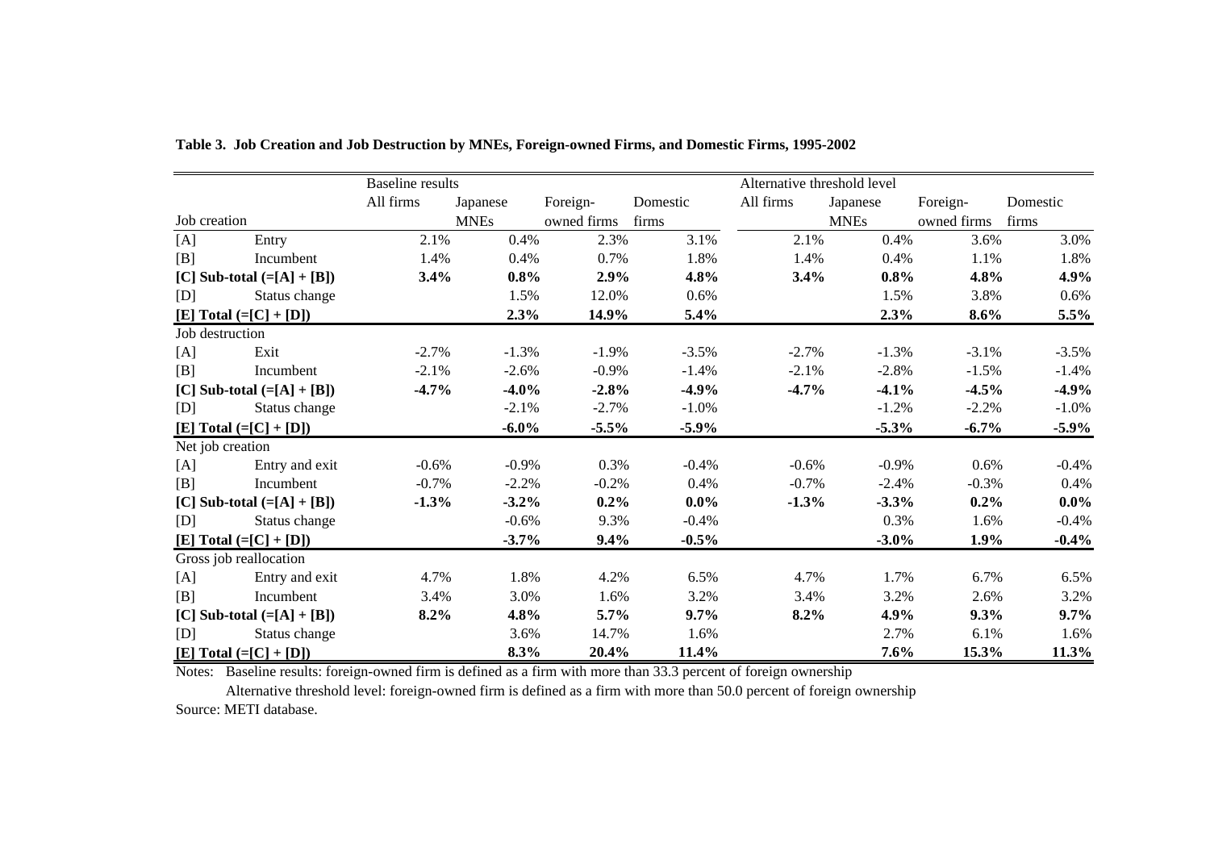**Table 3. Job Creation and Job Destruction by MNEs, Foreign-owned Firms, and Domestic Firms, 1995-2002**

| | | Baseline results | | | | Alternative threshold level | | | |
|---|---|---|---|---|---|---|---|---|---|
| | | All firms | Japanese MNEs | Foreign-owned firms | Domestic firms | All firms | Japanese MNEs | Foreign-owned firms | Domestic firms |
| Job creation | | | | | | | | | |
| [A] | Entry | 2.1% | 0.4% | 2.3% | 3.1% | 2.1% | 0.4% | 3.6% | 3.0% |
| [B] | Incumbent | 1.4% | 0.4% | 0.7% | 1.8% | 1.4% | 0.4% | 1.1% | 1.8% |
| **[C] Sub-total (=[A] + [B])** | | **3.4%** | **0.8%** | **2.9%** | **4.8%** | **3.4%** | **0.8%** | **4.8%** | **4.9%** |
| [D] | Status change | | 1.5% | 12.0% | 0.6% | | 1.5% | 3.8% | 0.6% |
| **[E] Total (=[C] + [D])** | | | **2.3%** | **14.9%** | **5.4%** | | **2.3%** | **8.6%** | **5.5%** |
| Job destruction | | | | | | | | | |
| [A] | Exit | -2.7% | -1.3% | -1.9% | -3.5% | -2.7% | -1.3% | -3.1% | -3.5% |
| [B] | Incumbent | -2.1% | -2.6% | -0.9% | -1.4% | -2.1% | -2.8% | -1.5% | -1.4% |
| **[C] Sub-total (=[A] + [B])** | | **-4.7%** | **-4.0%** | **-2.8%** | **-4.9%** | **-4.7%** | **-4.1%** | **-4.5%** | **-4.9%** |
| [D] | Status change | | -2.1% | -2.7% | -1.0% | | -1.2% | -2.2% | -1.0% |
| **[E] Total (=[C] + [D])** | | | **-6.0%** | **-5.5%** | **-5.9%** | | **-5.3%** | **-6.7%** | **-5.9%** |
| Net job creation | | | | | | | | | |
| [A] | Entry and exit | -0.6% | -0.9% | 0.3% | -0.4% | -0.6% | -0.9% | 0.6% | -0.4% |
| [B] | Incumbent | -0.7% | -2.2% | -0.2% | 0.4% | -0.7% | -2.4% | -0.3% | 0.4% |
| **[C] Sub-total (=[A] + [B])** | | **-1.3%** | **-3.2%** | **0.2%** | **0.0%** | **-1.3%** | **-3.3%** | **0.2%** | **0.0%** |
| [D] | Status change | | -0.6% | 9.3% | -0.4% | | 0.3% | 1.6% | -0.4% |
| **[E] Total (=[C] + [D])** | | | **-3.7%** | **9.4%** | **-0.5%** | | **-3.0%** | **1.9%** | **-0.4%** |
| Gross job reallocation | | | | | | | | | |
| [A] | Entry and exit | 4.7% | 1.8% | 4.2% | 6.5% | 4.7% | 1.7% | 6.7% | 6.5% |
| [B] | Incumbent | 3.4% | 3.0% | 1.6% | 3.2% | 3.4% | 3.2% | 2.6% | 3.2% |
| **[C] Sub-total (=[A] + [B])** | | **8.2%** | **4.8%** | **5.7%** | **9.7%** | **8.2%** | **4.9%** | **9.3%** | **9.7%** |
| [D] | Status change | | 3.6% | 14.7% | 1.6% | | 2.7% | 6.1% | 1.6% |
| **[E] Total (=[C] + [D])** | | | **8.3%** | **20.4%** | **11.4%** | | **7.6%** | **15.3%** | **11.3%** |

Notes: Baseline results: foreign-owned firm is defined as a firm with more than 33.3 percent of foreign ownership

Alternative threshold level: foreign-owned firm is defined as a firm with more than 50.0 percent of foreign ownership

Source: METI database.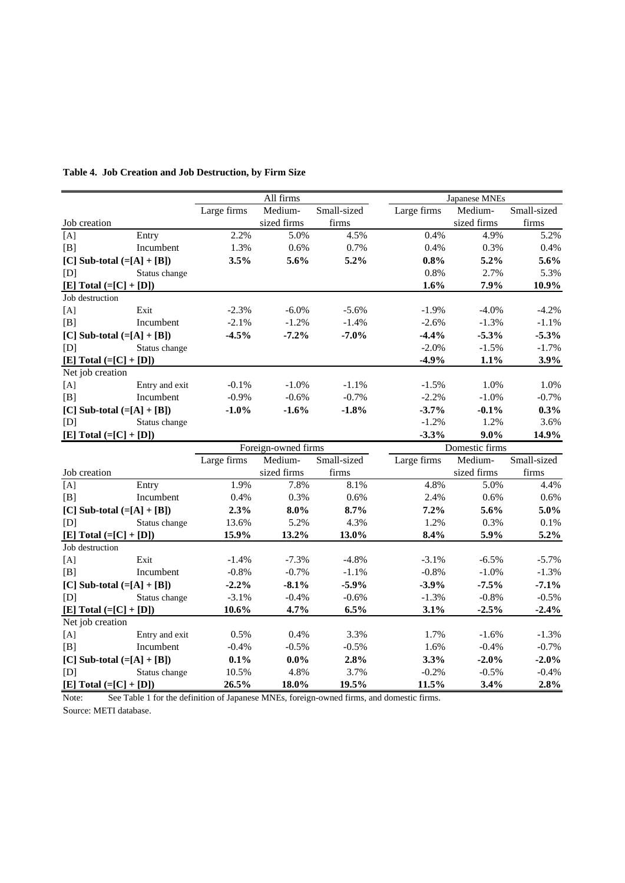**Table 4. Job Creation and Job Destruction, by Firm Size**

| | | All firms | | | Japanese MNEs | | |
|---|---|---|---|---|---|---|---|
| | | Large firms | Medium-sized firms | Small-sized firms | Large firms | Medium-sized firms | Small-sized firms |
| Job creation | | | | | | | |
| [A] | Entry | 2.2% | 5.0% | 4.5% | 0.4% | 4.9% | 5.2% |
| [B] | Incumbent | 1.3% | 0.6% | 0.7% | 0.4% | 0.3% | 0.4% |
| **[C] Sub-total (=[A] + [B])** | | **3.5%** | **5.6%** | **5.2%** | **0.8%** | **5.2%** | **5.6%** |
| [D] | Status change | | | | 0.8% | 2.7% | 5.3% |
| **[E] Total (=[C] + [D])** | | | | | **1.6%** | **7.9%** | **10.9%** |
| Job destruction | | | | | | | |
| [A] | Exit | -2.3% | -6.0% | -5.6% | -1.9% | -4.0% | -4.2% |
| [B] | Incumbent | -2.1% | -1.2% | -1.4% | -2.6% | -1.3% | -1.1% |
| **[C] Sub-total (=[A] + [B])** | | **-4.5%** | **-7.2%** | **-7.0%** | **-4.4%** | **-5.3%** | **-5.3%** |
| [D] | Status change | | | | -2.0% | -1.5% | -1.7% |
| **[E] Total (=[C] + [D])** | | | | | **-4.9%** | **1.1%** | **3.9%** |
| Net job creation | | | | | | | |
| [A] | Entry and exit | -0.1% | -1.0% | -1.1% | -1.5% | 1.0% | 1.0% |
| [B] | Incumbent | -0.9% | -0.6% | -0.7% | -2.2% | -1.0% | -0.7% |
| **[C] Sub-total (=[A] + [B])** | | **-1.0%** | **-1.6%** | **-1.8%** | **-3.7%** | **-0.1%** | **0.3%** |
| [D] | Status change | | | | -1.2% | 1.2% | 3.6% |
| **[E] Total (=[C] + [D])** | | | | | **-3.3%** | **9.0%** | **14.9%** |
| | | Foreign-owned firms | | | Domestic firms | | |
| | | Large firms | Medium-sized firms | Small-sized firms | Large firms | Medium-sized firms | Small-sized firms |
| Job creation | | | | | | | |
| [A] | Entry | 1.9% | 7.8% | 8.1% | 4.8% | 5.0% | 4.4% |
| [B] | Incumbent | 0.4% | 0.3% | 0.6% | 2.4% | 0.6% | 0.6% |
| **[C] Sub-total (=[A] + [B])** | | **2.3%** | **8.0%** | **8.7%** | **7.2%** | **5.6%** | **5.0%** |
| [D] | Status change | 13.6% | 5.2% | 4.3% | 1.2% | 0.3% | 0.1% |
| **[E] Total (=[C] + [D])** | | **15.9%** | **13.2%** | **13.0%** | **8.4%** | **5.9%** | **5.2%** |
| Job destruction | | | | | | | |
| [A] | Exit | -1.4% | -7.3% | -4.8% | -3.1% | -6.5% | -5.7% |
| [B] | Incumbent | -0.8% | -0.7% | -1.1% | -0.8% | -1.0% | -1.3% |
| **[C] Sub-total (=[A] + [B])** | | **-2.2%** | **-8.1%** | **-5.9%** | **-3.9%** | **-7.5%** | **-7.1%** |
| [D] | Status change | -3.1% | -0.4% | -0.6% | -1.3% | -0.8% | -0.5% |
| **[E] Total (=[C] + [D])** | | **10.6%** | **4.7%** | **6.5%** | **3.1%** | **-2.5%** | **-2.4%** |
| Net job creation | | | | | | | |
| [A] | Entry and exit | 0.5% | 0.4% | 3.3% | 1.7% | -1.6% | -1.3% |
| [B] | Incumbent | -0.4% | -0.5% | -0.5% | 1.6% | -0.4% | -0.7% |
| **[C] Sub-total (=[A] + [B])** | | **0.1%** | **0.0%** | **2.8%** | **3.3%** | **-2.0%** | **-2.0%** |
| [D] | Status change | 10.5% | 4.8% | 3.7% | -0.2% | -0.5% | -0.4% |
| **[E] Total (=[C] + [D])** | | **26.5%** | **18.0%** | **19.5%** | **11.5%** | **3.4%** | **2.8%** |

Note: See Table 1 for the definition of Japanese MNEs, foreign-owned firms, and domestic firms.

Source: METI database.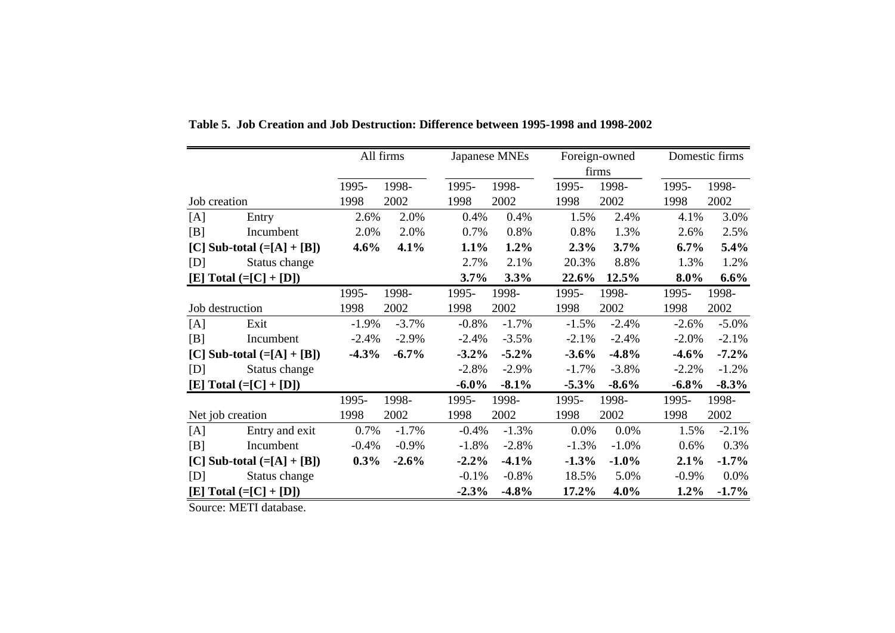**Table 5. Job Creation and Job Destruction: Difference between 1995-1998 and 1998-2002**

| | | All firms | | Japanese MNEs | | Foreign-owned firms | | Domestic firms | |
|---|---|---|---|---|---|---|---|---|---|
| Job creation | | 1995-1998 | 1998-2002 | 1995-1998 | 1998-2002 | 1995-1998 | 1998-2002 | 1995-1998 | 1998-2002 |
| [A] | Entry | 2.6% | 2.0% | 0.4% | 0.4% | 1.5% | 2.4% | 4.1% | 3.0% |
| [B] | Incumbent | 2.0% | 2.0% | 0.7% | 0.8% | 0.8% | 1.3% | 2.6% | 2.5% |
| **[C] Sub-total (=[A] + [B])** | | **4.6%** | **4.1%** | **1.1%** | **1.2%** | **2.3%** | **3.7%** | **6.7%** | **5.4%** |
| [D] | Status change | | | 2.7% | 2.1% | 20.3% | 8.8% | 1.3% | 1.2% |
| **[E] Total (=[C] + [D])** | | | | **3.7%** | **3.3%** | **22.6%** | **12.5%** | **8.0%** | **6.6%** |
| Job destruction | | 1995-1998 | 1998-2002 | 1995-1998 | 1998-2002 | 1995-1998 | 1998-2002 | 1995-1998 | 1998-2002 |
| [A] | Exit | -1.9% | -3.7% | -0.8% | -1.7% | -1.5% | -2.4% | -2.6% | -5.0% |
| [B] | Incumbent | -2.4% | -2.9% | -2.4% | -3.5% | -2.1% | -2.4% | -2.0% | -2.1% |
| **[C] Sub-total (=[A] + [B])** | | **-4.3%** | **-6.7%** | **-3.2%** | **-5.2%** | **-3.6%** | **-4.8%** | **-4.6%** | **-7.2%** |
| [D] | Status change | | | -2.8% | -2.9% | -1.7% | -3.8% | -2.2% | -1.2% |
| **[E] Total (=[C] + [D])** | | | | **-6.0%** | **-8.1%** | **-5.3%** | **-8.6%** | **-6.8%** | **-8.3%** |
| Net job creation | | 1995-1998 | 1998-2002 | 1995-1998 | 1998-2002 | 1995-1998 | 1998-2002 | 1995-1998 | 1998-2002 |
| [A] | Entry and exit | 0.7% | -1.7% | -0.4% | -1.3% | 0.0% | 0.0% | 1.5% | -2.1% |
| [B] | Incumbent | -0.4% | -0.9% | -1.8% | -2.8% | -1.3% | -1.0% | 0.6% | 0.3% |
| **[C] Sub-total (=[A] + [B])** | | **0.3%** | **-2.6%** | **-2.2%** | **-4.1%** | **-1.3%** | **-1.0%** | **2.1%** | **-1.7%** |
| [D] | Status change | | | -0.1% | -0.8% | 18.5% | 5.0% | -0.9% | 0.0% |
| **[E] Total (=[C] + [D])** | | | | **-2.3%** | **-4.8%** | **17.2%** | **4.0%** | **1.2%** | **-1.7%** |

Source: METI database.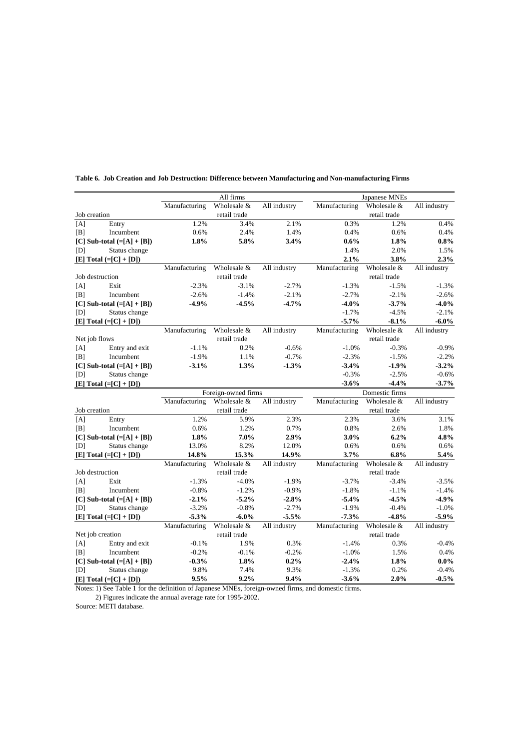**Table 6. Job Creation and Job Destruction: Difference between Manufacturing and Non-manufacturing Firms**

| | | All firms | | | Japanese MNEs | | |
|---|---|---|---|---|---|---|---|
| Job creation | | Manufacturing | Wholesale & retail trade | All industry | Manufacturing | Wholesale & retail trade | All industry |
| [A] | Entry | 1.2% | 3.4% | 2.1% | 0.3% | 1.2% | 0.4% |
| [B] | Incumbent | 0.6% | 2.4% | 1.4% | 0.4% | 0.6% | 0.4% |
| **[C] Sub-total (=[A] + [B])** | | **1.8%** | **5.8%** | **3.4%** | **0.6%** | **1.8%** | **0.8%** |
| [D] | Status change | | | | 1.4% | 2.0% | 1.5% |
| **[E] Total (=[C] + [D])** | | | | | **2.1%** | **3.8%** | **2.3%** |
| Job destruction | | Manufacturing | Wholesale & retail trade | All industry | Manufacturing | Wholesale & retail trade | All industry |
| [A] | Exit | -2.3% | -3.1% | -2.7% | -1.3% | -1.5% | -1.3% |
| [B] | Incumbent | -2.6% | -1.4% | -2.1% | -2.7% | -2.1% | -2.6% |
| **[C] Sub-total (=[A] + [B])** | | **-4.9%** | **-4.5%** | **-4.7%** | **-4.0%** | **-3.7%** | **-4.0%** |
| [D] | Status change | | | | -1.7% | -4.5% | -2.1% |
| **[E] Total (=[C] + [D])** | | | | | **-5.7%** | **-8.1%** | **-6.0%** |
| Net job flows | | Manufacturing | Wholesale & retail trade | All industry | Manufacturing | Wholesale & retail trade | All industry |
| [A] | Entry and exit | -1.1% | 0.2% | -0.6% | -1.0% | -0.3% | -0.9% |
| [B] | Incumbent | -1.9% | 1.1% | -0.7% | -2.3% | -1.5% | -2.2% |
| **[C] Sub-total (=[A] + [B])** | | **-3.1%** | **1.3%** | **-1.3%** | **-3.4%** | **-1.9%** | **-3.2%** |
| [D] | Status change | | | | -0.3% | -2.5% | -0.6% |
| **[E] Total (=[C] + [D])** | | | | | **-3.6%** | **-4.4%** | **-3.7%** |
| | | Foreign-owned firms | | | Domestic firms | | |
| Job creation | | Manufacturing | Wholesale & retail trade | All industry | Manufacturing | Wholesale & retail trade | All industry |
| [A] | Entry | 1.2% | 5.9% | 2.3% | 2.3% | 3.6% | 3.1% |
| [B] | Incumbent | 0.6% | 1.2% | 0.7% | 0.8% | 2.6% | 1.8% |
| **[C] Sub-total (=[A] + [B])** | | **1.8%** | **7.0%** | **2.9%** | **3.0%** | **6.2%** | **4.8%** |
| [D] | Status change | 13.0% | 8.2% | 12.0% | 0.6% | 0.6% | 0.6% |
| **[E] Total (=[C] + [D])** | | **14.8%** | **15.3%** | **14.9%** | **3.7%** | **6.8%** | **5.4%** |
| Job destruction | | Manufacturing | Wholesale & retail trade | All industry | Manufacturing | Wholesale & retail trade | All industry |
| [A] | Exit | -1.3% | -4.0% | -1.9% | -3.7% | -3.4% | -3.5% |
| [B] | Incumbent | -0.8% | -1.2% | -0.9% | -1.8% | -1.1% | -1.4% |
| **[C] Sub-total (=[A] + [B])** | | **-2.1%** | **-5.2%** | **-2.8%** | **-5.4%** | **-4.5%** | **-4.9%** |
| [D] | Status change | -3.2% | -0.8% | -2.7% | -1.9% | -0.4% | -1.0% |
| **[E] Total (=[C] + [D])** | | **-5.3%** | **-6.0%** | **-5.5%** | **-7.3%** | **-4.8%** | **-5.9%** |
| Net job creation | | Manufacturing | Wholesale & retail trade | All industry | Manufacturing | Wholesale & retail trade | All industry |
| [A] | Entry and exit | -0.1% | 1.9% | 0.3% | -1.4% | 0.3% | -0.4% |
| [B] | Incumbent | -0.2% | -0.1% | -0.2% | -1.0% | 1.5% | 0.4% |
| **[C] Sub-total (=[A] + [B])** | | **-0.3%** | **1.8%** | **0.2%** | **-2.4%** | **1.8%** | **0.0%** |
| [D] | Status change | 9.8% | 7.4% | 9.3% | -1.3% | 0.2% | -0.4% |
| **[E] Total (=[C] + [D])** | | **9.5%** | **9.2%** | **9.4%** | **-3.6%** | **2.0%** | **-0.5%** |

Notes: 1) See Table 1 for the definition of Japanese MNEs, foreign-owned firms, and domestic firms.

2) Figures indicate the annual average rate for 1995-2002.

Source: METI database.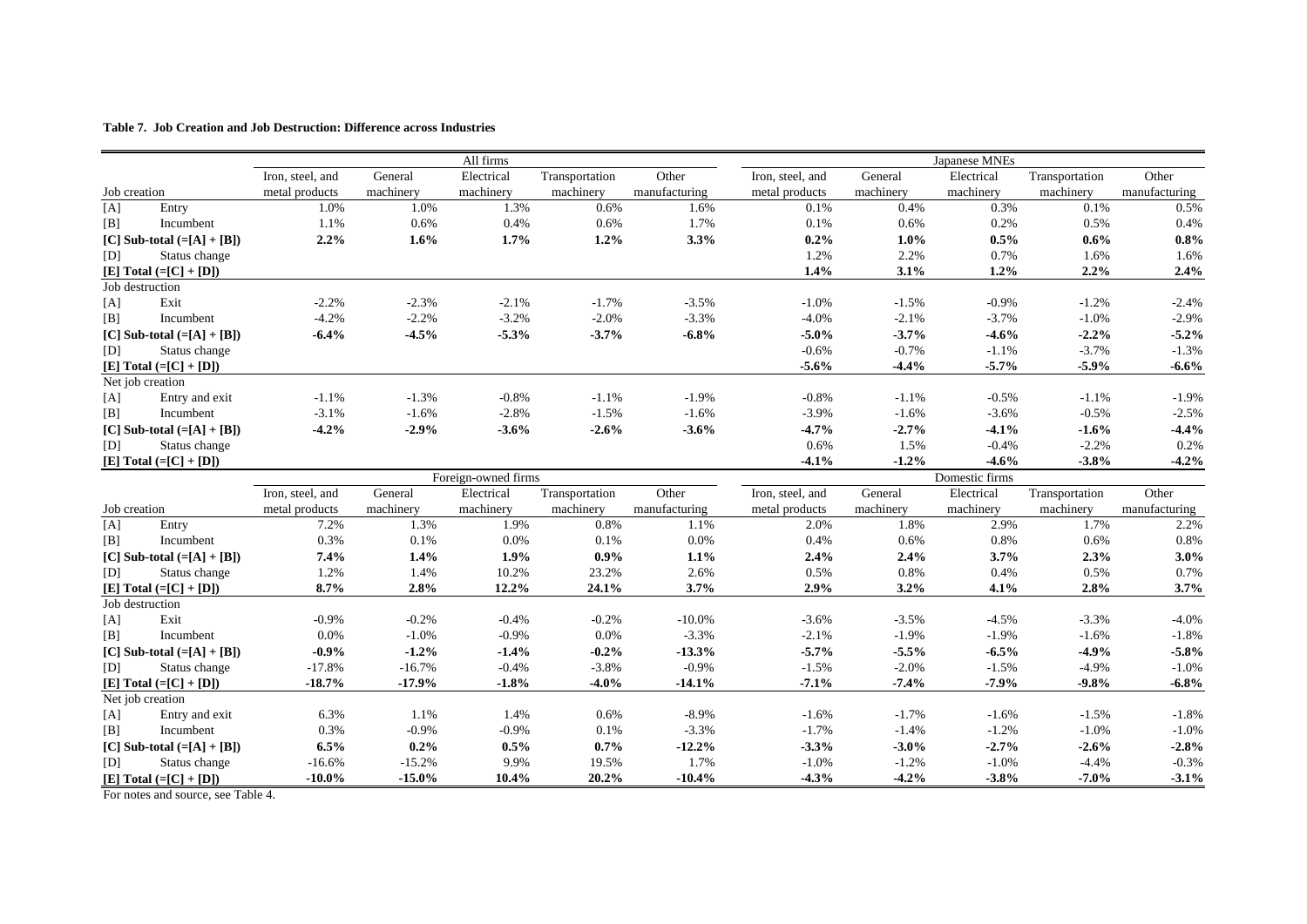**Table 7. Job Creation and Job Destruction: Difference across Industries**

| | All firms | | | | | Japanese MNEs | | | | |
|---|---|---|---|---|---|---|---|---|---|---|
| Job creation | Iron, steel, and metal products | General machinery | Electrical machinery | Transportation machinery | Other manufacturing | Iron, steel, and metal products | General machinery | Electrical machinery | Transportation machinery | Other manufacturing |
| [A] Entry | 1.0% | 1.0% | 1.3% | 0.6% | 1.6% | 0.1% | 0.4% | 0.3% | 0.1% | 0.5% |
| [B] Incumbent | 1.1% | 0.6% | 0.4% | 0.6% | 1.7% | 0.1% | 0.6% | 0.2% | 0.5% | 0.4% |
| **[C] Sub-total (=[A] + [B])** | **2.2%** | **1.6%** | **1.7%** | **1.2%** | **3.3%** | **0.2%** | **1.0%** | **0.5%** | **0.6%** | **0.8%** |
| [D] Status change | | | | | | 1.2% | 2.2% | 0.7% | 1.6% | 1.6% |
| **[E] Total (=[C] + [D])** | | | | | | **1.4%** | **3.1%** | **1.2%** | **2.2%** | **2.4%** |
| Job destruction | | | | | | | | | | |
| [A] Exit | -2.2% | -2.3% | -2.1% | -1.7% | -3.5% | -1.0% | -1.5% | -0.9% | -1.2% | -2.4% |
| [B] Incumbent | -4.2% | -2.2% | -3.2% | -2.0% | -3.3% | -4.0% | -2.1% | -3.7% | -1.0% | -2.9% |
| **[C] Sub-total (=[A] + [B])** | **-6.4%** | **-4.5%** | **-5.3%** | **-3.7%** | **-6.8%** | **-5.0%** | **-3.7%** | **-4.6%** | **-2.2%** | **-5.2%** |
| [D] Status change | | | | | | -0.6% | -0.7% | -1.1% | -3.7% | -1.3% |
| **[E] Total (=[C] + [D])** | | | | | | **-5.6%** | **-4.4%** | **-5.7%** | **-5.9%** | **-6.6%** |
| Net job creation | | | | | | | | | | |
| [A] Entry and exit | -1.1% | -1.3% | -0.8% | -1.1% | -1.9% | -0.8% | -1.1% | -0.5% | -1.1% | -1.9% |
| [B] Incumbent | -3.1% | -1.6% | -2.8% | -1.5% | -1.6% | -3.9% | -1.6% | -3.6% | -0.5% | -2.5% |
| **[C] Sub-total (=[A] + [B])** | **-4.2%** | **-2.9%** | **-3.6%** | **-2.6%** | **-3.6%** | **-4.7%** | **-2.7%** | **-4.1%** | **-1.6%** | **-4.4%** |
| [D] Status change | | | | | | 0.6% | 1.5% | -0.4% | -2.2% | 0.2% |
| **[E] Total (=[C] + [D])** | | | | | | **-4.1%** | **-1.2%** | **-4.6%** | **-3.8%** | **-4.2%** |
| | **Foreign-owned firms** | | | | | **Domestic firms** | | | | |
| Job creation | Iron, steel, and metal products | General machinery | Electrical machinery | Transportation machinery | Other manufacturing | Iron, steel, and metal products | General machinery | Electrical machinery | Transportation machinery | Other manufacturing |
| [A] Entry | 7.2% | 1.3% | 1.9% | 0.8% | 1.1% | 2.0% | 1.8% | 2.9% | 1.7% | 2.2% |
| [B] Incumbent | 0.3% | 0.1% | 0.0% | 0.1% | 0.0% | 0.4% | 0.6% | 0.8% | 0.6% | 0.8% |
| **[C] Sub-total (=[A] + [B])** | **7.4%** | **1.4%** | **1.9%** | **0.9%** | **1.1%** | **2.4%** | **2.4%** | **3.7%** | **2.3%** | **3.0%** |
| [D] Status change | 1.2% | 1.4% | 10.2% | 23.2% | 2.6% | 0.5% | 0.8% | 0.4% | 0.5% | 0.7% |
| **[E] Total (=[C] + [D])** | **8.7%** | **2.8%** | **12.2%** | **24.1%** | **3.7%** | **2.9%** | **3.2%** | **4.1%** | **2.8%** | **3.7%** |
| Job destruction | | | | | | | | | | |
| [A] Exit | -0.9% | -0.2% | -0.4% | -0.2% | -10.0% | -3.6% | -3.5% | -4.5% | -3.3% | -4.0% |
| [B] Incumbent | 0.0% | -1.0% | -0.9% | 0.0% | -3.3% | -2.1% | -1.9% | -1.9% | -1.6% | -1.8% |
| **[C] Sub-total (=[A] + [B])** | **-0.9%** | **-1.2%** | **-1.4%** | **-0.2%** | **-13.3%** | **-5.7%** | **-5.5%** | **-6.5%** | **-4.9%** | **-5.8%** |
| [D] Status change | -17.8% | -16.7% | -0.4% | -3.8% | -0.9% | -1.5% | -2.0% | -1.5% | -4.9% | -1.0% |
| **[E] Total (=[C] + [D])** | **-18.7%** | **-17.9%** | **-1.8%** | **-4.0%** | **-14.1%** | **-7.1%** | **-7.4%** | **-7.9%** | **-9.8%** | **-6.8%** |
| Net job creation | | | | | | | | | | |
| [A] Entry and exit | 6.3% | 1.1% | 1.4% | 0.6% | -8.9% | -1.6% | -1.7% | -1.6% | -1.5% | -1.8% |
| [B] Incumbent | 0.3% | -0.9% | -0.9% | 0.1% | -3.3% | -1.7% | -1.4% | -1.2% | -1.0% | -1.0% |
| **[C] Sub-total (=[A] + [B])** | **6.5%** | **0.2%** | **0.5%** | **0.7%** | **-12.2%** | **-3.3%** | **-3.0%** | **-2.7%** | **-2.6%** | **-2.8%** |
| [D] Status change | -16.6% | -15.2% | 9.9% | 19.5% | 1.7% | -1.0% | -1.2% | -1.0% | -4.4% | -0.3% |
| **[E] Total (=[C] + [D])** | **-10.0%** | **-15.0%** | **10.4%** | **20.2%** | **-10.4%** | **-4.3%** | **-4.2%** | **-3.8%** | **-7.0%** | **-3.1%** |

For notes and source, see Table 4.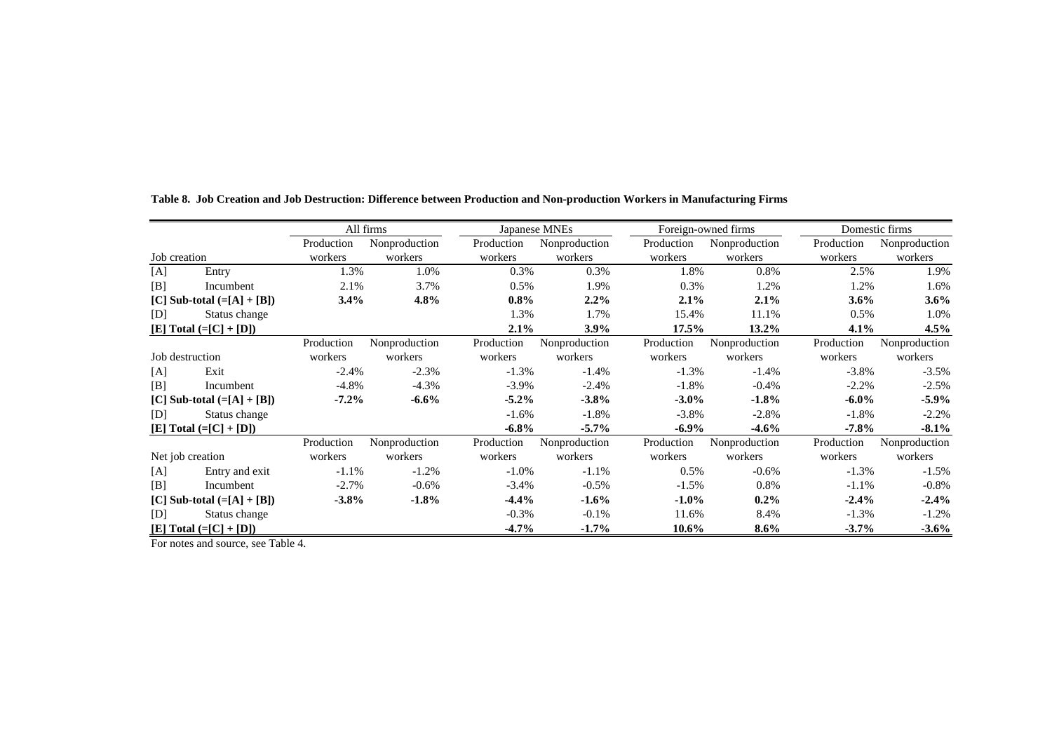**Table 8. Job Creation and Job Destruction: Difference between Production and Non-production Workers in Manufacturing Firms**

| | | All firms | | Japanese MNEs | | Foreign-owned firms | | Domestic firms | |
|---|---|---|---|---|---|---|---|---|---|
| | | Production | Nonproduction | Production | Nonproduction | Production | Nonproduction | Production | Nonproduction |
| Job creation | | workers | workers | workers | workers | workers | workers | workers | workers |
| [A] | Entry | 1.3% | 1.0% | 0.3% | 0.3% | 1.8% | 0.8% | 2.5% | 1.9% |
| [B] | Incumbent | 2.1% | 3.7% | 0.5% | 1.9% | 0.3% | 1.2% | 1.2% | 1.6% |
| **[C] Sub-total (=[A] + [B])** | | **3.4%** | **4.8%** | **0.8%** | **2.2%** | **2.1%** | **2.1%** | **3.6%** | **3.6%** |
| [D] | Status change | | | 1.3% | 1.7% | 15.4% | 11.1% | 0.5% | 1.0% |
| **[E] Total (=[C] + [D])** | | | | **2.1%** | **3.9%** | **17.5%** | **13.2%** | **4.1%** | **4.5%** |
| | | Production | Nonproduction | Production | Nonproduction | Production | Nonproduction | Production | Nonproduction |
| Job destruction | | workers | workers | workers | workers | workers | workers | workers | workers |
| [A] | Exit | -2.4% | -2.3% | -1.3% | -1.4% | -1.3% | -1.4% | -3.8% | -3.5% |
| [B] | Incumbent | -4.8% | -4.3% | -3.9% | -2.4% | -1.8% | -0.4% | -2.2% | -2.5% |
| **[C] Sub-total (=[A] + [B])** | | **-7.2%** | **-6.6%** | **-5.2%** | **-3.8%** | **-3.0%** | **-1.8%** | **-6.0%** | **-5.9%** |
| [D] | Status change | | | -1.6% | -1.8% | -3.8% | -2.8% | -1.8% | -2.2% |
| **[E] Total (=[C] + [D])** | | | | **-6.8%** | **-5.7%** | **-6.9%** | **-4.6%** | **-7.8%** | **-8.1%** |
| | | Production | Nonproduction | Production | Nonproduction | Production | Nonproduction | Production | Nonproduction |
| Net job creation | | workers | workers | workers | workers | workers | workers | workers | workers |
| [A] | Entry and exit | -1.1% | -1.2% | -1.0% | -1.1% | 0.5% | -0.6% | -1.3% | -1.5% |
| [B] | Incumbent | -2.7% | -0.6% | -3.4% | -0.5% | -1.5% | 0.8% | -1.1% | -0.8% |
| **[C] Sub-total (=[A] + [B])** | | **-3.8%** | **-1.8%** | **-4.4%** | **-1.6%** | **-1.0%** | **0.2%** | **-2.4%** | **-2.4%** |
| [D] | Status change | | | -0.3% | -0.1% | 11.6% | 8.4% | -1.3% | -1.2% |
| **[E] Total (=[C] + [D])** | | | | **-4.7%** | **-1.7%** | **10.6%** | **8.6%** | **-3.7%** | **-3.6%** |

For notes and source, see Table 4.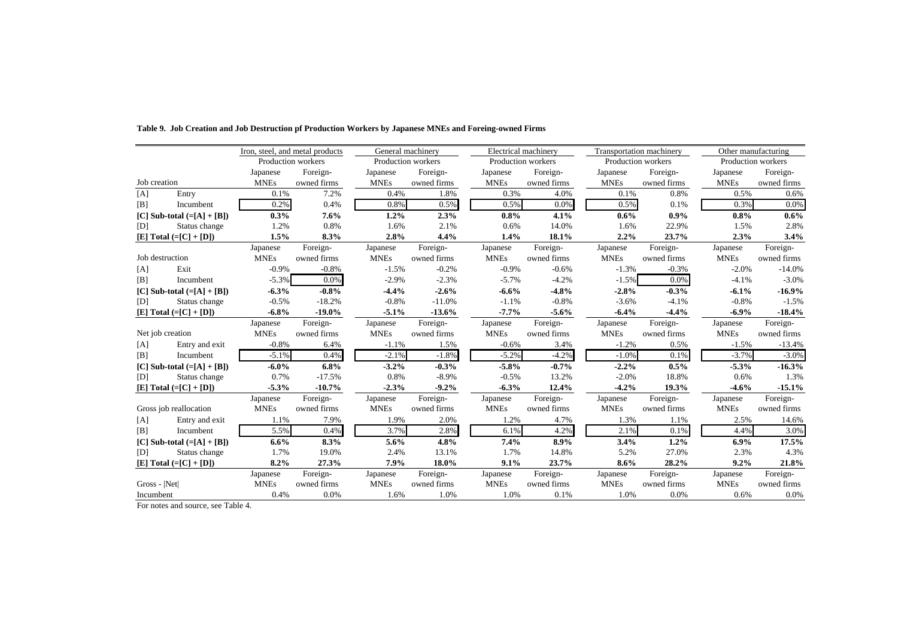**Table 9. Job Creation and Job Destruction pf Production Workers by Japanese MNEs and Foreing-owned Firms**

| | | Iron, steel, and metal products | | General machinery | | Electrical machinery | | Transportation machinery | | Other manufacturing | |
|---|---|---|---|---|---|---|---|---|---|---|---|
| | | Production workers | | Production workers | | Production workers | | Production workers | | Production workers | |
| Job creation | | Japanese MNEs | Foreign-owned firms | Japanese MNEs | Foreign-owned firms | Japanese MNEs | Foreign-owned firms | Japanese MNEs | Foreign-owned firms | Japanese MNEs | Foreign-owned firms |
| [A] | Entry | 0.1% | 7.2% | 0.4% | 1.8% | 0.3% | 4.0% | 0.1% | 0.8% | 0.5% | 0.6% |
| [B] | Incumbent | 0.2% | 0.4% | 0.8% | 0.5% | 0.5% | 0.0% | 0.5% | 0.1% | 0.3% | 0.0% |
| **[C] Sub-total (=[A] + [B])** | | **0.3%** | **7.6%** | **1.2%** | **2.3%** | **0.8%** | **4.1%** | **0.6%** | **0.9%** | **0.8%** | **0.6%** |
| [D] | Status change | 1.2% | 0.8% | 1.6% | 2.1% | 0.6% | 14.0% | 1.6% | 22.9% | 1.5% | 2.8% |
| **[E] Total (=[C] + [D])** | | **1.5%** | **8.3%** | **2.8%** | **4.4%** | **1.4%** | **18.1%** | **2.2%** | **23.7%** | **2.3%** | **3.4%** |
| Job destruction | | Japanese MNEs | Foreign-owned firms | Japanese MNEs | Foreign-owned firms | Japanese MNEs | Foreign-owned firms | Japanese MNEs | Foreign-owned firms | Japanese MNEs | Foreign-owned firms |
| [A] | Exit | -0.9% | -0.8% | -1.5% | -0.2% | -0.9% | -0.6% | -1.3% | -0.3% | -2.0% | -14.0% |
| [B] | Incumbent | -5.3% | 0.0% | -2.9% | -2.3% | -5.7% | -4.2% | -1.5% | 0.0% | -4.1% | -3.0% |
| **[C] Sub-total (=[A] + [B])** | | **-6.3%** | **-0.8%** | **-4.4%** | **-2.6%** | **-6.6%** | **-4.8%** | **-2.8%** | **-0.3%** | **-6.1%** | **-16.9%** |
| [D] | Status change | -0.5% | -18.2% | -0.8% | -11.0% | -1.1% | -0.8% | -3.6% | -4.1% | -0.8% | -1.5% |
| **[E] Total (=[C] + [D])** | | **-6.8%** | **-19.0%** | **-5.1%** | **-13.6%** | **-7.7%** | **-5.6%** | **-6.4%** | **-4.4%** | **-6.9%** | **-18.4%** |
| Net job creation | | Japanese MNEs | Foreign-owned firms | Japanese MNEs | Foreign-owned firms | Japanese MNEs | Foreign-owned firms | Japanese MNEs | Foreign-owned firms | Japanese MNEs | Foreign-owned firms |
| [A] | Entry and exit | -0.8% | 6.4% | -1.1% | 1.5% | -0.6% | 3.4% | -1.2% | 0.5% | -1.5% | -13.4% |
| [B] | Incumbent | -5.1% | 0.4% | -2.1% | -1.8% | -5.2% | -4.2% | -1.0% | 0.1% | -3.7% | -3.0% |
| **[C] Sub-total (=[A] + [B])** | | **-6.0%** | **6.8%** | **-3.2%** | **-0.3%** | **-5.8%** | **-0.7%** | **-2.2%** | **0.5%** | **-5.3%** | **-16.3%** |
| [D] | Status change | 0.7% | -17.5% | 0.8% | -8.9% | -0.5% | 13.2% | -2.0% | 18.8% | 0.6% | 1.3% |
| **[E] Total (=[C] + [D])** | | **-5.3%** | **-10.7%** | **-2.3%** | **-9.2%** | **-6.3%** | **12.4%** | **-4.2%** | **19.3%** | **-4.6%** | **-15.1%** |
| Gross job reallocation | | Japanese MNEs | Foreign-owned firms | Japanese MNEs | Foreign-owned firms | Japanese MNEs | Foreign-owned firms | Japanese MNEs | Foreign-owned firms | Japanese MNEs | Foreign-owned firms |
| [A] | Entry and exit | 1.1% | 7.9% | 1.9% | 2.0% | 1.2% | 4.7% | 1.3% | 1.1% | 2.5% | 14.6% |
| [B] | Incumbent | 5.5% | 0.4% | 3.7% | 2.8% | 6.1% | 4.2% | 2.1% | 0.1% | 4.4% | 3.0% |
| **[C] Sub-total (=[A] + [B])** | | **6.6%** | **8.3%** | **5.6%** | **4.8%** | **7.4%** | **8.9%** | **3.4%** | **1.2%** | **6.9%** | **17.5%** |
| [D] | Status change | 1.7% | 19.0% | 2.4% | 13.1% | 1.7% | 14.8% | 5.2% | 27.0% | 2.3% | 4.3% |
| **[E] Total (=[C] + [D])** | | **8.2%** | **27.3%** | **7.9%** | **18.0%** | **9.1%** | **23.7%** | **8.6%** | **28.2%** | **9.2%** | **21.8%** |
| Gross - \|Net\| | | Japanese MNEs | Foreign-owned firms | Japanese MNEs | Foreign-owned firms | Japanese MNEs | Foreign-owned firms | Japanese MNEs | Foreign-owned firms | Japanese MNEs | Foreign-owned firms |
| Incumbent | | 0.4% | 0.0% | 1.6% | 1.0% | 1.0% | 0.1% | 1.0% | 0.0% | 0.6% | 0.0% |

For notes and source, see Table 4.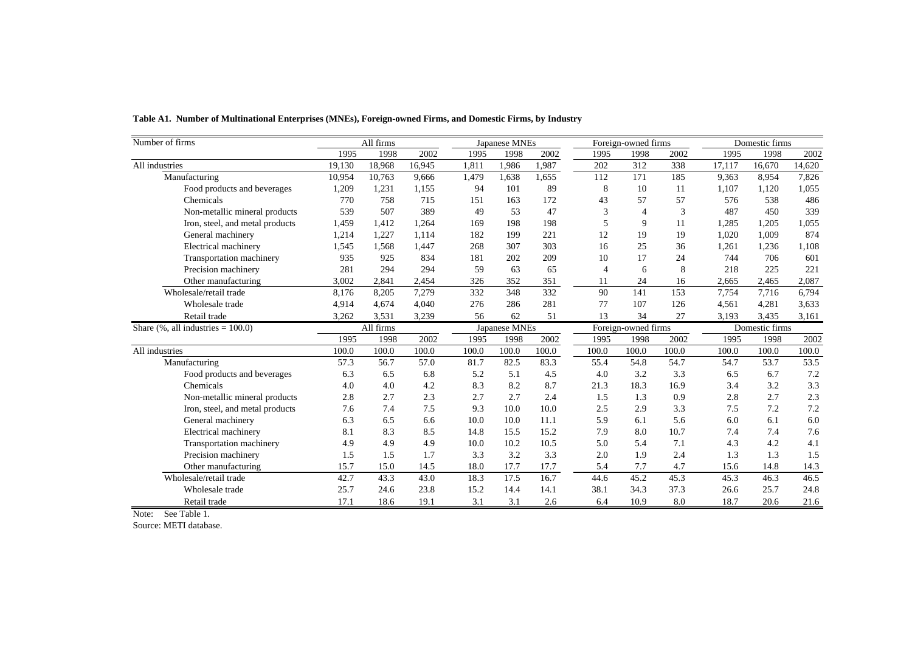**Table A1. Number of Multinational Enterprises (MNEs), Foreign-owned Firms, and Domestic Firms, by Industry**

| Number of firms | All firms | | | Japanese MNEs | | | Foreign-owned firms | | | Domestic firms | | |
|---|---|---|---|---|---|---|---|---|---|---|---|---|
| | 1995 | 1998 | 2002 | 1995 | 1998 | 2002 | 1995 | 1998 | 2002 | 1995 | 1998 | 2002 |
| All industries | 19,130 | 18,968 | 16,945 | 1,811 | 1,986 | 1,987 | 202 | 312 | 338 | 17,117 | 16,670 | 14,620 |
| Manufacturing | 10,954 | 10,763 | 9,666 | 1,479 | 1,638 | 1,655 | 112 | 171 | 185 | 9,363 | 8,954 | 7,826 |
| Food products and beverages | 1,209 | 1,231 | 1,155 | 94 | 101 | 89 | 8 | 10 | 11 | 1,107 | 1,120 | 1,055 |
| Chemicals | 770 | 758 | 715 | 151 | 163 | 172 | 43 | 57 | 57 | 576 | 538 | 486 |
| Non-metallic mineral products | 539 | 507 | 389 | 49 | 53 | 47 | 3 | 4 | 3 | 487 | 450 | 339 |
| Iron, steel, and metal products | 1,459 | 1,412 | 1,264 | 169 | 198 | 198 | 5 | 9 | 11 | 1,285 | 1,205 | 1,055 |
| General machinery | 1,214 | 1,227 | 1,114 | 182 | 199 | 221 | 12 | 19 | 19 | 1,020 | 1,009 | 874 |
| Electrical machinery | 1,545 | 1,568 | 1,447 | 268 | 307 | 303 | 16 | 25 | 36 | 1,261 | 1,236 | 1,108 |
| Transportation machinery | 935 | 925 | 834 | 181 | 202 | 209 | 10 | 17 | 24 | 744 | 706 | 601 |
| Precision machinery | 281 | 294 | 294 | 59 | 63 | 65 | 4 | 6 | 8 | 218 | 225 | 221 |
| Other manufacturing | 3,002 | 2,841 | 2,454 | 326 | 352 | 351 | 11 | 24 | 16 | 2,665 | 2,465 | 2,087 |
| Wholesale/retail trade | 8,176 | 8,205 | 7,279 | 332 | 348 | 332 | 90 | 141 | 153 | 7,754 | 7,716 | 6,794 |
| Wholesale trade | 4,914 | 4,674 | 4,040 | 276 | 286 | 281 | 77 | 107 | 126 | 4,561 | 4,281 | 3,633 |
| Retail trade | 3,262 | 3,531 | 3,239 | 56 | 62 | 51 | 13 | 34 | 27 | 3,193 | 3,435 | 3,161 |
| **Share (%, all industries = 100.0)** | **All firms** | | | **Japanese MNEs** | | | **Foreign-owned firms** | | | **Domestic firms** | | |
| | 1995 | 1998 | 2002 | 1995 | 1998 | 2002 | 1995 | 1998 | 2002 | 1995 | 1998 | 2002 |
| All industries | 100.0 | 100.0 | 100.0 | 100.0 | 100.0 | 100.0 | 100.0 | 100.0 | 100.0 | 100.0 | 100.0 | 100.0 |
| Manufacturing | 57.3 | 56.7 | 57.0 | 81.7 | 82.5 | 83.3 | 55.4 | 54.8 | 54.7 | 54.7 | 53.7 | 53.5 |
| Food products and beverages | 6.3 | 6.5 | 6.8 | 5.2 | 5.1 | 4.5 | 4.0 | 3.2 | 3.3 | 6.5 | 6.7 | 7.2 |
| Chemicals | 4.0 | 4.0 | 4.2 | 8.3 | 8.2 | 8.7 | 21.3 | 18.3 | 16.9 | 3.4 | 3.2 | 3.3 |
| Non-metallic mineral products | 2.8 | 2.7 | 2.3 | 2.7 | 2.7 | 2.4 | 1.5 | 1.3 | 0.9 | 2.8 | 2.7 | 2.3 |
| Iron, steel, and metal products | 7.6 | 7.4 | 7.5 | 9.3 | 10.0 | 10.0 | 2.5 | 2.9 | 3.3 | 7.5 | 7.2 | 7.2 |
| General machinery | 6.3 | 6.5 | 6.6 | 10.0 | 10.0 | 11.1 | 5.9 | 6.1 | 5.6 | 6.0 | 6.1 | 6.0 |
| Electrical machinery | 8.1 | 8.3 | 8.5 | 14.8 | 15.5 | 15.2 | 7.9 | 8.0 | 10.7 | 7.4 | 7.4 | 7.6 |
| Transportation machinery | 4.9 | 4.9 | 4.9 | 10.0 | 10.2 | 10.5 | 5.0 | 5.4 | 7.1 | 4.3 | 4.2 | 4.1 |
| Precision machinery | 1.5 | 1.5 | 1.7 | 3.3 | 3.2 | 3.3 | 2.0 | 1.9 | 2.4 | 1.3 | 1.3 | 1.5 |
| Other manufacturing | 15.7 | 15.0 | 14.5 | 18.0 | 17.7 | 17.7 | 5.4 | 7.7 | 4.7 | 15.6 | 14.8 | 14.3 |
| Wholesale/retail trade | 42.7 | 43.3 | 43.0 | 18.3 | 17.5 | 16.7 | 44.6 | 45.2 | 45.3 | 45.3 | 46.3 | 46.5 |
| Wholesale trade | 25.7 | 24.6 | 23.8 | 15.2 | 14.4 | 14.1 | 38.1 | 34.3 | 37.3 | 26.6 | 25.7 | 24.8 |
| Retail trade | 17.1 | 18.6 | 19.1 | 3.1 | 3.1 | 2.6 | 6.4 | 10.9 | 8.0 | 18.7 | 20.6 | 21.6 |

Note: See Table 1.

Source: METI database.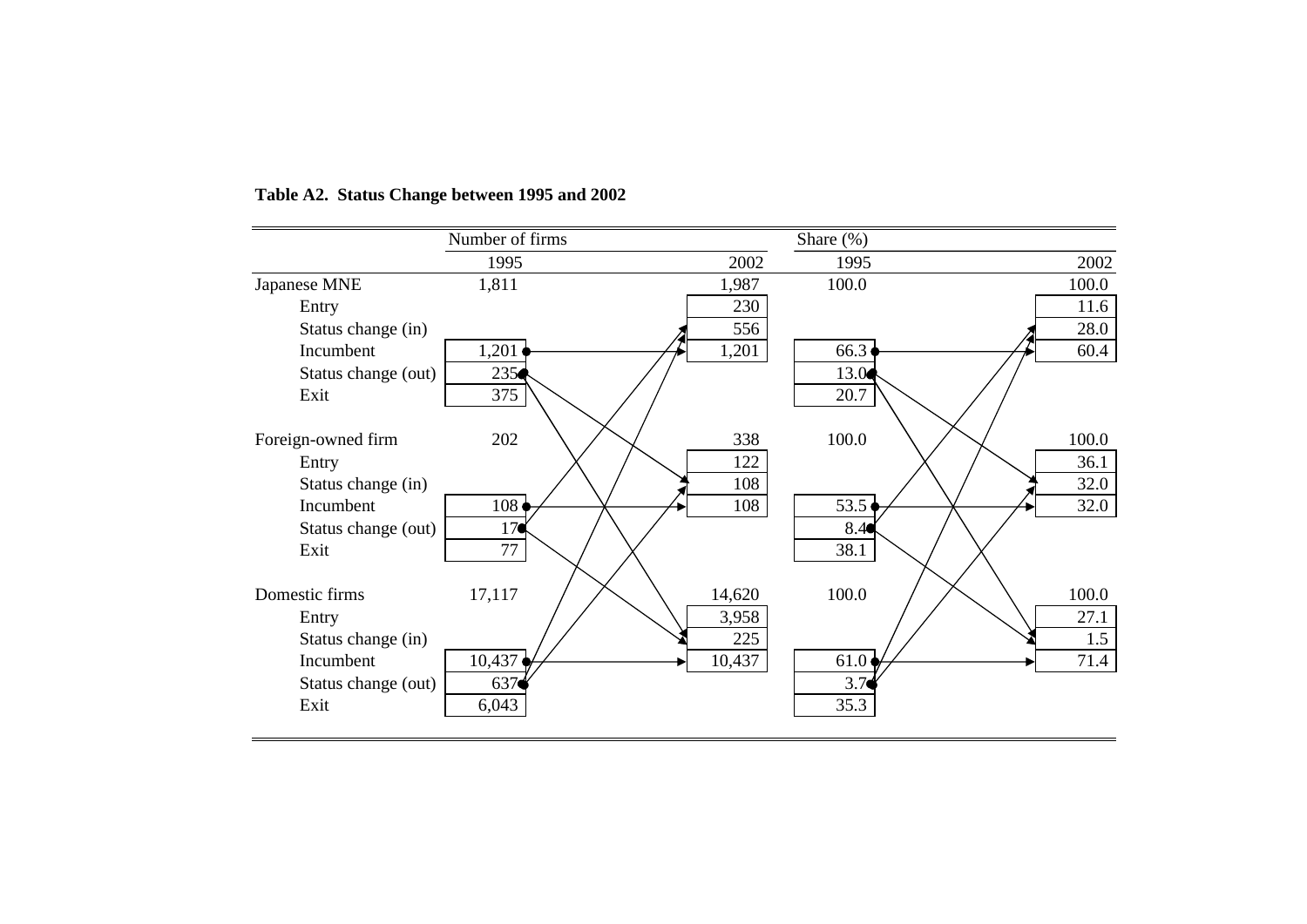**Table A2. Status Change between 1995 and 2002**

| | Number of firms | | Share (%) | |
|---|---|---|---|---|
| | 1995 | 2002 | 1995 | 2002 |
| Japanese MNE | 1,811 | 1,987 | 100.0 | 100.0 |
| Entry | | 230 | | 11.6 |
| Status change (in) | | 556 | | 28.0 |
| Incumbent | 1,201 | 1,201 | 66.3 | 60.4 |
| Status change (out) | 235 | | 13.0 | |
| Exit | 375 | | 20.7 | |
| Foreign-owned firm | 202 | 338 | 100.0 | 100.0 |
| Entry | | 122 | | 36.1 |
| Status change (in) | | 108 | | 32.0 |
| Incumbent | 108 | 108 | 53.5 | 32.0 |
| Status change (out) | 17 | | 8.4 | |
| Exit | 77 | | 38.1 | |
| Domestic firms | 17,117 | 14,620 | 100.0 | 100.0 |
| Entry | | 3,958 | | 27.1 |
| Status change (in) | | 225 | | 1.5 |
| Incumbent | 10,437 | 10,437 | 61.0 | 71.4 |
| Status change (out) | 637 | | 3.7 | |
| Exit | 6,043 | | 35.3 | |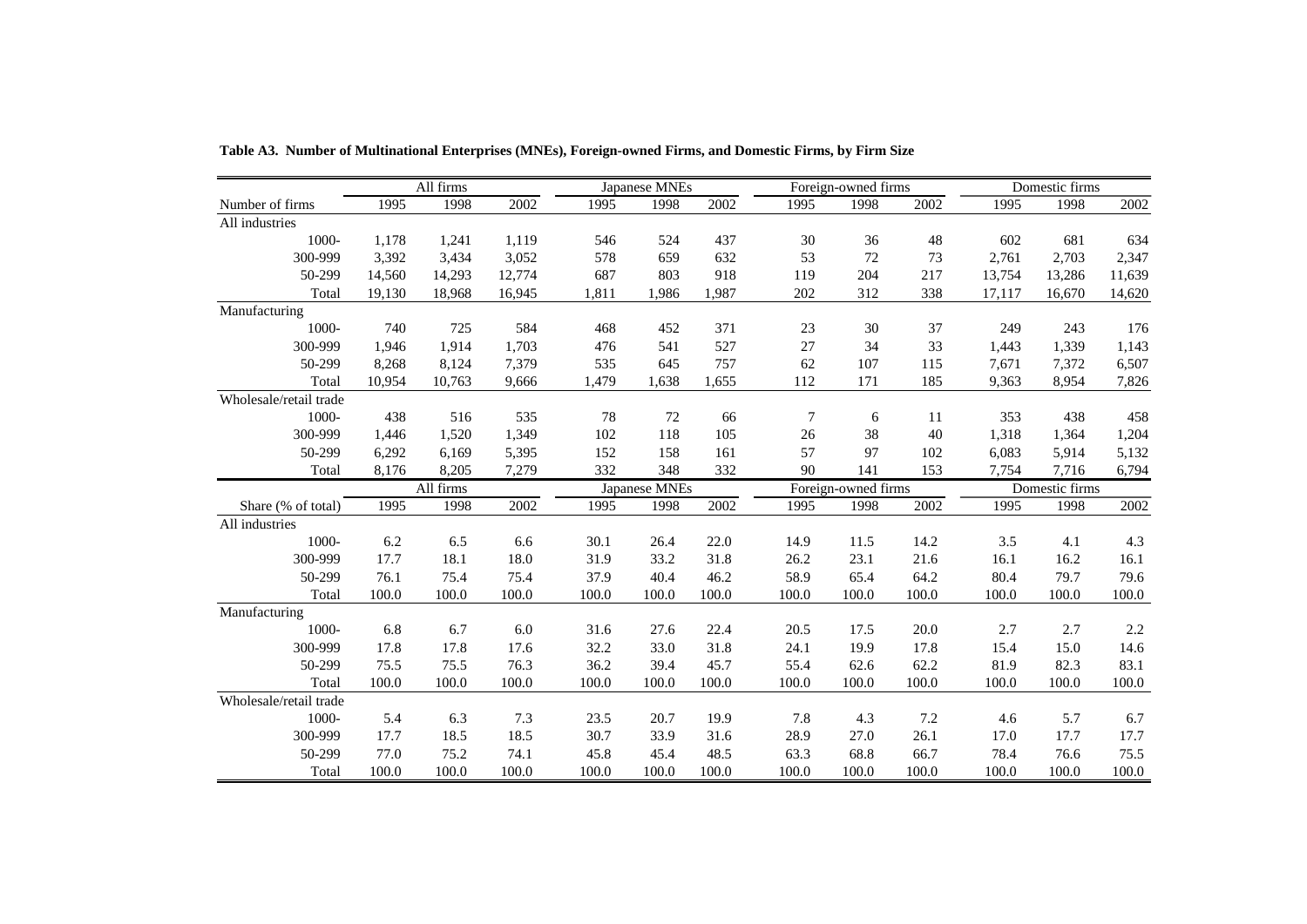**Table A3. Number of Multinational Enterprises (MNEs), Foreign-owned Firms, and Domestic Firms, by Firm Size**

| | All firms | | | Japanese MNEs | | | Foreign-owned firms | | | Domestic firms | | |
|---|---|---|---|---|---|---|---|---|---|---|---|---|
| Number of firms | 1995 | 1998 | 2002 | 1995 | 1998 | 2002 | 1995 | 1998 | 2002 | 1995 | 1998 | 2002 |
| All industries | | | | | | | | | | | | |
| 1000- | 1,178 | 1,241 | 1,119 | 546 | 524 | 437 | 30 | 36 | 48 | 602 | 681 | 634 |
| 300-999 | 3,392 | 3,434 | 3,052 | 578 | 659 | 632 | 53 | 72 | 73 | 2,761 | 2,703 | 2,347 |
| 50-299 | 14,560 | 14,293 | 12,774 | 687 | 803 | 918 | 119 | 204 | 217 | 13,754 | 13,286 | 11,639 |
| Total | 19,130 | 18,968 | 16,945 | 1,811 | 1,986 | 1,987 | 202 | 312 | 338 | 17,117 | 16,670 | 14,620 |
| Manufacturing | | | | | | | | | | | | |
| 1000- | 740 | 725 | 584 | 468 | 452 | 371 | 23 | 30 | 37 | 249 | 243 | 176 |
| 300-999 | 1,946 | 1,914 | 1,703 | 476 | 541 | 527 | 27 | 34 | 33 | 1,443 | 1,339 | 1,143 |
| 50-299 | 8,268 | 8,124 | 7,379 | 535 | 645 | 757 | 62 | 107 | 115 | 7,671 | 7,372 | 6,507 |
| Total | 10,954 | 10,763 | 9,666 | 1,479 | 1,638 | 1,655 | 112 | 171 | 185 | 9,363 | 8,954 | 7,826 |
| Wholesale/retail trade | | | | | | | | | | | | |
| 1000- | 438 | 516 | 535 | 78 | 72 | 66 | 7 | 6 | 11 | 353 | 438 | 458 |
| 300-999 | 1,446 | 1,520 | 1,349 | 102 | 118 | 105 | 26 | 38 | 40 | 1,318 | 1,364 | 1,204 |
| 50-299 | 6,292 | 6,169 | 5,395 | 152 | 158 | 161 | 57 | 97 | 102 | 6,083 | 5,914 | 5,132 |
| Total | 8,176 | 8,205 | 7,279 | 332 | 348 | 332 | 90 | 141 | 153 | 7,754 | 7,716 | 6,794 |
| | All firms | | | Japanese MNEs | | | Foreign-owned firms | | | Domestic firms | | |
| Share (% of total) | 1995 | 1998 | 2002 | 1995 | 1998 | 2002 | 1995 | 1998 | 2002 | 1995 | 1998 | 2002 |
| All industries | | | | | | | | | | | | |
| 1000- | 6.2 | 6.5 | 6.6 | 30.1 | 26.4 | 22.0 | 14.9 | 11.5 | 14.2 | 3.5 | 4.1 | 4.3 |
| 300-999 | 17.7 | 18.1 | 18.0 | 31.9 | 33.2 | 31.8 | 26.2 | 23.1 | 21.6 | 16.1 | 16.2 | 16.1 |
| 50-299 | 76.1 | 75.4 | 75.4 | 37.9 | 40.4 | 46.2 | 58.9 | 65.4 | 64.2 | 80.4 | 79.7 | 79.6 |
| Total | 100.0 | 100.0 | 100.0 | 100.0 | 100.0 | 100.0 | 100.0 | 100.0 | 100.0 | 100.0 | 100.0 | 100.0 |
| Manufacturing | | | | | | | | | | | | |
| 1000- | 6.8 | 6.7 | 6.0 | 31.6 | 27.6 | 22.4 | 20.5 | 17.5 | 20.0 | 2.7 | 2.7 | 2.2 |
| 300-999 | 17.8 | 17.8 | 17.6 | 32.2 | 33.0 | 31.8 | 24.1 | 19.9 | 17.8 | 15.4 | 15.0 | 14.6 |
| 50-299 | 75.5 | 75.5 | 76.3 | 36.2 | 39.4 | 45.7 | 55.4 | 62.6 | 62.2 | 81.9 | 82.3 | 83.1 |
| Total | 100.0 | 100.0 | 100.0 | 100.0 | 100.0 | 100.0 | 100.0 | 100.0 | 100.0 | 100.0 | 100.0 | 100.0 |
| Wholesale/retail trade | | | | | | | | | | | | |
| 1000- | 5.4 | 6.3 | 7.3 | 23.5 | 20.7 | 19.9 | 7.8 | 4.3 | 7.2 | 4.6 | 5.7 | 6.7 |
| 300-999 | 17.7 | 18.5 | 18.5 | 30.7 | 33.9 | 31.6 | 28.9 | 27.0 | 26.1 | 17.0 | 17.7 | 17.7 |
| 50-299 | 77.0 | 75.2 | 74.1 | 45.8 | 45.4 | 48.5 | 63.3 | 68.8 | 66.7 | 78.4 | 76.6 | 75.5 |
| Total | 100.0 | 100.0 | 100.0 | 100.0 | 100.0 | 100.0 | 100.0 | 100.0 | 100.0 | 100.0 | 100.0 | 100.0 |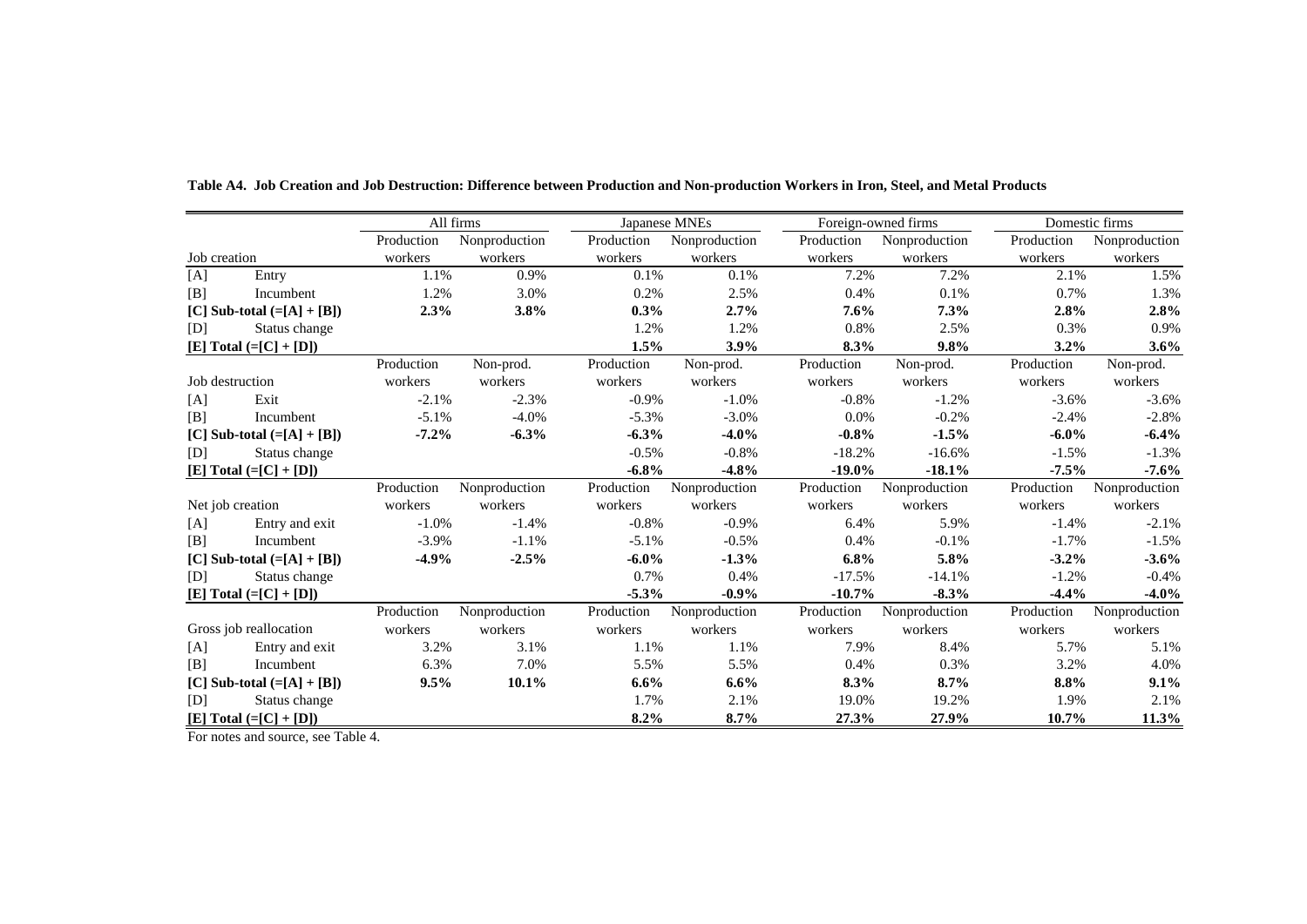**Table A4. Job Creation and Job Destruction: Difference between Production and Non-production Workers in Iron, Steel, and Metal Products**

| | | All firms | | Japanese MNEs | | Foreign-owned firms | | Domestic firms | |
|---|---|---|---|---|---|---|---|---|---|
| Job creation | | Production workers | Nonproduction workers | Production workers | Nonproduction workers | Production workers | Nonproduction workers | Production workers | Nonproduction workers |
| [A] | Entry | 1.1% | 0.9% | 0.1% | 0.1% | 7.2% | 7.2% | 2.1% | 1.5% |
| [B] | Incumbent | 1.2% | 3.0% | 0.2% | 2.5% | 0.4% | 0.1% | 0.7% | 1.3% |
| **[C] Sub-total (=[A] + [B])** | | **2.3%** | **3.8%** | **0.3%** | **2.7%** | **7.6%** | **7.3%** | **2.8%** | **2.8%** |
| [D] | Status change | | | 1.2% | 1.2% | 0.8% | 2.5% | 0.3% | 0.9% |
| **[E] Total (=[C] + [D])** | | | | **1.5%** | **3.9%** | **8.3%** | **9.8%** | **3.2%** | **3.6%** |
| Job destruction | | Production workers | Non-prod. workers | Production workers | Non-prod. workers | Production workers | Non-prod. workers | Production workers | Non-prod. workers |
| [A] | Exit | -2.1% | -2.3% | -0.9% | -1.0% | -0.8% | -1.2% | -3.6% | -3.6% |
| [B] | Incumbent | -5.1% | -4.0% | -5.3% | -3.0% | 0.0% | -0.2% | -2.4% | -2.8% |
| **[C] Sub-total (=[A] + [B])** | | **-7.2%** | **-6.3%** | **-6.3%** | **-4.0%** | **-0.8%** | **-1.5%** | **-6.0%** | **-6.4%** |
| [D] | Status change | | | -0.5% | -0.8% | -18.2% | -16.6% | -1.5% | -1.3% |
| **[E] Total (=[C] + [D])** | | | | **-6.8%** | **-4.8%** | **-19.0%** | **-18.1%** | **-7.5%** | **-7.6%** |
| Net job creation | | Production workers | Nonproduction workers | Production workers | Nonproduction workers | Production workers | Nonproduction workers | Production workers | Nonproduction workers |
| [A] | Entry and exit | -1.0% | -1.4% | -0.8% | -0.9% | 6.4% | 5.9% | -1.4% | -2.1% |
| [B] | Incumbent | -3.9% | -1.1% | -5.1% | -0.5% | 0.4% | -0.1% | -1.7% | -1.5% |
| **[C] Sub-total (=[A] + [B])** | | **-4.9%** | **-2.5%** | **-6.0%** | **-1.3%** | **6.8%** | **5.8%** | **-3.2%** | **-3.6%** |
| [D] | Status change | | | 0.7% | 0.4% | -17.5% | -14.1% | -1.2% | -0.4% |
| **[E] Total (=[C] + [D])** | | | | **-5.3%** | **-0.9%** | **-10.7%** | **-8.3%** | **-4.4%** | **-4.0%** |
| Gross job reallocation | | Production workers | Nonproduction workers | Production workers | Nonproduction workers | Production workers | Nonproduction workers | Production workers | Nonproduction workers |
| [A] | Entry and exit | 3.2% | 3.1% | 1.1% | 1.1% | 7.9% | 8.4% | 5.7% | 5.1% |
| [B] | Incumbent | 6.3% | 7.0% | 5.5% | 5.5% | 0.4% | 0.3% | 3.2% | 4.0% |
| **[C] Sub-total (=[A] + [B])** | | **9.5%** | **10.1%** | **6.6%** | **6.6%** | **8.3%** | **8.7%** | **8.8%** | **9.1%** |
| [D] | Status change | | | 1.7% | 2.1% | 19.0% | 19.2% | 1.9% | 2.1% |
| **[E] Total (=[C] + [D])** | | | | **8.2%** | **8.7%** | **27.3%** | **27.9%** | **10.7%** | **11.3%** |

For notes and source, see Table 4.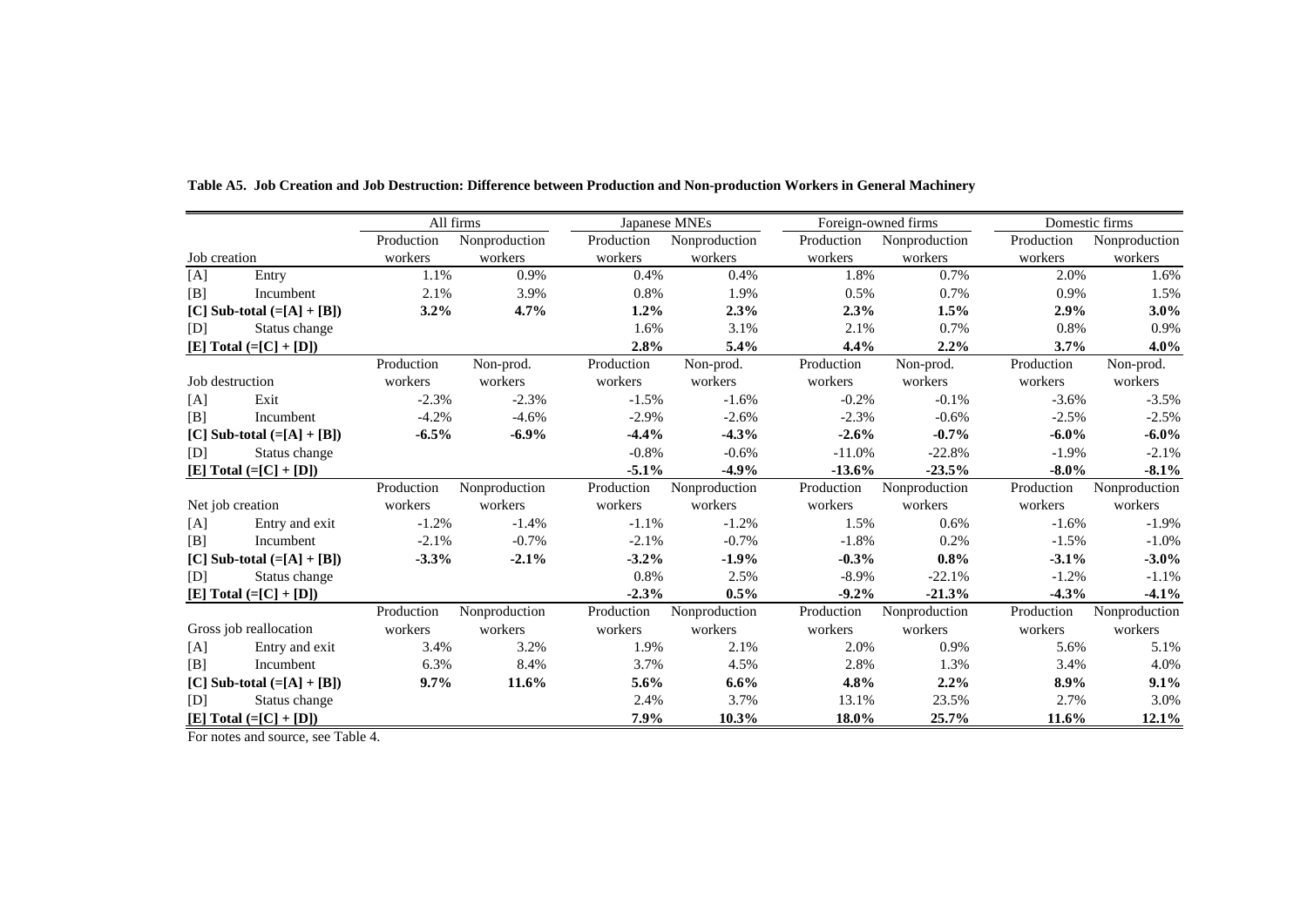**Table A5. Job Creation and Job Destruction: Difference between Production and Non-production Workers in General Machinery**

| | All firms | | Japanese MNEs | | Foreign-owned firms | | Domestic firms | |
|---|---|---|---|---|---|---|---|---|
| Job creation | Production workers | Nonproduction workers | Production workers | Nonproduction workers | Production workers | Nonproduction workers | Production workers | Nonproduction workers |
| [A] Entry | 1.1% | 0.9% | 0.4% | 0.4% | 1.8% | 0.7% | 2.0% | 1.6% |
| [B] Incumbent | 2.1% | 3.9% | 0.8% | 1.9% | 0.5% | 0.7% | 0.9% | 1.5% |
| **[C] Sub-total (=[A] + [B])** | **3.2%** | **4.7%** | **1.2%** | **2.3%** | **2.3%** | **1.5%** | **2.9%** | **3.0%** |
| [D] Status change | | | 1.6% | 3.1% | 2.1% | 0.7% | 0.8% | 0.9% |
| **[E] Total (=[C] + [D])** | | | **2.8%** | **5.4%** | **4.4%** | **2.2%** | **3.7%** | **4.0%** |
| Job destruction | Production workers | Non-prod. workers | Production workers | Non-prod. workers | Production workers | Non-prod. workers | Production workers | Non-prod. workers |
| [A] Exit | -2.3% | -2.3% | -1.5% | -1.6% | -0.2% | -0.1% | -3.6% | -3.5% |
| [B] Incumbent | -4.2% | -4.6% | -2.9% | -2.6% | -2.3% | -0.6% | -2.5% | -2.5% |
| **[C] Sub-total (=[A] + [B])** | **-6.5%** | **-6.9%** | **-4.4%** | **-4.3%** | **-2.6%** | **-0.7%** | **-6.0%** | **-6.0%** |
| [D] Status change | | | -0.8% | -0.6% | -11.0% | -22.8% | -1.9% | -2.1% |
| **[E] Total (=[C] + [D])** | | | **-5.1%** | **-4.9%** | **-13.6%** | **-23.5%** | **-8.0%** | **-8.1%** |
| Net job creation | Production workers | Nonproduction workers | Production workers | Nonproduction workers | Production workers | Nonproduction workers | Production workers | Nonproduction workers |
| [A] Entry and exit | -1.2% | -1.4% | -1.1% | -1.2% | 1.5% | 0.6% | -1.6% | -1.9% |
| [B] Incumbent | -2.1% | -0.7% | -2.1% | -0.7% | -1.8% | 0.2% | -1.5% | -1.0% |
| **[C] Sub-total (=[A] + [B])** | **-3.3%** | **-2.1%** | **-3.2%** | **-1.9%** | **-0.3%** | **0.8%** | **-3.1%** | **-3.0%** |
| [D] Status change | | | 0.8% | 2.5% | -8.9% | -22.1% | -1.2% | -1.1% |
| **[E] Total (=[C] + [D])** | | | **-2.3%** | **0.5%** | **-9.2%** | **-21.3%** | **-4.3%** | **-4.1%** |
| Gross job reallocation | Production workers | Nonproduction workers | Production workers | Nonproduction workers | Production workers | Nonproduction workers | Production workers | Nonproduction workers |
| [A] Entry and exit | 3.4% | 3.2% | 1.9% | 2.1% | 2.0% | 0.9% | 5.6% | 5.1% |
| [B] Incumbent | 6.3% | 8.4% | 3.7% | 4.5% | 2.8% | 1.3% | 3.4% | 4.0% |
| **[C] Sub-total (=[A] + [B])** | **9.7%** | **11.6%** | **5.6%** | **6.6%** | **4.8%** | **2.2%** | **8.9%** | **9.1%** |
| [D] Status change | | | 2.4% | 3.7% | 13.1% | 23.5% | 2.7% | 3.0% |
| **[E] Total (=[C] + [D])** | | | **7.9%** | **10.3%** | **18.0%** | **25.7%** | **11.6%** | **12.1%** |

For notes and source, see Table 4.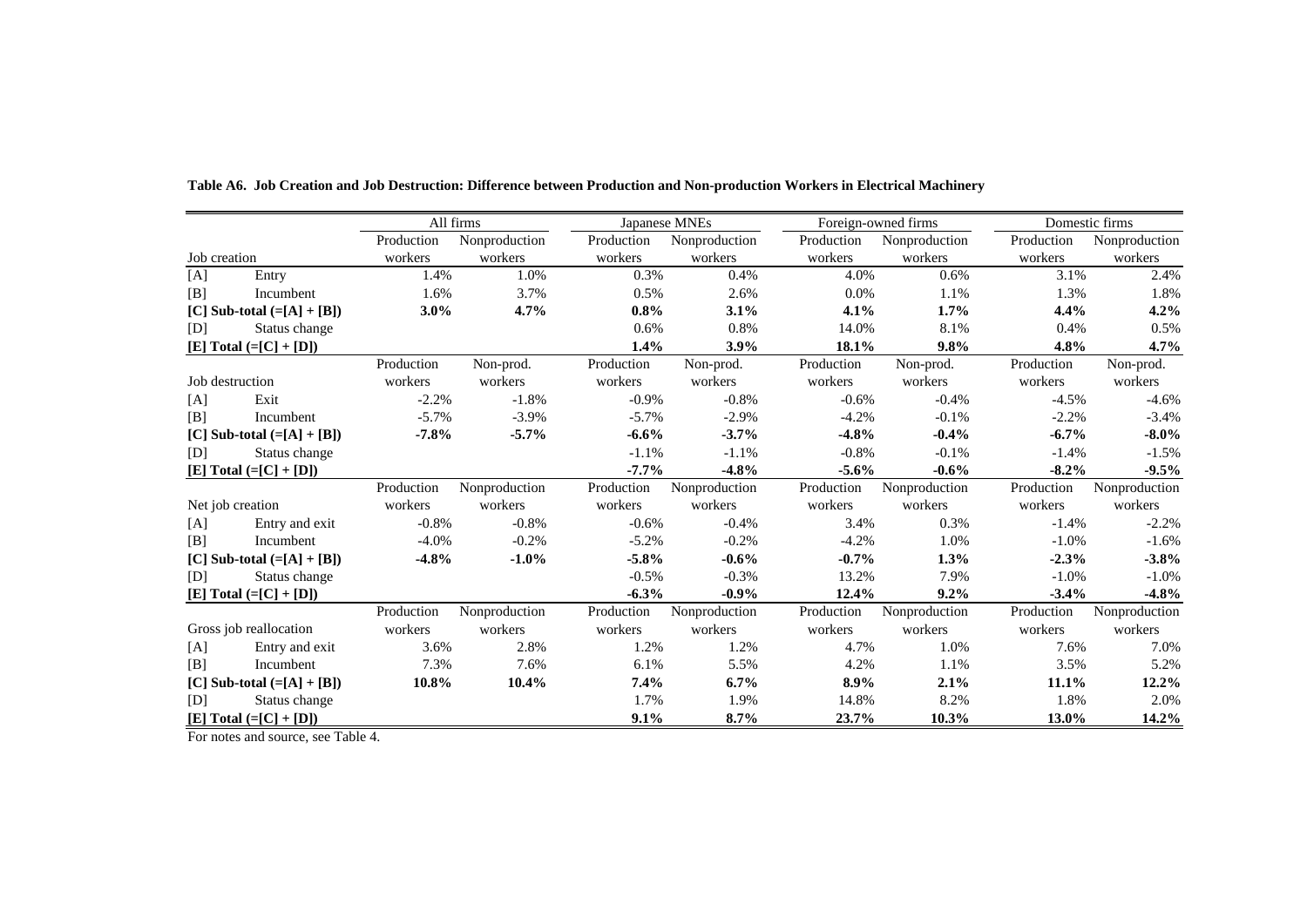**Table A6. Job Creation and Job Destruction: Difference between Production and Non-production Workers in Electrical Machinery**

| | All firms | | Japanese MNEs | | Foreign-owned firms | | Domestic firms | |
|---|---|---|---|---|---|---|---|---|
| Job creation | Production workers | Nonproduction workers | Production workers | Nonproduction workers | Production workers | Nonproduction workers | Production workers | Nonproduction workers |
| [A] Entry | 1.4% | 1.0% | 0.3% | 0.4% | 4.0% | 0.6% | 3.1% | 2.4% |
| [B] Incumbent | 1.6% | 3.7% | 0.5% | 2.6% | 0.0% | 1.1% | 1.3% | 1.8% |
| **[C] Sub-total (=[A] + [B])** | **3.0%** | **4.7%** | **0.8%** | **3.1%** | **4.1%** | **1.7%** | **4.4%** | **4.2%** |
| [D] Status change | | | 0.6% | 0.8% | 14.0% | 8.1% | 0.4% | 0.5% |
| **[E] Total (=[C] + [D])** | | | **1.4%** | **3.9%** | **18.1%** | **9.8%** | **4.8%** | **4.7%** |
| Job destruction | Production workers | Non-prod. workers | Production workers | Non-prod. workers | Production workers | Non-prod. workers | Production workers | Non-prod. workers |
| [A] Exit | -2.2% | -1.8% | -0.9% | -0.8% | -0.6% | -0.4% | -4.5% | -4.6% |
| [B] Incumbent | -5.7% | -3.9% | -5.7% | -2.9% | -4.2% | -0.1% | -2.2% | -3.4% |
| **[C] Sub-total (=[A] + [B])** | **-7.8%** | **-5.7%** | **-6.6%** | **-3.7%** | **-4.8%** | **-0.4%** | **-6.7%** | **-8.0%** |
| [D] Status change | | | -1.1% | -1.1% | -0.8% | -0.1% | -1.4% | -1.5% |
| **[E] Total (=[C] + [D])** | | | **-7.7%** | **-4.8%** | **-5.6%** | **-0.6%** | **-8.2%** | **-9.5%** |
| Net job creation | Production workers | Nonproduction workers | Production workers | Nonproduction workers | Production workers | Nonproduction workers | Production workers | Nonproduction workers |
| [A] Entry and exit | -0.8% | -0.8% | -0.6% | -0.4% | 3.4% | 0.3% | -1.4% | -2.2% |
| [B] Incumbent | -4.0% | -0.2% | -5.2% | -0.2% | -4.2% | 1.0% | -1.0% | -1.6% |
| **[C] Sub-total (=[A] + [B])** | **-4.8%** | **-1.0%** | **-5.8%** | **-0.6%** | **-0.7%** | **1.3%** | **-2.3%** | **-3.8%** |
| [D] Status change | | | -0.5% | -0.3% | 13.2% | 7.9% | -1.0% | -1.0% |
| **[E] Total (=[C] + [D])** | | | **-6.3%** | **-0.9%** | **12.4%** | **9.2%** | **-3.4%** | **-4.8%** |
| Gross job reallocation | Production workers | Nonproduction workers | Production workers | Nonproduction workers | Production workers | Nonproduction workers | Production workers | Nonproduction workers |
| [A] Entry and exit | 3.6% | 2.8% | 1.2% | 1.2% | 4.7% | 1.0% | 7.6% | 7.0% |
| [B] Incumbent | 7.3% | 7.6% | 6.1% | 5.5% | 4.2% | 1.1% | 3.5% | 5.2% |
| **[C] Sub-total (=[A] + [B])** | **10.8%** | **10.4%** | **7.4%** | **6.7%** | **8.9%** | **2.1%** | **11.1%** | **12.2%** |
| [D] Status change | | | 1.7% | 1.9% | 14.8% | 8.2% | 1.8% | 2.0% |
| **[E] Total (=[C] + [D])** | | | **9.1%** | **8.7%** | **23.7%** | **10.3%** | **13.0%** | **14.2%** |

For notes and source, see Table 4.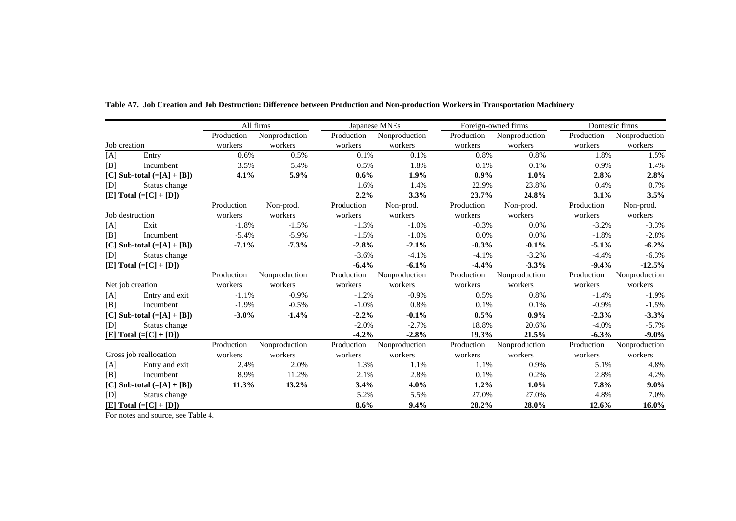**Table A7. Job Creation and Job Destruction: Difference between Production and Non-production Workers in Transportation Machinery**

| | | All firms | | Japanese MNEs | | Foreign-owned firms | | Domestic firms | |
|---|---|---|---|---|---|---|---|---|---|
| Job creation | | Production workers | Nonproduction workers | Production workers | Nonproduction workers | Production workers | Nonproduction workers | Production workers | Nonproduction workers |
| [A] | Entry | 0.6% | 0.5% | 0.1% | 0.1% | 0.8% | 0.8% | 1.8% | 1.5% |
| [B] | Incumbent | 3.5% | 5.4% | 0.5% | 1.8% | 0.1% | 0.1% | 0.9% | 1.4% |
| **[C] Sub-total (=[A] + [B])** | | **4.1%** | **5.9%** | **0.6%** | **1.9%** | **0.9%** | **1.0%** | **2.8%** | **2.8%** |
| [D] | Status change | | | 1.6% | 1.4% | 22.9% | 23.8% | 0.4% | 0.7% |
| **[E] Total (=[C] + [D])** | | | | **2.2%** | **3.3%** | **23.7%** | **24.8%** | **3.1%** | **3.5%** |
| Job destruction | | Production workers | Non-prod. workers | Production workers | Non-prod. workers | Production workers | Non-prod. workers | Production workers | Non-prod. workers |
| [A] | Exit | -1.8% | -1.5% | -1.3% | -1.0% | -0.3% | 0.0% | -3.2% | -3.3% |
| [B] | Incumbent | -5.4% | -5.9% | -1.5% | -1.0% | 0.0% | 0.0% | -1.8% | -2.8% |
| **[C] Sub-total (=[A] + [B])** | | **-7.1%** | **-7.3%** | **-2.8%** | **-2.1%** | **-0.3%** | **-0.1%** | **-5.1%** | **-6.2%** |
| [D] | Status change | | | -3.6% | -4.1% | -4.1% | -3.2% | -4.4% | -6.3% |
| **[E] Total (=[C] + [D])** | | | | **-6.4%** | **-6.1%** | **-4.4%** | **-3.3%** | **-9.4%** | **-12.5%** |
| Net job creation | | Production workers | Nonproduction workers | Production workers | Nonproduction workers | Production workers | Nonproduction workers | Production workers | Nonproduction workers |
| [A] | Entry and exit | -1.1% | -0.9% | -1.2% | -0.9% | 0.5% | 0.8% | -1.4% | -1.9% |
| [B] | Incumbent | -1.9% | -0.5% | -1.0% | 0.8% | 0.1% | 0.1% | -0.9% | -1.5% |
| **[C] Sub-total (=[A] + [B])** | | **-3.0%** | **-1.4%** | **-2.2%** | **-0.1%** | **0.5%** | **0.9%** | **-2.3%** | **-3.3%** |
| [D] | Status change | | | -2.0% | -2.7% | 18.8% | 20.6% | -4.0% | -5.7% |
| **[E] Total (=[C] + [D])** | | | | **-4.2%** | **-2.8%** | **19.3%** | **21.5%** | **-6.3%** | **-9.0%** |
| Gross job reallocation | | Production workers | Nonproduction workers | Production workers | Nonproduction workers | Production workers | Nonproduction workers | Production workers | Nonproduction workers |
| [A] | Entry and exit | 2.4% | 2.0% | 1.3% | 1.1% | 1.1% | 0.9% | 5.1% | 4.8% |
| [B] | Incumbent | 8.9% | 11.2% | 2.1% | 2.8% | 0.1% | 0.2% | 2.8% | 4.2% |
| **[C] Sub-total (=[A] + [B])** | | **11.3%** | **13.2%** | **3.4%** | **4.0%** | **1.2%** | **1.0%** | **7.8%** | **9.0%** |
| [D] | Status change | | | 5.2% | 5.5% | 27.0% | 27.0% | 4.8% | 7.0% |
| **[E] Total (=[C] + [D])** | | | | **8.6%** | **9.4%** | **28.2%** | **28.0%** | **12.6%** | **16.0%** |

For notes and source, see Table 4.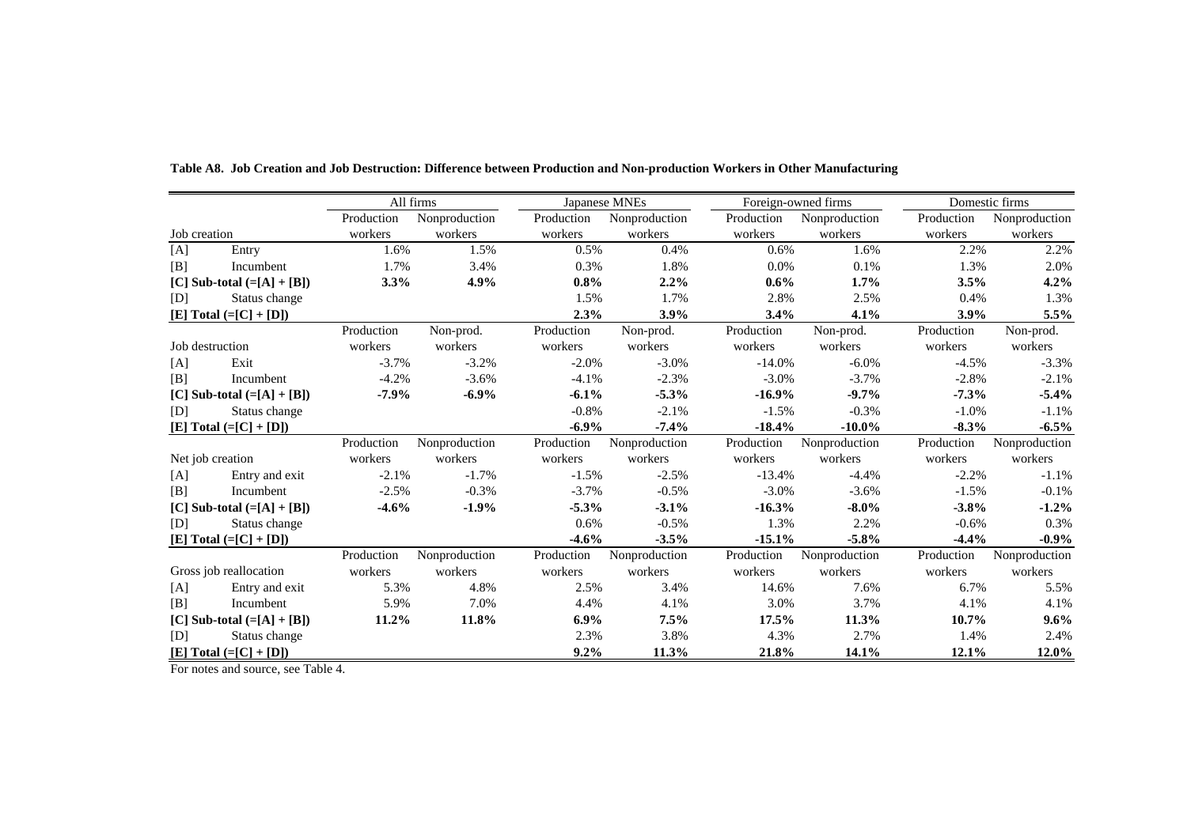**Table A8. Job Creation and Job Destruction: Difference between Production and Non-production Workers in Other Manufacturing**

| | | All firms | | Japanese MNEs | | Foreign-owned firms | | Domestic firms | |
|---|---|---|---|---|---|---|---|---|---|
| Job creation | | Production workers | Nonproduction workers | Production workers | Nonproduction workers | Production workers | Nonproduction workers | Production workers | Nonproduction workers |
| [A] | Entry | 1.6% | 1.5% | 0.5% | 0.4% | 0.6% | 1.6% | 2.2% | 2.2% |
| [B] | Incumbent | 1.7% | 3.4% | 0.3% | 1.8% | 0.0% | 0.1% | 1.3% | 2.0% |
| **[C] Sub-total (=[A] + [B])** | | **3.3%** | **4.9%** | **0.8%** | **2.2%** | **0.6%** | **1.7%** | **3.5%** | **4.2%** |
| [D] | Status change | | | 1.5% | 1.7% | 2.8% | 2.5% | 0.4% | 1.3% |
| **[E] Total (=[C] + [D])** | | | | **2.3%** | **3.9%** | **3.4%** | **4.1%** | **3.9%** | **5.5%** |
| Job destruction | | Production workers | Non-prod. workers | Production workers | Non-prod. workers | Production workers | Non-prod. workers | Production workers | Non-prod. workers |
| [A] | Exit | -3.7% | -3.2% | -2.0% | -3.0% | -14.0% | -6.0% | -4.5% | -3.3% |
| [B] | Incumbent | -4.2% | -3.6% | -4.1% | -2.3% | -3.0% | -3.7% | -2.8% | -2.1% |
| **[C] Sub-total (=[A] + [B])** | | **-7.9%** | **-6.9%** | **-6.1%** | **-5.3%** | **-16.9%** | **-9.7%** | **-7.3%** | **-5.4%** |
| [D] | Status change | | | -0.8% | -2.1% | -1.5% | -0.3% | -1.0% | -1.1% |
| **[E] Total (=[C] + [D])** | | | | **-6.9%** | **-7.4%** | **-18.4%** | **-10.0%** | **-8.3%** | **-6.5%** |
| Net job creation | | Production workers | Nonproduction workers | Production workers | Nonproduction workers | Production workers | Nonproduction workers | Production workers | Nonproduction workers |
| [A] | Entry and exit | -2.1% | -1.7% | -1.5% | -2.5% | -13.4% | -4.4% | -2.2% | -1.1% |
| [B] | Incumbent | -2.5% | -0.3% | -3.7% | -0.5% | -3.0% | -3.6% | -1.5% | -0.1% |
| **[C] Sub-total (=[A] + [B])** | | **-4.6%** | **-1.9%** | **-5.3%** | **-3.1%** | **-16.3%** | **-8.0%** | **-3.8%** | **-1.2%** |
| [D] | Status change | | | 0.6% | -0.5% | 1.3% | 2.2% | -0.6% | 0.3% |
| **[E] Total (=[C] + [D])** | | | | **-4.6%** | **-3.5%** | **-15.1%** | **-5.8%** | **-4.4%** | **-0.9%** |
| Gross job reallocation | | Production workers | Nonproduction workers | Production workers | Nonproduction workers | Production workers | Nonproduction workers | Production workers | Nonproduction workers |
| [A] | Entry and exit | 5.3% | 4.8% | 2.5% | 3.4% | 14.6% | 7.6% | 6.7% | 5.5% |
| [B] | Incumbent | 5.9% | 7.0% | 4.4% | 4.1% | 3.0% | 3.7% | 4.1% | 4.1% |
| **[C] Sub-total (=[A] + [B])** | | **11.2%** | **11.8%** | **6.9%** | **7.5%** | **17.5%** | **11.3%** | **10.7%** | **9.6%** |
| [D] | Status change | | | 2.3% | 3.8% | 4.3% | 2.7% | 1.4% | 2.4% |
| **[E] Total (=[C] + [D])** | | | | **9.2%** | **11.3%** | **21.8%** | **14.1%** | **12.1%** | **12.0%** |

For notes and source, see Table 4.